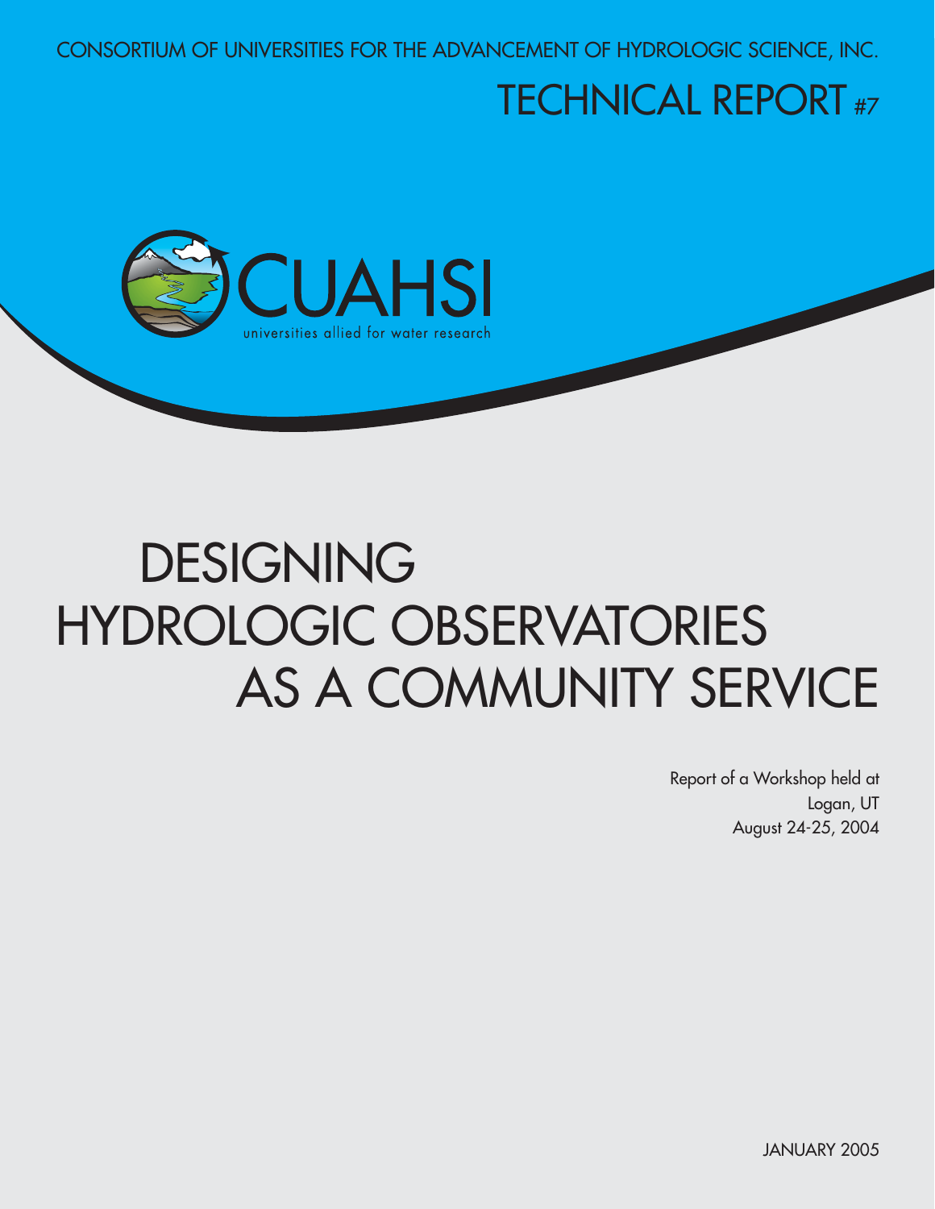CONSORTIUM OF UNIVERSITIES FOR THE ADVANCEMENT OF HYDROLOGIC SCIENCE, INC.

TECHNICAL REPORT #7

CUAHSI

universities allied for water research

# DESIGNING HYDROLOGIC OBSERVATORIES AS A COMMUNITY SERVICE

Report of a Workshop held at
Logan, UT
August 24-25, 2004

JANUARY 2005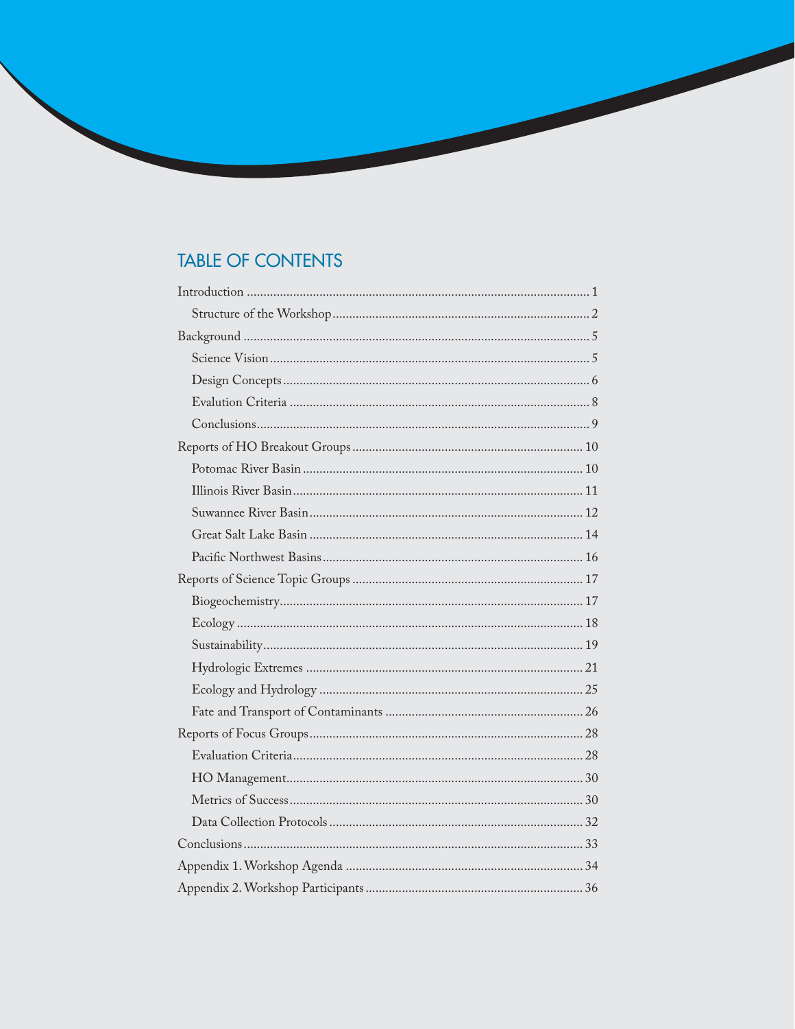## TABLE OF CONTENTS

Introduction ........................................................................................................ 1
- Structure of the Workshop ............................................................................. 2

Background ......................................................................................................... 5
- Science Vision ................................................................................................. 5
- Design Concepts ............................................................................................. 6
- Evalution Criteria ........................................................................................... 8
- Conclusions ..................................................................................................... 9

Reports of HO Breakout Groups ...................................................................... 10
- Potomac River Basin ..................................................................................... 10
- Illinois River Basin ........................................................................................ 11
- Suwannee River Basin ................................................................................... 12
- Great Salt Lake Basin ................................................................................... 14
- Pacific Northwest Basins .............................................................................. 16

Reports of Science Topic Groups ...................................................................... 17
- Biogeochemistry ............................................................................................ 17
- Ecology ......................................................................................................... 18
- Sustainability ................................................................................................ 19
- Hydrologic Extremes .................................................................................... 21
- Ecology and Hydrology ................................................................................ 25
- Fate and Transport of Contaminants ............................................................ 26

Reports of Focus Groups ................................................................................... 28
- Evaluation Criteria ........................................................................................ 28
- HO Management ........................................................................................... 30
- Metrics of Success ......................................................................................... 30
- Data Collection Protocols ............................................................................. 32

Conclusions ....................................................................................................... 33

Appendix 1. Workshop Agenda ........................................................................ 34

Appendix 2. Workshop Participants .................................................................. 36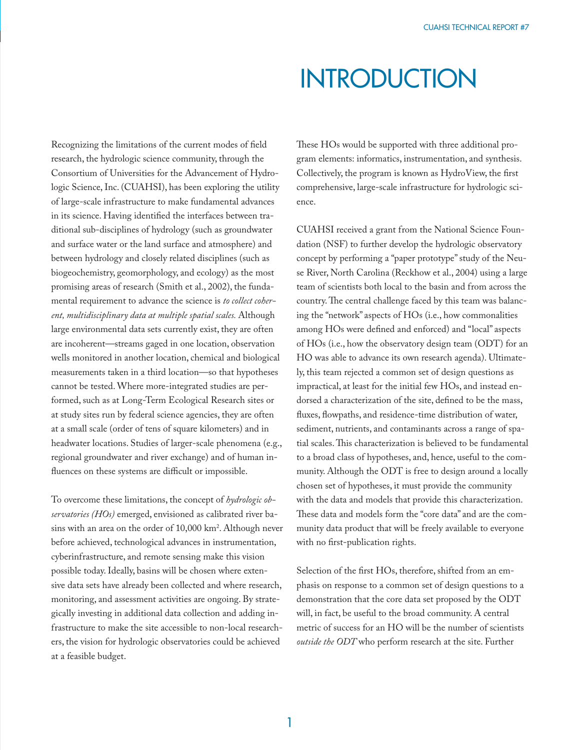# INTRODUCTION

Recognizing the limitations of the current modes of field research, the hydrologic science community, through the Consortium of Universities for the Advancement of Hydrologic Science, Inc. (CUAHSI), has been exploring the utility of large-scale infrastructure to make fundamental advances in its science. Having identified the interfaces between traditional sub-disciplines of hydrology (such as groundwater and surface water or the land surface and atmosphere) and between hydrology and closely related disciplines (such as biogeochemistry, geomorphology, and ecology) as the most promising areas of research (Smith et al., 2002), the fundamental requirement to advance the science is *to collect coherent, multidisciplinary data at multiple spatial scales.* Although large environmental data sets currently exist, they are often are incoherent—streams gaged in one location, observation wells monitored in another location, chemical and biological measurements taken in a third location—so that hypotheses cannot be tested. Where more-integrated studies are performed, such as at Long-Term Ecological Research sites or at study sites run by federal science agencies, they are often at a small scale (order of tens of square kilometers) and in headwater locations. Studies of larger-scale phenomena (e.g., regional groundwater and river exchange) and of human influences on these systems are difficult or impossible.

To overcome these limitations, the concept of *hydrologic observatories (HOs)* emerged, envisioned as calibrated river basins with an area on the order of 10,000 km$^2$. Although never before achieved, technological advances in instrumentation, cyberinfrastructure, and remote sensing make this vision possible today. Ideally, basins will be chosen where extensive data sets have already been collected and where research, monitoring, and assessment activities are ongoing. By strategically investing in additional data collection and adding infrastructure to make the site accessible to non-local researchers, the vision for hydrologic observatories could be achieved at a feasible budget.

These HOs would be supported with three additional program elements: informatics, instrumentation, and synthesis. Collectively, the program is known as HydroView, the first comprehensive, large-scale infrastructure for hydrologic science.

CUAHSI received a grant from the National Science Foundation (NSF) to further develop the hydrologic observatory concept by performing a "paper prototype" study of the Neuse River, North Carolina (Reckhow et al., 2004) using a large team of scientists both local to the basin and from across the country. The central challenge faced by this team was balancing the "network" aspects of HOs (i.e., how commonalities among HOs were defined and enforced) and "local" aspects of HOs (i.e., how the observatory design team (ODT) for an HO was able to advance its own research agenda). Ultimately, this team rejected a common set of design questions as impractical, at least for the initial few HOs, and instead endorsed a characterization of the site, defined to be the mass, fluxes, flowpaths, and residence-time distribution of water, sediment, nutrients, and contaminants across a range of spatial scales. This characterization is believed to be fundamental to a broad class of hypotheses, and, hence, useful to the community. Although the ODT is free to design around a locally chosen set of hypotheses, it must provide the community with the data and models that provide this characterization. These data and models form the "core data" and are the community data product that will be freely available to everyone with no first-publication rights.

Selection of the first HOs, therefore, shifted from an emphasis on response to a common set of design questions to a demonstration that the core data set proposed by the ODT will, in fact, be useful to the broad community. A central metric of success for an HO will be the number of scientists *outside the ODT* who perform research at the site. Further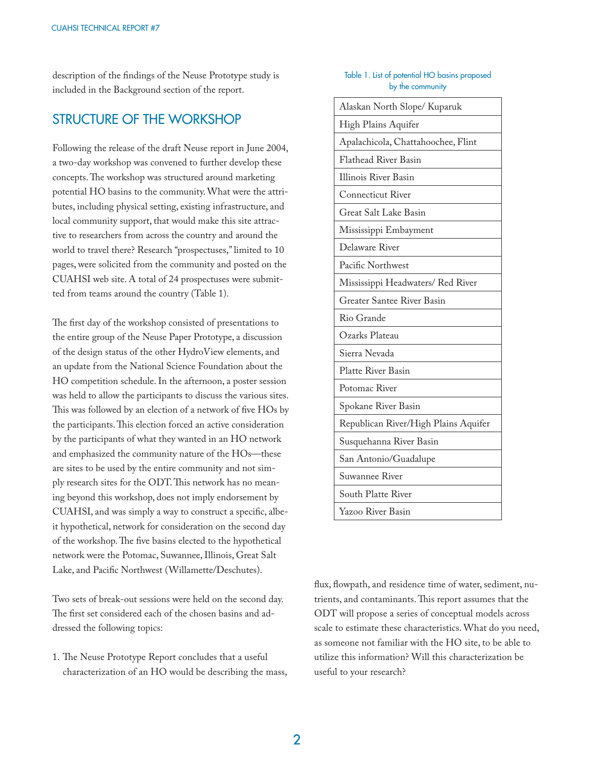description of the findings of the Neuse Prototype study is included in the Background section of the report.

## STRUCTURE OF THE WORKSHOP

Following the release of the draft Neuse report in June 2004, a two-day workshop was convened to further develop these concepts. The workshop was structured around marketing potential HO basins to the community. What were the attributes, including physical setting, existing infrastructure, and local community support, that would make this site attractive to researchers from across the country and around the world to travel there? Research "prospectuses," limited to 10 pages, were solicited from the community and posted on the CUAHSI web site. A total of 24 prospectuses were submitted from teams around the country (Table 1).

Table 1. List of potential HO basins proposed by the community

| Basin |
|---|
| Alaskan North Slope/ Kuparuk |
| High Plains Aquifer |
| Apalachicola, Chattahoochee, Flint |
| Flathead River Basin |
| Illinois River Basin |
| Connecticut River |
| Great Salt Lake Basin |
| Mississippi Embayment |
| Delaware River |
| Pacific Northwest |
| Mississippi Headwaters/ Red River |
| Greater Santee River Basin |
| Rio Grande |
| Ozarks Plateau |
| Sierra Nevada |
| Platte River Basin |
| Potomac River |
| Spokane River Basin |
| Republican River/High Plains Aquifer |
| Susquehanna River Basin |
| San Antonio/Guadalupe |
| Suwannee River |
| South Platte River |
| Yazoo River Basin |

The first day of the workshop consisted of presentations to the entire group of the Neuse Paper Prototype, a discussion of the design status of the other HydroView elements, and an update from the National Science Foundation about the HO competition schedule. In the afternoon, a poster session was held to allow the participants to discuss the various sites. This was followed by an election of a network of five HOs by the participants. This election forced an active consideration by the participants of what they wanted in an HO network and emphasized the community nature of the HOs—these are sites to be used by the entire community and not simply research sites for the ODT. This network has no meaning beyond this workshop, does not imply endorsement by CUAHSI, and was simply a way to construct a specific, albeit hypothetical, network for consideration on the second day of the workshop. The five basins elected to the hypothetical network were the Potomac, Suwannee, Illinois, Great Salt Lake, and Pacific Northwest (Willamette/Deschutes).

Two sets of break-out sessions were held on the second day. The first set considered each of the chosen basins and addressed the following topics:

1. The Neuse Prototype Report concludes that a useful characterization of an HO would be describing the mass, flux, flowpath, and residence time of water, sediment, nutrients, and contaminants. This report assumes that the ODT will propose a series of conceptual models across scale to estimate these characteristics. What do you need, as someone not familiar with the HO site, to be able to utilize this information? Will this characterization be useful to your research?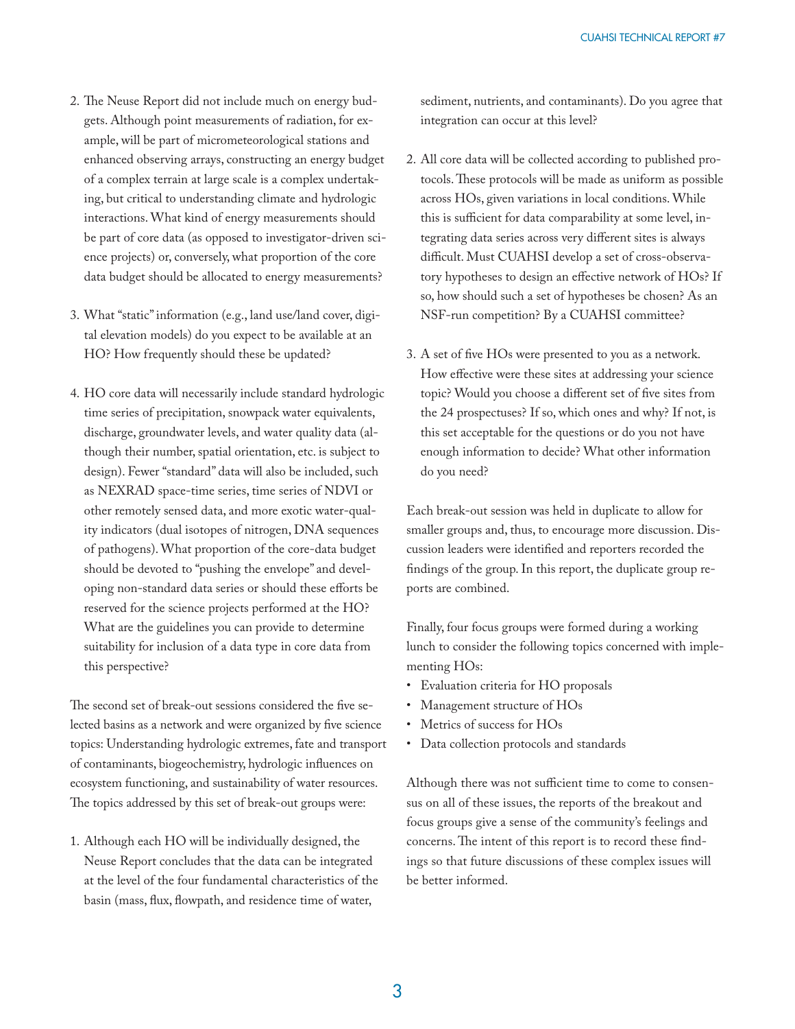2. The Neuse Report did not include much on energy budgets. Although point measurements of radiation, for example, will be part of micrometeorological stations and enhanced observing arrays, constructing an energy budget of a complex terrain at large scale is a complex undertaking, but critical to understanding climate and hydrologic interactions. What kind of energy measurements should be part of core data (as opposed to investigator-driven science projects) or, conversely, what proportion of the core data budget should be allocated to energy measurements?

3. What "static" information (e.g., land use/land cover, digital elevation models) do you expect to be available at an HO? How frequently should these be updated?

4. HO core data will necessarily include standard hydrologic time series of precipitation, snowpack water equivalents, discharge, groundwater levels, and water quality data (although their number, spatial orientation, etc. is subject to design). Fewer "standard" data will also be included, such as NEXRAD space-time series, time series of NDVI or other remotely sensed data, and more exotic water-quality indicators (dual isotopes of nitrogen, DNA sequences of pathogens). What proportion of the core-data budget should be devoted to "pushing the envelope" and developing non-standard data series or should these efforts be reserved for the science projects performed at the HO? What are the guidelines you can provide to determine suitability for inclusion of a data type in core data from this perspective?

The second set of break-out sessions considered the five selected basins as a network and were organized by five science topics: Understanding hydrologic extremes, fate and transport of contaminants, biogeochemistry, hydrologic influences on ecosystem functioning, and sustainability of water resources. The topics addressed by this set of break-out groups were:

1. Although each HO will be individually designed, the Neuse Report concludes that the data can be integrated at the level of the four fundamental characteristics of the basin (mass, flux, flowpath, and residence time of water, sediment, nutrients, and contaminants). Do you agree that integration can occur at this level?

2. All core data will be collected according to published protocols. These protocols will be made as uniform as possible across HOs, given variations in local conditions. While this is sufficient for data comparability at some level, integrating data series across very different sites is always difficult. Must CUAHSI develop a set of cross-observatory hypotheses to design an effective network of HOs? If so, how should such a set of hypotheses be chosen? As an NSF-run competition? By a CUAHSI committee?

3. A set of five HOs were presented to you as a network. How effective were these sites at addressing your science topic? Would you choose a different set of five sites from the 24 prospectuses? If so, which ones and why? If not, is this set acceptable for the questions or do you not have enough information to decide? What other information do you need?

Each break-out session was held in duplicate to allow for smaller groups and, thus, to encourage more discussion. Discussion leaders were identified and reporters recorded the findings of the group. In this report, the duplicate group reports are combined.

Finally, four focus groups were formed during a working lunch to consider the following topics concerned with implementing HOs:

- Evaluation criteria for HO proposals
- Management structure of HOs
- Metrics of success for HOs
- Data collection protocols and standards

Although there was not sufficient time to come to consensus on all of these issues, the reports of the breakout and focus groups give a sense of the community's feelings and concerns. The intent of this report is to record these findings so that future discussions of these complex issues will be better informed.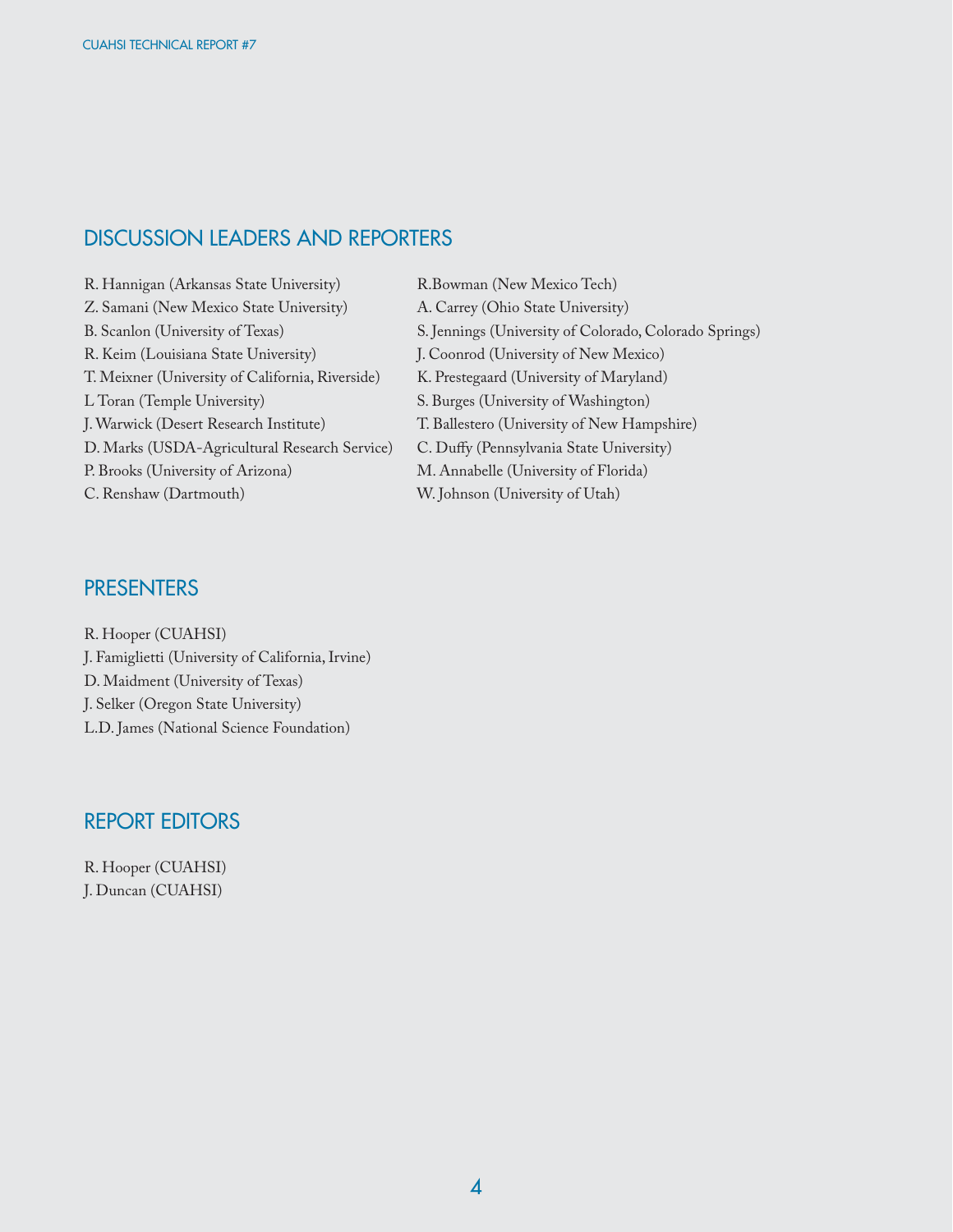## DISCUSSION LEADERS AND REPORTERS

R. Hannigan (Arkansas State University)
Z. Samani (New Mexico State University)
B. Scanlon (University of Texas)
R. Keim (Louisiana State University)
T. Meixner (University of California, Riverside)
L Toran (Temple University)
J. Warwick (Desert Research Institute)
D. Marks (USDA-Agricultural Research Service)
P. Brooks (University of Arizona)
C. Renshaw (Dartmouth)
R.Bowman (New Mexico Tech)
A. Carrey (Ohio State University)
S. Jennings (University of Colorado, Colorado Springs)
J. Coonrod (University of New Mexico)
K. Prestegaard (University of Maryland)
S. Burges (University of Washington)
T. Ballestero (University of New Hampshire)
C. Duffy (Pennsylvania State University)
M. Annabelle (University of Florida)
W. Johnson (University of Utah)

## PRESENTERS

R. Hooper (CUAHSI)
J. Famiglietti (University of California, Irvine)
D. Maidment (University of Texas)
J. Selker (Oregon State University)
L.D. James (National Science Foundation)

## REPORT EDITORS

R. Hooper (CUAHSI)
J. Duncan (CUAHSI)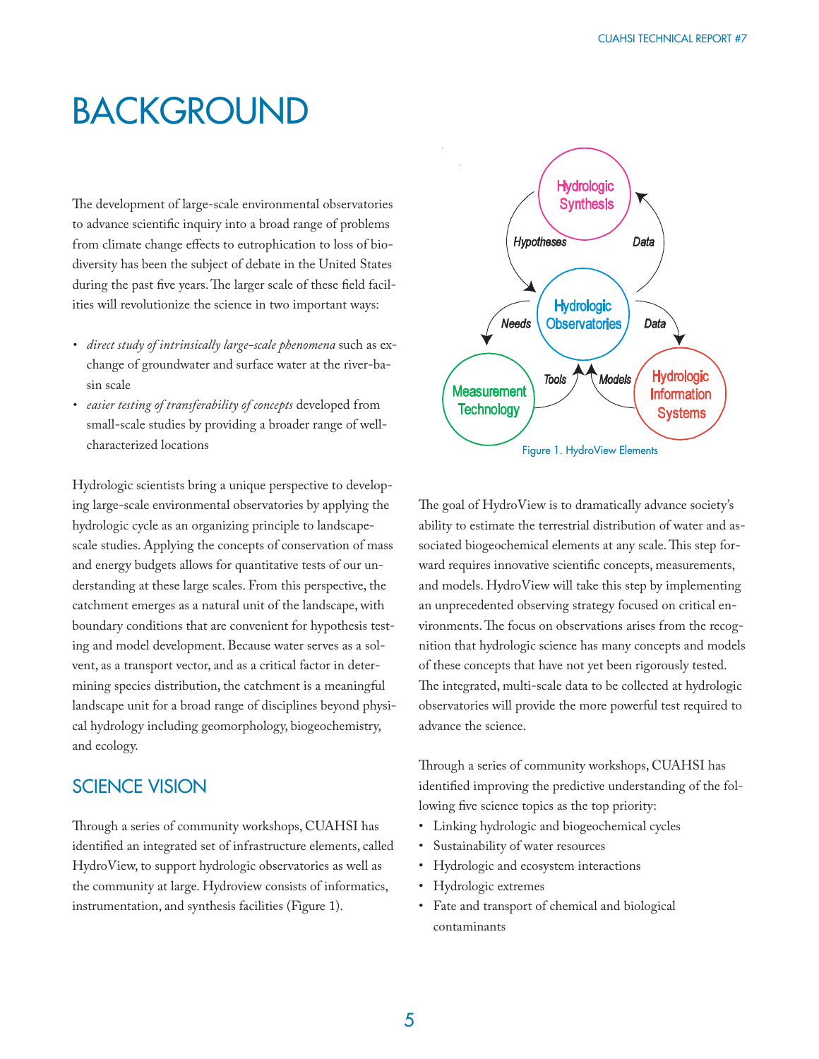# BACKGROUND

The development of large-scale environmental observatories to advance scientific inquiry into a broad range of problems from climate change effects to eutrophication to loss of biodiversity has been the subject of debate in the United States during the past five years. The larger scale of these field facilities will revolutionize the science in two important ways:

- *direct study of intrinsically large-scale phenomena* such as exchange of groundwater and surface water at the river-basin scale
- *easier testing of transferability of concepts* developed from small-scale studies by providing a broader range of well-characterized locations

Hydrologic scientists bring a unique perspective to developing large-scale environmental observatories by applying the hydrologic cycle as an organizing principle to landscape-scale studies. Applying the concepts of conservation of mass and energy budgets allows for quantitative tests of our understanding at these large scales. From this perspective, the catchment emerges as a natural unit of the landscape, with boundary conditions that are convenient for hypothesis testing and model development. Because water serves as a solvent, as a transport vector, and as a critical factor in determining species distribution, the catchment is a meaningful landscape unit for a broad range of disciplines beyond physical hydrology including geomorphology, biogeochemistry, and ecology.

## SCIENCE VISION

Through a series of community workshops, CUAHSI has identified an integrated set of infrastructure elements, called HydroView, to support hydrologic observatories as well as the community at large. Hydroview consists of informatics, instrumentation, and synthesis facilities (Figure 1).

Figure 1. HydroView Elements

The goal of HydroView is to dramatically advance society's ability to estimate the terrestrial distribution of water and associated biogeochemical elements at any scale. This step forward requires innovative scientific concepts, measurements, and models. HydroView will take this step by implementing an unprecedented observing strategy focused on critical environments. The focus on observations arises from the recognition that hydrologic science has many concepts and models of these concepts that have not yet been rigorously tested. The integrated, multi-scale data to be collected at hydrologic observatories will provide the more powerful test required to advance the science.

Through a series of community workshops, CUAHSI has identified improving the predictive understanding of the following five science topics as the top priority:

- Linking hydrologic and biogeochemical cycles
- Sustainability of water resources
- Hydrologic and ecosystem interactions
- Hydrologic extremes
- Fate and transport of chemical and biological contaminants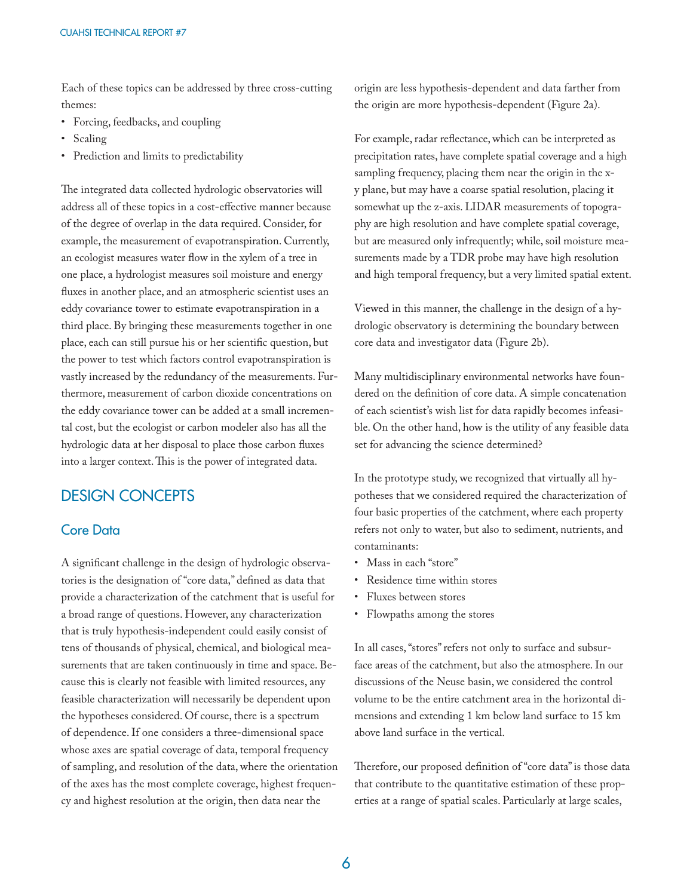Each of these topics can be addressed by three cross-cutting themes:

- Forcing, feedbacks, and coupling
- Scaling
- Prediction and limits to predictability

The integrated data collected hydrologic observatories will address all of these topics in a cost-effective manner because of the degree of overlap in the data required. Consider, for example, the measurement of evapotranspiration. Currently, an ecologist measures water flow in the xylem of a tree in one place, a hydrologist measures soil moisture and energy fluxes in another place, and an atmospheric scientist uses an eddy covariance tower to estimate evapotranspiration in a third place. By bringing these measurements together in one place, each can still pursue his or her scientific question, but the power to test which factors control evapotranspiration is vastly increased by the redundancy of the measurements. Furthermore, measurement of carbon dioxide concentrations on the eddy covariance tower can be added at a small incremental cost, but the ecologist or carbon modeler also has all the hydrologic data at her disposal to place those carbon fluxes into a larger context. This is the power of integrated data.

## DESIGN CONCEPTS

### Core Data

A significant challenge in the design of hydrologic observatories is the designation of "core data," defined as data that provide a characterization of the catchment that is useful for a broad range of questions. However, any characterization that is truly hypothesis-independent could easily consist of tens of thousands of physical, chemical, and biological measurements that are taken continuously in time and space. Because this is clearly not feasible with limited resources, any feasible characterization will necessarily be dependent upon the hypotheses considered. Of course, there is a spectrum of dependence. If one considers a three-dimensional space whose axes are spatial coverage of data, temporal frequency of sampling, and resolution of the data, where the orientation of the axes has the most complete coverage, highest frequency and highest resolution at the origin, then data near the origin are less hypothesis-dependent and data farther from the origin are more hypothesis-dependent (Figure 2a).

For example, radar reflectance, which can be interpreted as precipitation rates, have complete spatial coverage and a high sampling frequency, placing them near the origin in the x-y plane, but may have a coarse spatial resolution, placing it somewhat up the z-axis. LIDAR measurements of topography are high resolution and have complete spatial coverage, but are measured only infrequently; while, soil moisture measurements made by a TDR probe may have high resolution and high temporal frequency, but a very limited spatial extent.

Viewed in this manner, the challenge in the design of a hydrologic observatory is determining the boundary between core data and investigator data (Figure 2b).

Many multidisciplinary environmental networks have foundered on the definition of core data. A simple concatenation of each scientist's wish list for data rapidly becomes infeasible. On the other hand, how is the utility of any feasible data set for advancing the science determined?

In the prototype study, we recognized that virtually all hypotheses that we considered required the characterization of four basic properties of the catchment, where each property refers not only to water, but also to sediment, nutrients, and contaminants:

- Mass in each "store"
- Residence time within stores
- Fluxes between stores
- Flowpaths among the stores

In all cases, "stores" refers not only to surface and subsurface areas of the catchment, but also the atmosphere. In our discussions of the Neuse basin, we considered the control volume to be the entire catchment area in the horizontal dimensions and extending 1 km below land surface to 15 km above land surface in the vertical.

Therefore, our proposed definition of "core data" is those data that contribute to the quantitative estimation of these properties at a range of spatial scales. Particularly at large scales,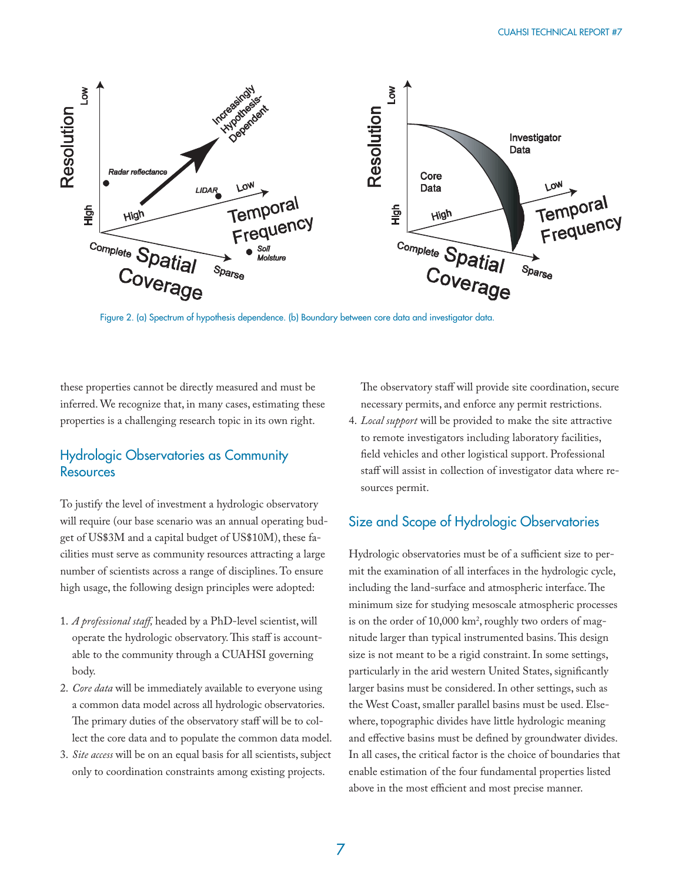Figure 2. (a) Spectrum of hypothesis dependence. (b) Boundary between core data and investigator data.

these properties cannot be directly measured and must be inferred. We recognize that, in many cases, estimating these properties is a challenging research topic in its own right.

## Hydrologic Observatories as Community Resources

To justify the level of investment a hydrologic observatory will require (our base scenario was an annual operating budget of US$3M and a capital budget of US$10M), these facilities must serve as community resources attracting a large number of scientists across a range of disciplines. To ensure high usage, the following design principles were adopted:

1. *A professional staff,* headed by a PhD-level scientist, will operate the hydrologic observatory. This staff is accountable to the community through a CUAHSI governing body.
2. *Core data* will be immediately available to everyone using a common data model across all hydrologic observatories. The primary duties of the observatory staff will be to collect the core data and to populate the common data model.
3. *Site access* will be on an equal basis for all scientists, subject only to coordination constraints among existing projects. The observatory staff will provide site coordination, secure necessary permits, and enforce any permit restrictions.
4. *Local support* will be provided to make the site attractive to remote investigators including laboratory facilities, field vehicles and other logistical support. Professional staff will assist in collection of investigator data where resources permit.

## Size and Scope of Hydrologic Observatories

Hydrologic observatories must be of a sufficient size to permit the examination of all interfaces in the hydrologic cycle, including the land-surface and atmospheric interface. The minimum size for studying mesoscale atmospheric processes is on the order of 10,000 km$^2$, roughly two orders of magnitude larger than typical instrumented basins. This design size is not meant to be a rigid constraint. In some settings, particularly in the arid western United States, significantly larger basins must be considered. In other settings, such as the West Coast, smaller parallel basins must be used. Elsewhere, topographic divides have little hydrologic meaning and effective basins must be defined by groundwater divides. In all cases, the critical factor is the choice of boundaries that enable estimation of the four fundamental properties listed above in the most efficient and most precise manner.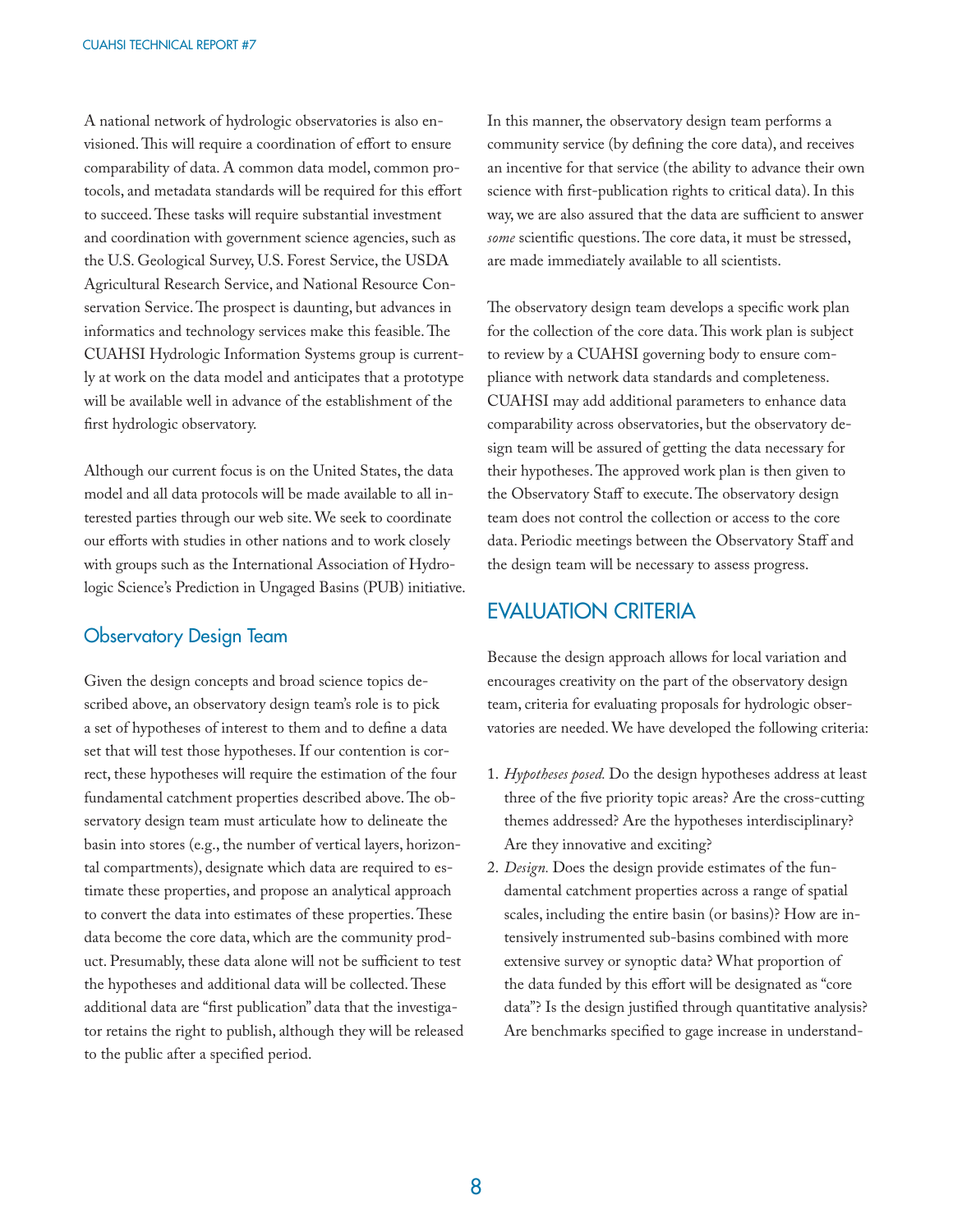A national network of hydrologic observatories is also envisioned. This will require a coordination of effort to ensure comparability of data. A common data model, common protocols, and metadata standards will be required for this effort to succeed. These tasks will require substantial investment and coordination with government science agencies, such as the U.S. Geological Survey, U.S. Forest Service, the USDA Agricultural Research Service, and National Resource Conservation Service. The prospect is daunting, but advances in informatics and technology services make this feasible. The CUAHSI Hydrologic Information Systems group is currently at work on the data model and anticipates that a prototype will be available well in advance of the establishment of the first hydrologic observatory.

Although our current focus is on the United States, the data model and all data protocols will be made available to all interested parties through our web site. We seek to coordinate our efforts with studies in other nations and to work closely with groups such as the International Association of Hydrologic Science's Prediction in Ungaged Basins (PUB) initiative.

### Observatory Design Team

Given the design concepts and broad science topics described above, an observatory design team's role is to pick a set of hypotheses of interest to them and to define a data set that will test those hypotheses. If our contention is correct, these hypotheses will require the estimation of the four fundamental catchment properties described above. The observatory design team must articulate how to delineate the basin into stores (e.g., the number of vertical layers, horizontal compartments), designate which data are required to estimate these properties, and propose an analytical approach to convert the data into estimates of these properties. These data become the core data, which are the community product. Presumably, these data alone will not be sufficient to test the hypotheses and additional data will be collected. These additional data are "first publication" data that the investigator retains the right to publish, although they will be released to the public after a specified period.

In this manner, the observatory design team performs a community service (by defining the core data), and receives an incentive for that service (the ability to advance their own science with first-publication rights to critical data). In this way, we are also assured that the data are sufficient to answer *some* scientific questions. The core data, it must be stressed, are made immediately available to all scientists.

The observatory design team develops a specific work plan for the collection of the core data. This work plan is subject to review by a CUAHSI governing body to ensure compliance with network data standards and completeness. CUAHSI may add additional parameters to enhance data comparability across observatories, but the observatory design team will be assured of getting the data necessary for their hypotheses. The approved work plan is then given to the Observatory Staff to execute. The observatory design team does not control the collection or access to the core data. Periodic meetings between the Observatory Staff and the design team will be necessary to assess progress.

## EVALUATION CRITERIA

Because the design approach allows for local variation and encourages creativity on the part of the observatory design team, criteria for evaluating proposals for hydrologic observatories are needed. We have developed the following criteria:

1. *Hypotheses posed.* Do the design hypotheses address at least three of the five priority topic areas? Are the cross-cutting themes addressed? Are the hypotheses interdisciplinary? Are they innovative and exciting?
2. *Design.* Does the design provide estimates of the fundamental catchment properties across a range of spatial scales, including the entire basin (or basins)? How are intensively instrumented sub-basins combined with more extensive survey or synoptic data? What proportion of the data funded by this effort will be designated as "core data"? Is the design justified through quantitative analysis? Are benchmarks specified to gage increase in understand-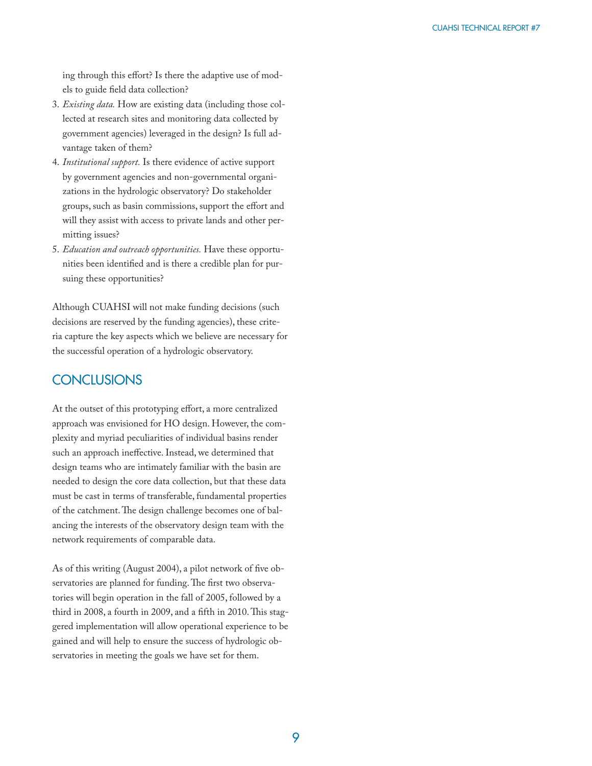ing through this effort? Is there the adaptive use of models to guide field data collection?

3. *Existing data.* How are existing data (including those collected at research sites and monitoring data collected by government agencies) leveraged in the design? Is full advantage taken of them?
4. *Institutional support.* Is there evidence of active support by government agencies and non-governmental organizations in the hydrologic observatory? Do stakeholder groups, such as basin commissions, support the effort and will they assist with access to private lands and other permitting issues?
5. *Education and outreach opportunities.* Have these opportunities been identified and is there a credible plan for pursuing these opportunities?

Although CUAHSI will not make funding decisions (such decisions are reserved by the funding agencies), these criteria capture the key aspects which we believe are necessary for the successful operation of a hydrologic observatory.

## CONCLUSIONS

At the outset of this prototyping effort, a more centralized approach was envisioned for HO design. However, the complexity and myriad peculiarities of individual basins render such an approach ineffective. Instead, we determined that design teams who are intimately familiar with the basin are needed to design the core data collection, but that these data must be cast in terms of transferable, fundamental properties of the catchment. The design challenge becomes one of balancing the interests of the observatory design team with the network requirements of comparable data.

As of this writing (August 2004), a pilot network of five observatories are planned for funding. The first two observatories will begin operation in the fall of 2005, followed by a third in 2008, a fourth in 2009, and a fifth in 2010. This staggered implementation will allow operational experience to be gained and will help to ensure the success of hydrologic observatories in meeting the goals we have set for them.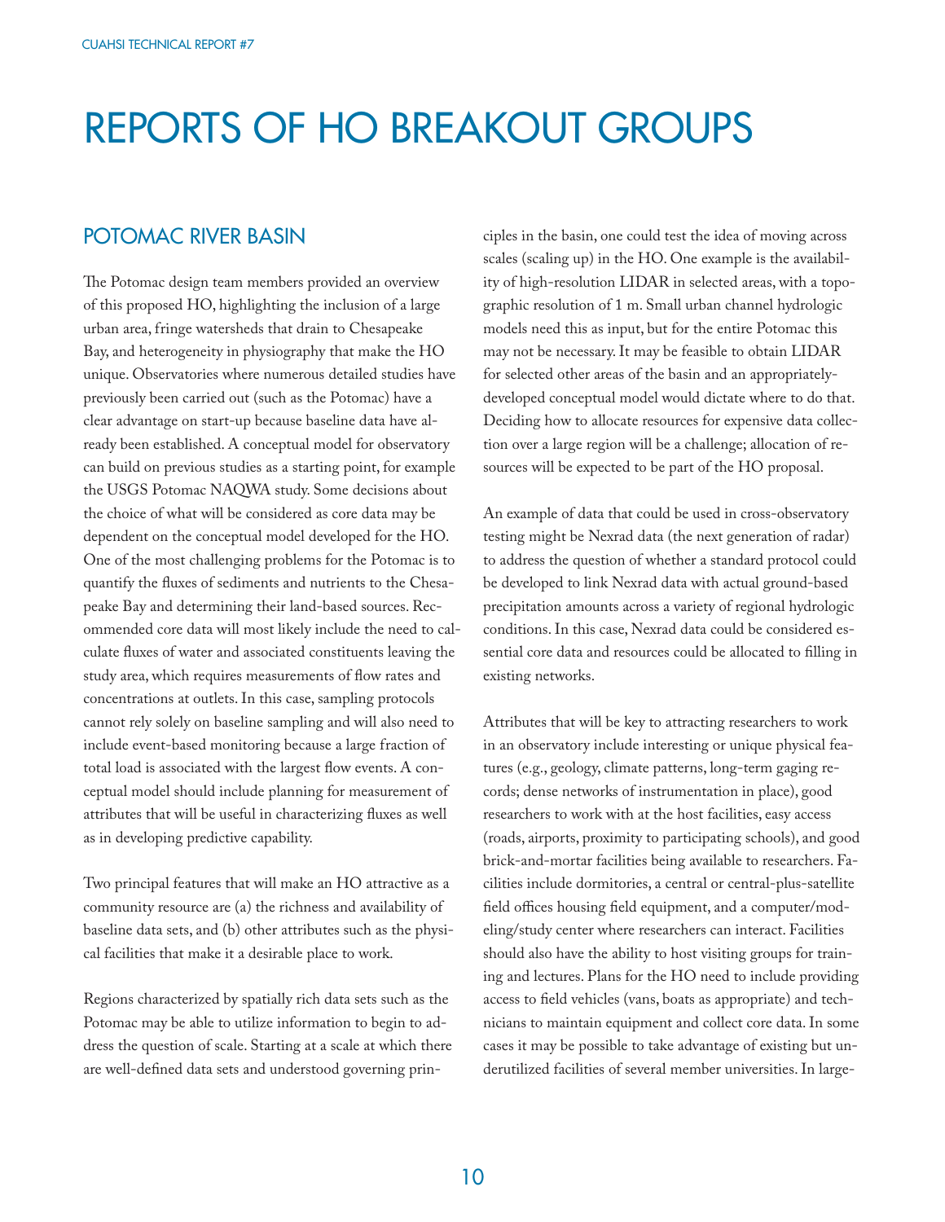# REPORTS OF HO BREAKOUT GROUPS

## POTOMAC RIVER BASIN

The Potomac design team members provided an overview of this proposed HO, highlighting the inclusion of a large urban area, fringe watersheds that drain to Chesapeake Bay, and heterogeneity in physiography that make the HO unique. Observatories where numerous detailed studies have previously been carried out (such as the Potomac) have a clear advantage on start-up because baseline data have already been established. A conceptual model for observatory can build on previous studies as a starting point, for example the USGS Potomac NAQWA study. Some decisions about the choice of what will be considered as core data may be dependent on the conceptual model developed for the HO. One of the most challenging problems for the Potomac is to quantify the fluxes of sediments and nutrients to the Chesapeake Bay and determining their land-based sources. Recommended core data will most likely include the need to calculate fluxes of water and associated constituents leaving the study area, which requires measurements of flow rates and concentrations at outlets. In this case, sampling protocols cannot rely solely on baseline sampling and will also need to include event-based monitoring because a large fraction of total load is associated with the largest flow events. A conceptual model should include planning for measurement of attributes that will be useful in characterizing fluxes as well as in developing predictive capability.

Two principal features that will make an HO attractive as a community resource are (a) the richness and availability of baseline data sets, and (b) other attributes such as the physical facilities that make it a desirable place to work.

Regions characterized by spatially rich data sets such as the Potomac may be able to utilize information to begin to address the question of scale. Starting at a scale at which there are well-defined data sets and understood governing principles in the basin, one could test the idea of moving across scales (scaling up) in the HO. One example is the availability of high-resolution LIDAR in selected areas, with a topographic resolution of 1 m. Small urban channel hydrologic models need this as input, but for the entire Potomac this may not be necessary. It may be feasible to obtain LIDAR for selected other areas of the basin and an appropriately-developed conceptual model would dictate where to do that. Deciding how to allocate resources for expensive data collection over a large region will be a challenge; allocation of resources will be expected to be part of the HO proposal.

An example of data that could be used in cross-observatory testing might be Nexrad data (the next generation of radar) to address the question of whether a standard protocol could be developed to link Nexrad data with actual ground-based precipitation amounts across a variety of regional hydrologic conditions. In this case, Nexrad data could be considered essential core data and resources could be allocated to filling in existing networks.

Attributes that will be key to attracting researchers to work in an observatory include interesting or unique physical features (e.g., geology, climate patterns, long-term gaging records; dense networks of instrumentation in place), good researchers to work with at the host facilities, easy access (roads, airports, proximity to participating schools), and good brick-and-mortar facilities being available to researchers. Facilities include dormitories, a central or central-plus-satellite field offices housing field equipment, and a computer/modeling/study center where researchers can interact. Facilities should also have the ability to host visiting groups for training and lectures. Plans for the HO need to include providing access to field vehicles (vans, boats as appropriate) and technicians to maintain equipment and collect core data. In some cases it may be possible to take advantage of existing but underutilized facilities of several member universities. In large-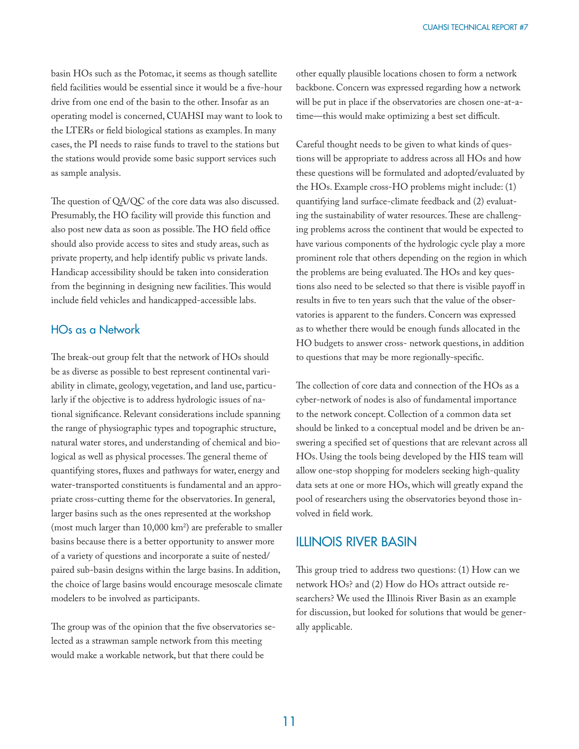basin HOs such as the Potomac, it seems as though satellite field facilities would be essential since it would be a five-hour drive from one end of the basin to the other. Insofar as an operating model is concerned, CUAHSI may want to look to the LTERs or field biological stations as examples. In many cases, the PI needs to raise funds to travel to the stations but the stations would provide some basic support services such as sample analysis.

The question of QA/QC of the core data was also discussed. Presumably, the HO facility will provide this function and also post new data as soon as possible. The HO field office should also provide access to sites and study areas, such as private property, and help identify public vs private lands. Handicap accessibility should be taken into consideration from the beginning in designing new facilities. This would include field vehicles and handicapped-accessible labs.

## HOs as a Network

The break-out group felt that the network of HOs should be as diverse as possible to best represent continental variability in climate, geology, vegetation, and land use, particularly if the objective is to address hydrologic issues of national significance. Relevant considerations include spanning the range of physiographic types and topographic structure, natural water stores, and understanding of chemical and biological as well as physical processes. The general theme of quantifying stores, fluxes and pathways for water, energy and water-transported constituents is fundamental and an appropriate cross-cutting theme for the observatories. In general, larger basins such as the ones represented at the workshop (most much larger than 10,000 km$^2$) are preferable to smaller basins because there is a better opportunity to answer more of a variety of questions and incorporate a suite of nested/paired sub-basin designs within the large basins. In addition, the choice of large basins would encourage mesoscale climate modelers to be involved as participants.

The group was of the opinion that the five observatories selected as a strawman sample network from this meeting would make a workable network, but that there could be other equally plausible locations chosen to form a network backbone. Concern was expressed regarding how a network will be put in place if the observatories are chosen one-at-a-time—this would make optimizing a best set difficult.

Careful thought needs to be given to what kinds of questions will be appropriate to address across all HOs and how these questions will be formulated and adopted/evaluated by the HOs. Example cross-HO problems might include: (1) quantifying land surface-climate feedback and (2) evaluating the sustainability of water resources. These are challenging problems across the continent that would be expected to have various components of the hydrologic cycle play a more prominent role that others depending on the region in which the problems are being evaluated. The HOs and key questions also need to be selected so that there is visible payoff in results in five to ten years such that the value of the observatories is apparent to the funders. Concern was expressed as to whether there would be enough funds allocated in the HO budgets to answer cross- network questions, in addition to questions that may be more regionally-specific.

The collection of core data and connection of the HOs as a cyber-network of nodes is also of fundamental importance to the network concept. Collection of a common data set should be linked to a conceptual model and be driven be answering a specified set of questions that are relevant across all HOs. Using the tools being developed by the HIS team will allow one-stop shopping for modelers seeking high-quality data sets at one or more HOs, which will greatly expand the pool of researchers using the observatories beyond those involved in field work.

# ILLINOIS RIVER BASIN

This group tried to address two questions: (1) How can we network HOs? and (2) How do HOs attract outside researchers? We used the Illinois River Basin as an example for discussion, but looked for solutions that would be generally applicable.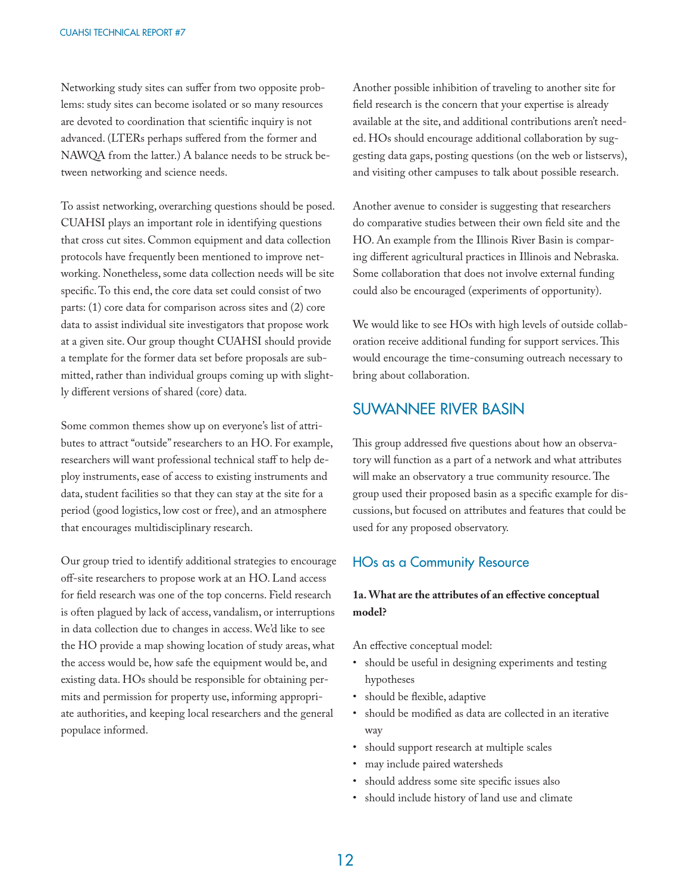Networking study sites can suffer from two opposite problems: study sites can become isolated or so many resources are devoted to coordination that scientific inquiry is not advanced. (LTERs perhaps suffered from the former and NAWQA from the latter.) A balance needs to be struck between networking and science needs.

To assist networking, overarching questions should be posed. CUAHSI plays an important role in identifying questions that cross cut sites. Common equipment and data collection protocols have frequently been mentioned to improve networking. Nonetheless, some data collection needs will be site specific. To this end, the core data set could consist of two parts: (1) core data for comparison across sites and (2) core data to assist individual site investigators that propose work at a given site. Our group thought CUAHSI should provide a template for the former data set before proposals are submitted, rather than individual groups coming up with slightly different versions of shared (core) data.

Some common themes show up on everyone's list of attributes to attract "outside" researchers to an HO. For example, researchers will want professional technical staff to help deploy instruments, ease of access to existing instruments and data, student facilities so that they can stay at the site for a period (good logistics, low cost or free), and an atmosphere that encourages multidisciplinary research.

Our group tried to identify additional strategies to encourage off-site researchers to propose work at an HO. Land access for field research was one of the top concerns. Field research is often plagued by lack of access, vandalism, or interruptions in data collection due to changes in access. We'd like to see the HO provide a map showing location of study areas, what the access would be, how safe the equipment would be, and existing data. HOs should be responsible for obtaining permits and permission for property use, informing appropriate authorities, and keeping local researchers and the general populace informed.

Another possible inhibition of traveling to another site for field research is the concern that your expertise is already available at the site, and additional contributions aren't needed. HOs should encourage additional collaboration by suggesting data gaps, posting questions (on the web or listservs), and visiting other campuses to talk about possible research.

Another avenue to consider is suggesting that researchers do comparative studies between their own field site and the HO. An example from the Illinois River Basin is comparing different agricultural practices in Illinois and Nebraska. Some collaboration that does not involve external funding could also be encouraged (experiments of opportunity).

We would like to see HOs with high levels of outside collaboration receive additional funding for support services. This would encourage the time-consuming outreach necessary to bring about collaboration.

## SUWANNEE RIVER BASIN

This group addressed five questions about how an observatory will function as a part of a network and what attributes will make an observatory a true community resource. The group used their proposed basin as a specific example for discussions, but focused on attributes and features that could be used for any proposed observatory.

### HOs as a Community Resource

**1a. What are the attributes of an effective conceptual model?**

An effective conceptual model:

- should be useful in designing experiments and testing hypotheses
- should be flexible, adaptive
- should be modified as data are collected in an iterative way
- should support research at multiple scales
- may include paired watersheds
- should address some site specific issues also
- should include history of land use and climate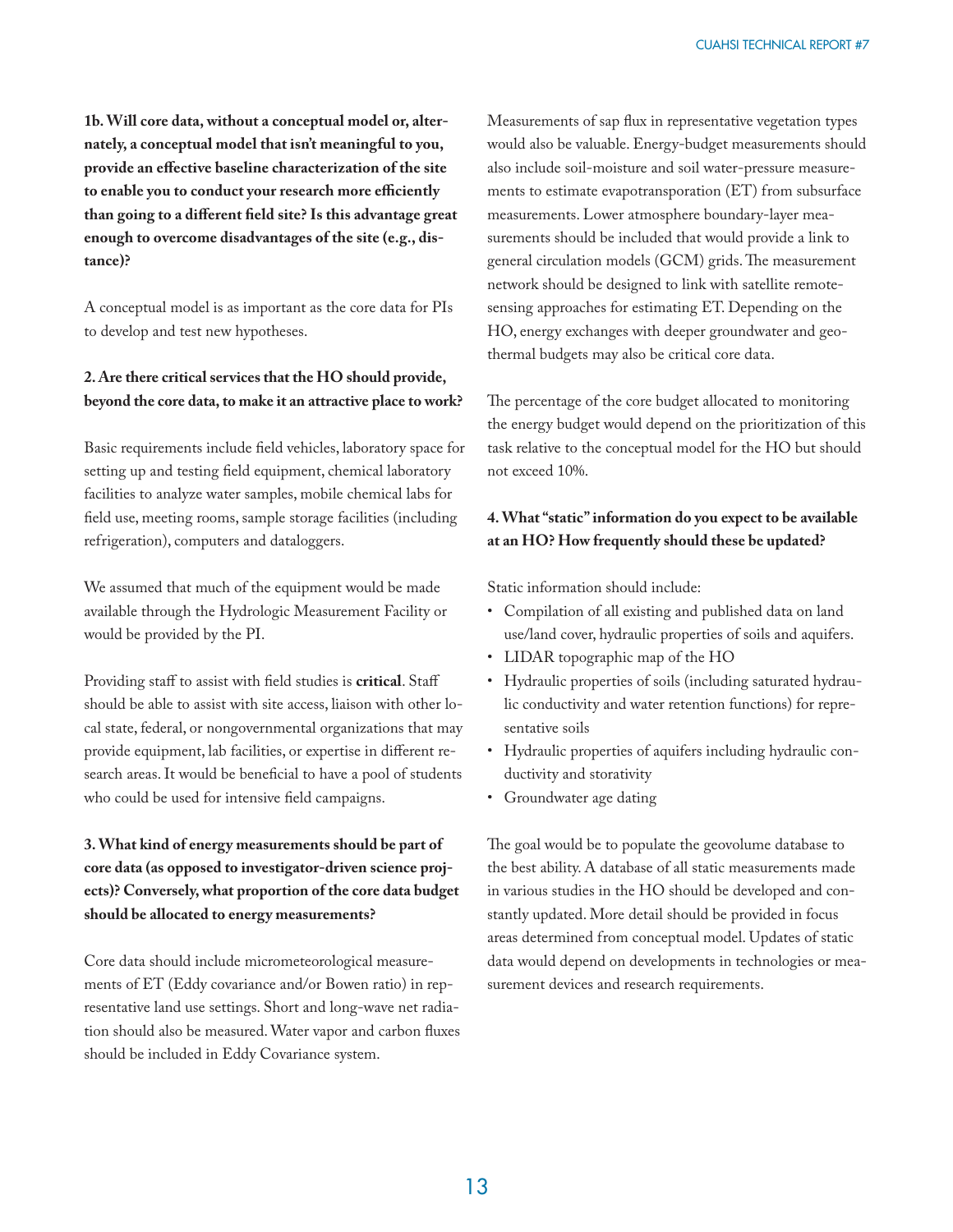**1b. Will core data, without a conceptual model or, alternately, a conceptual model that isn't meaningful to you, provide an effective baseline characterization of the site to enable you to conduct your research more efficiently than going to a different field site? Is this advantage great enough to overcome disadvantages of the site (e.g., distance)?**

A conceptual model is as important as the core data for PIs to develop and test new hypotheses.

**2. Are there critical services that the HO should provide, beyond the core data, to make it an attractive place to work?**

Basic requirements include field vehicles, laboratory space for setting up and testing field equipment, chemical laboratory facilities to analyze water samples, mobile chemical labs for field use, meeting rooms, sample storage facilities (including refrigeration), computers and dataloggers.

We assumed that much of the equipment would be made available through the Hydrologic Measurement Facility or would be provided by the PI.

Providing staff to assist with field studies is **critical**. Staff should be able to assist with site access, liaison with other local state, federal, or nongovernmental organizations that may provide equipment, lab facilities, or expertise in different research areas. It would be beneficial to have a pool of students who could be used for intensive field campaigns.

**3. What kind of energy measurements should be part of core data (as opposed to investigator-driven science projects)? Conversely, what proportion of the core data budget should be allocated to energy measurements?**

Core data should include micrometeorological measurements of ET (Eddy covariance and/or Bowen ratio) in representative land use settings. Short and long-wave net radiation should also be measured. Water vapor and carbon fluxes should be included in Eddy Covariance system.

Measurements of sap flux in representative vegetation types would also be valuable. Energy-budget measurements should also include soil-moisture and soil water-pressure measurements to estimate evapotransporation (ET) from subsurface measurements. Lower atmosphere boundary-layer measurements should be included that would provide a link to general circulation models (GCM) grids. The measurement network should be designed to link with satellite remote-sensing approaches for estimating ET. Depending on the HO, energy exchanges with deeper groundwater and geothermal budgets may also be critical core data.

The percentage of the core budget allocated to monitoring the energy budget would depend on the prioritization of this task relative to the conceptual model for the HO but should not exceed 10%.

**4. What "static" information do you expect to be available at an HO? How frequently should these be updated?**

Static information should include:

- Compilation of all existing and published data on land use/land cover, hydraulic properties of soils and aquifers.
- LIDAR topographic map of the HO
- Hydraulic properties of soils (including saturated hydraulic conductivity and water retention functions) for representative soils
- Hydraulic properties of aquifers including hydraulic conductivity and storativity
- Groundwater age dating

The goal would be to populate the geovolume database to the best ability. A database of all static measurements made in various studies in the HO should be developed and constantly updated. More detail should be provided in focus areas determined from conceptual model. Updates of static data would depend on developments in technologies or measurement devices and research requirements.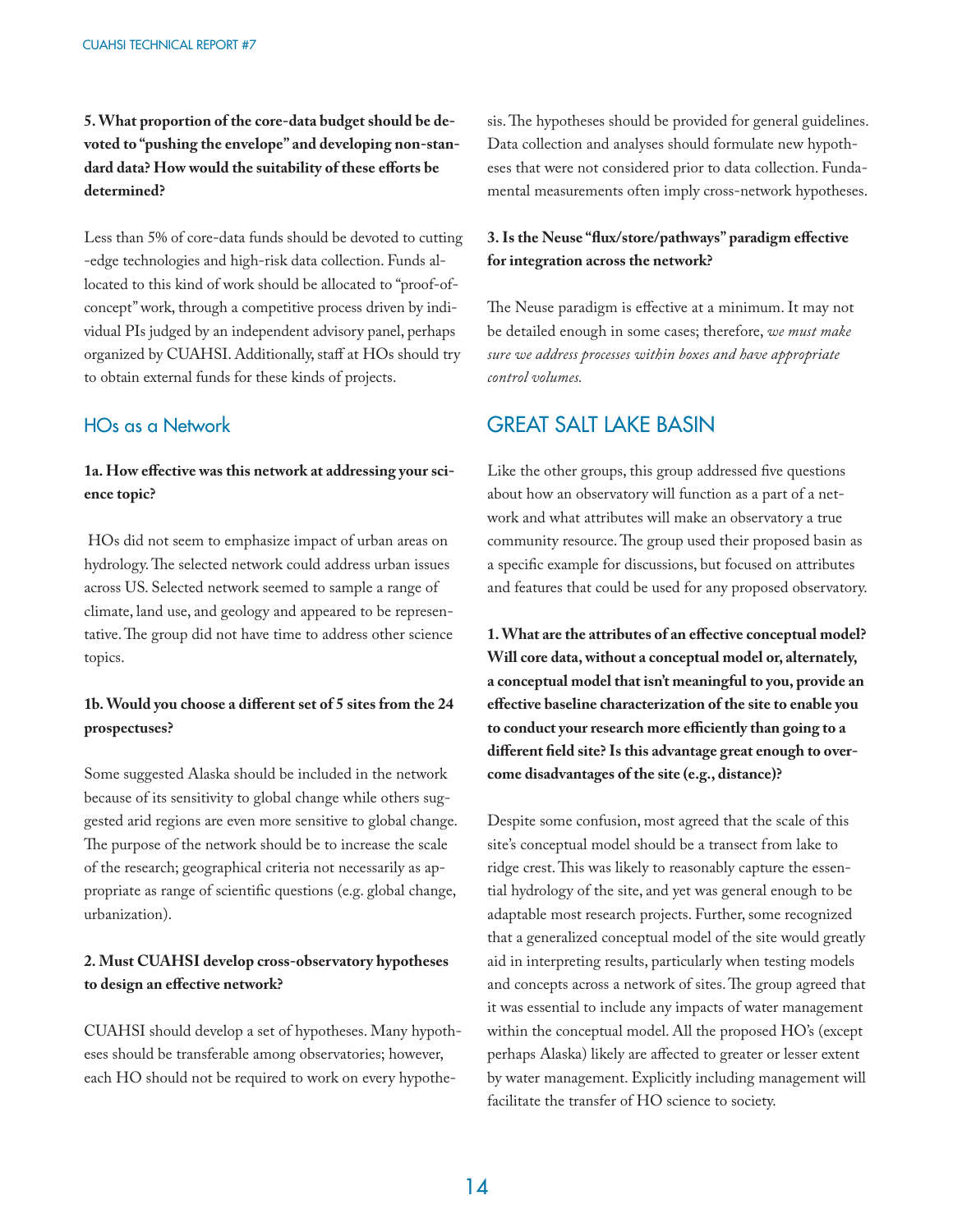**5. What proportion of the core-data budget should be devoted to "pushing the envelope" and developing non-standard data? How would the suitability of these efforts be determined?**

Less than 5% of core-data funds should be devoted to cutting-edge technologies and high-risk data collection. Funds allocated to this kind of work should be allocated to "proof-of-concept" work, through a competitive process driven by individual PIs judged by an independent advisory panel, perhaps organized by CUAHSI. Additionally, staff at HOs should try to obtain external funds for these kinds of projects.

## HOs as a Network

**1a. How effective was this network at addressing your science topic?**

HOs did not seem to emphasize impact of urban areas on hydrology. The selected network could address urban issues across US. Selected network seemed to sample a range of climate, land use, and geology and appeared to be representative. The group did not have time to address other science topics.

**1b. Would you choose a different set of 5 sites from the 24 prospectuses?**

Some suggested Alaska should be included in the network because of its sensitivity to global change while others suggested arid regions are even more sensitive to global change. The purpose of the network should be to increase the scale of the research; geographical criteria not necessarily as appropriate as range of scientific questions (e.g. global change, urbanization).

**2. Must CUAHSI develop cross-observatory hypotheses to design an effective network?**

CUAHSI should develop a set of hypotheses. Many hypotheses should be transferable among observatories; however, each HO should not be required to work on every hypothesis. The hypotheses should be provided for general guidelines. Data collection and analyses should formulate new hypotheses that were not considered prior to data collection. Fundamental measurements often imply cross-network hypotheses.

**3. Is the Neuse "flux/store/pathways" paradigm effective for integration across the network?**

The Neuse paradigm is effective at a minimum. It may not be detailed enough in some cases; therefore, *we must make sure we address processes within boxes and have appropriate control volumes.*

## GREAT SALT LAKE BASIN

Like the other groups, this group addressed five questions about how an observatory will function as a part of a network and what attributes will make an observatory a true community resource. The group used their proposed basin as a specific example for discussions, but focused on attributes and features that could be used for any proposed observatory.

**1. What are the attributes of an effective conceptual model? Will core data, without a conceptual model or, alternately, a conceptual model that isn't meaningful to you, provide an effective baseline characterization of the site to enable you to conduct your research more efficiently than going to a different field site? Is this advantage great enough to overcome disadvantages of the site (e.g., distance)?**

Despite some confusion, most agreed that the scale of this site's conceptual model should be a transect from lake to ridge crest. This was likely to reasonably capture the essential hydrology of the site, and yet was general enough to be adaptable most research projects. Further, some recognized that a generalized conceptual model of the site would greatly aid in interpreting results, particularly when testing models and concepts across a network of sites. The group agreed that it was essential to include any impacts of water management within the conceptual model. All the proposed HO's (except perhaps Alaska) likely are affected to greater or lesser extent by water management. Explicitly including management will facilitate the transfer of HO science to society.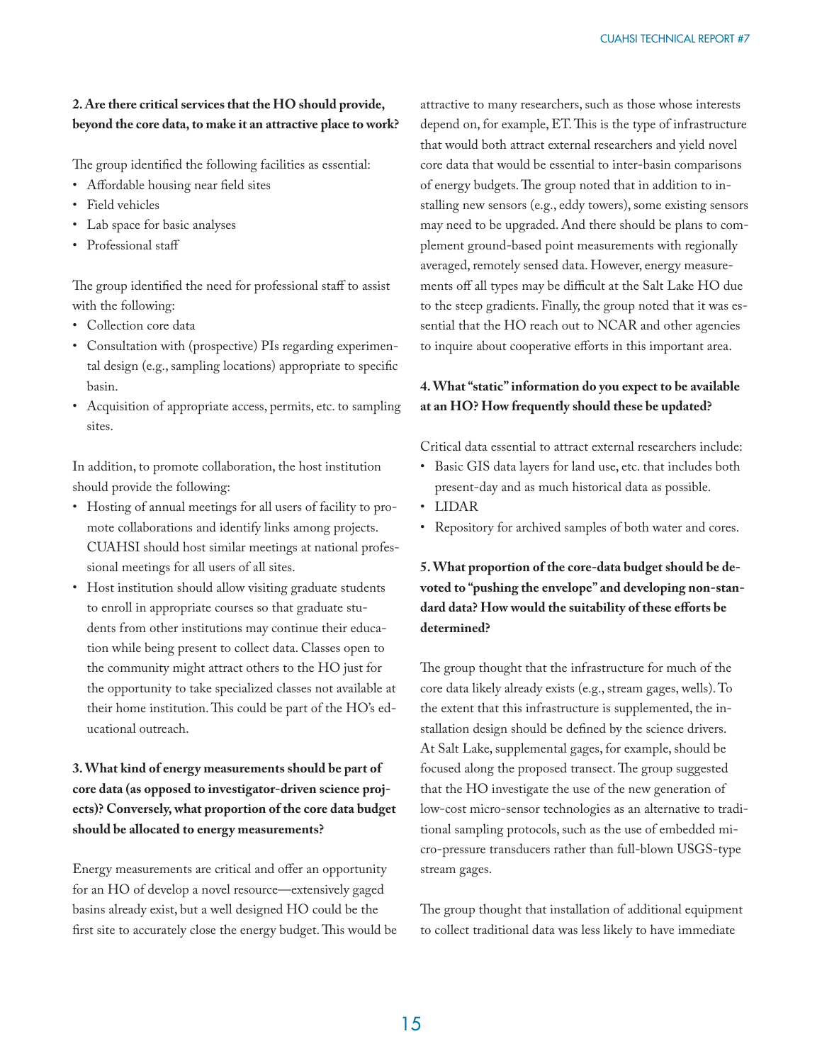**2. Are there critical services that the HO should provide, beyond the core data, to make it an attractive place to work?**

The group identified the following facilities as essential:

- Affordable housing near field sites
- Field vehicles
- Lab space for basic analyses
- Professional staff

The group identified the need for professional staff to assist with the following:

- Collection core data
- Consultation with (prospective) PIs regarding experimental design (e.g., sampling locations) appropriate to specific basin.
- Acquisition of appropriate access, permits, etc. to sampling sites.

In addition, to promote collaboration, the host institution should provide the following:

- Hosting of annual meetings for all users of facility to promote collaborations and identify links among projects. CUAHSI should host similar meetings at national professional meetings for all users of all sites.
- Host institution should allow visiting graduate students to enroll in appropriate courses so that graduate students from other institutions may continue their education while being present to collect data. Classes open to the community might attract others to the HO just for the opportunity to take specialized classes not available at their home institution. This could be part of the HO's educational outreach.

**3. What kind of energy measurements should be part of core data (as opposed to investigator-driven science projects)? Conversely, what proportion of the core data budget should be allocated to energy measurements?**

Energy measurements are critical and offer an opportunity for an HO of develop a novel resource—extensively gaged basins already exist, but a well designed HO could be the first site to accurately close the energy budget. This would be attractive to many researchers, such as those whose interests depend on, for example, ET. This is the type of infrastructure that would both attract external researchers and yield novel core data that would be essential to inter-basin comparisons of energy budgets. The group noted that in addition to installing new sensors (e.g., eddy towers), some existing sensors may need to be upgraded. And there should be plans to complement ground-based point measurements with regionally averaged, remotely sensed data. However, energy measurements off all types may be difficult at the Salt Lake HO due to the steep gradients. Finally, the group noted that it was essential that the HO reach out to NCAR and other agencies to inquire about cooperative efforts in this important area.

**4. What "static" information do you expect to be available at an HO? How frequently should these be updated?**

Critical data essential to attract external researchers include:

- Basic GIS data layers for land use, etc. that includes both present-day and as much historical data as possible.
- LIDAR
- Repository for archived samples of both water and cores.

**5. What proportion of the core-data budget should be devoted to "pushing the envelope" and developing non-standard data? How would the suitability of these efforts be determined?**

The group thought that the infrastructure for much of the core data likely already exists (e.g., stream gages, wells). To the extent that this infrastructure is supplemented, the installation design should be defined by the science drivers. At Salt Lake, supplemental gages, for example, should be focused along the proposed transect. The group suggested that the HO investigate the use of the new generation of low-cost micro-sensor technologies as an alternative to traditional sampling protocols, such as the use of embedded micro-pressure transducers rather than full-blown USGS-type stream gages.

The group thought that installation of additional equipment to collect traditional data was less likely to have immediate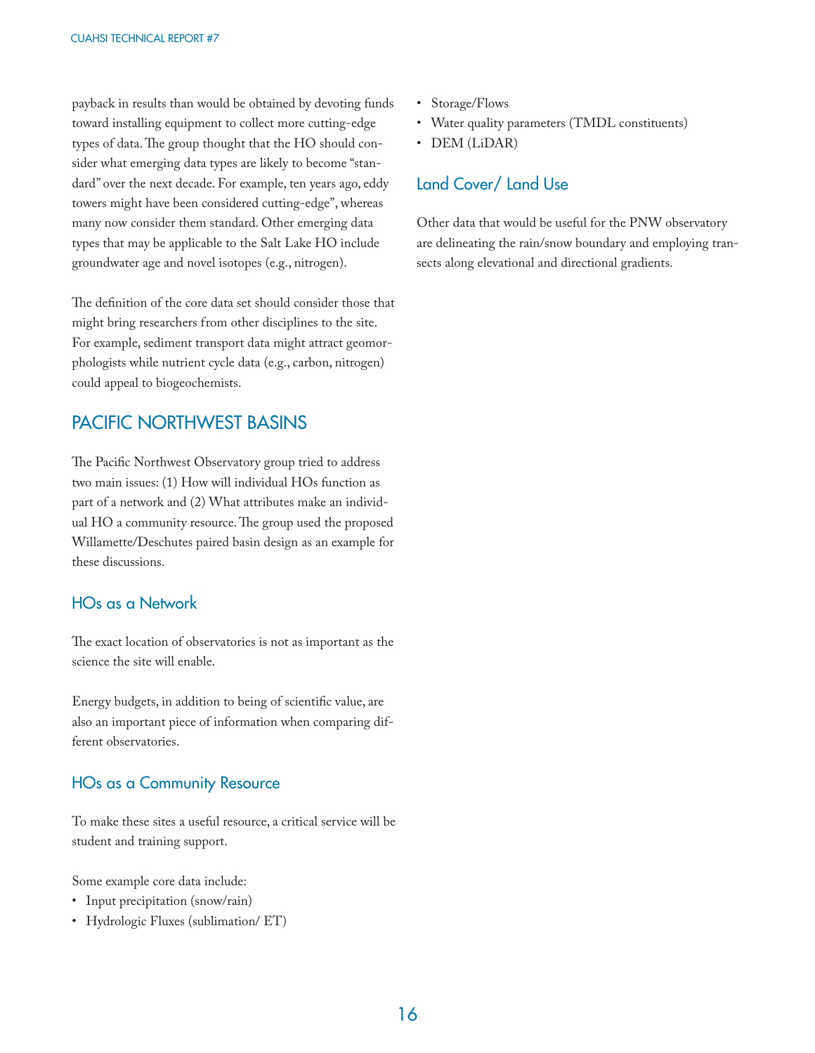payback in results than would be obtained by devoting funds toward installing equipment to collect more cutting-edge types of data. The group thought that the HO should consider what emerging data types are likely to become "standard" over the next decade. For example, ten years ago, eddy towers might have been considered cutting-edge", whereas many now consider them standard. Other emerging data types that may be applicable to the Salt Lake HO include groundwater age and novel isotopes (e.g., nitrogen).

The definition of the core data set should consider those that might bring researchers from other disciplines to the site. For example, sediment transport data might attract geomorphologists while nutrient cycle data (e.g., carbon, nitrogen) could appeal to biogeochemists.

## PACIFIC NORTHWEST BASINS

The Pacific Northwest Observatory group tried to address two main issues: (1) How will individual HOs function as part of a network and (2) What attributes make an individual HO a community resource. The group used the proposed Willamette/Deschutes paired basin design as an example for these discussions.

### HOs as a Network

The exact location of observatories is not as important as the science the site will enable.

Energy budgets, in addition to being of scientific value, are also an important piece of information when comparing different observatories.

### HOs as a Community Resource

To make these sites a useful resource, a critical service will be student and training support.

Some example core data include:

- Input precipitation (snow/rain)
- Hydrologic Fluxes (sublimation/ ET)
- Storage/Flows
- Water quality parameters (TMDL constituents)
- DEM (LiDAR)

### Land Cover/ Land Use

Other data that would be useful for the PNW observatory are delineating the rain/snow boundary and employing transects along elevational and directional gradients.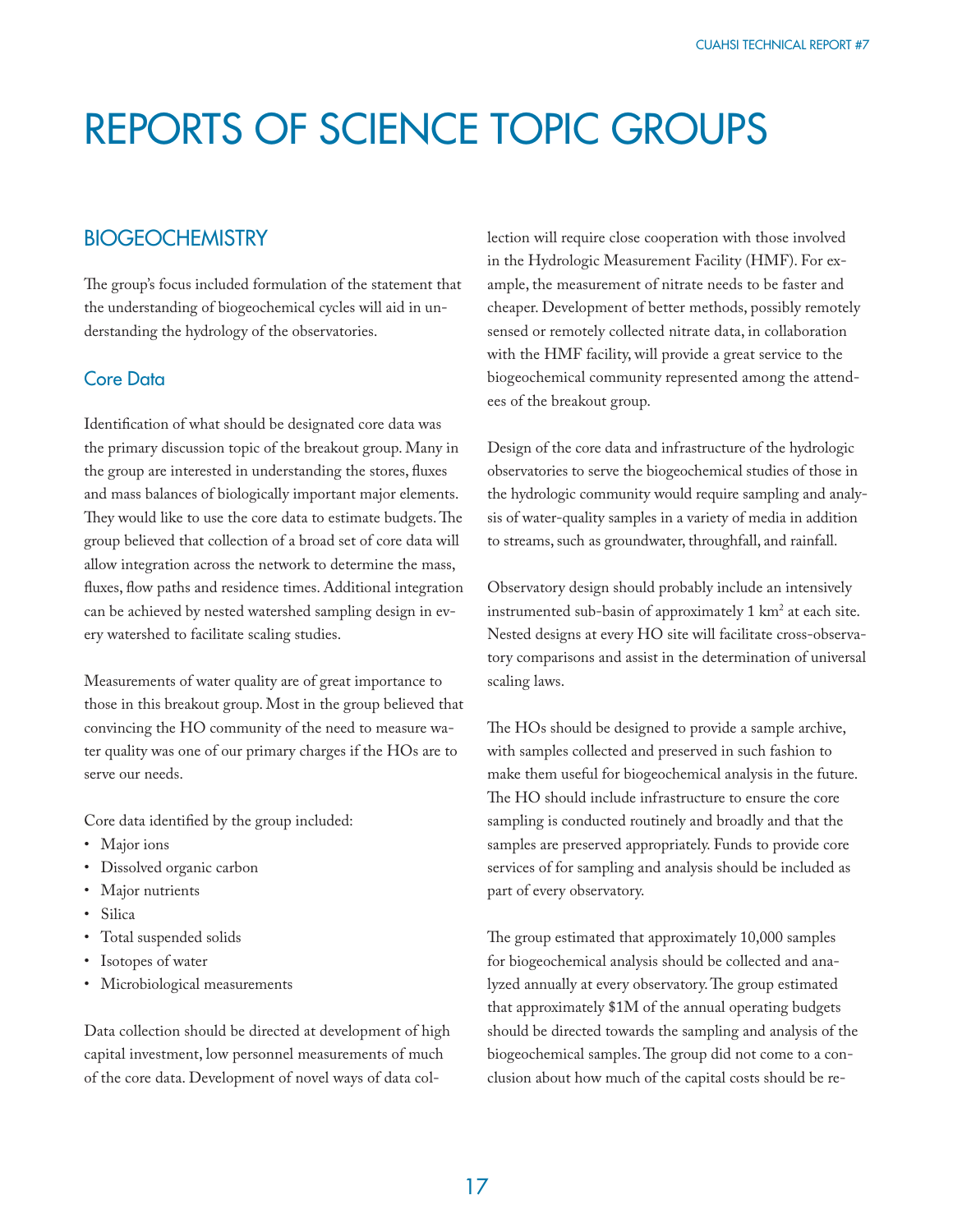# REPORTS OF SCIENCE TOPIC GROUPS

## BIOGEOCHEMISTRY

The group's focus included formulation of the statement that the understanding of biogeochemical cycles will aid in understanding the hydrology of the observatories.

### Core Data

Identification of what should be designated core data was the primary discussion topic of the breakout group. Many in the group are interested in understanding the stores, fluxes and mass balances of biologically important major elements. They would like to use the core data to estimate budgets. The group believed that collection of a broad set of core data will allow integration across the network to determine the mass, fluxes, flow paths and residence times. Additional integration can be achieved by nested watershed sampling design in every watershed to facilitate scaling studies.

Measurements of water quality are of great importance to those in this breakout group. Most in the group believed that convincing the HO community of the need to measure water quality was one of our primary charges if the HOs are to serve our needs.

Core data identified by the group included:

- Major ions
- Dissolved organic carbon
- Major nutrients
- Silica
- Total suspended solids
- Isotopes of water
- Microbiological measurements

Data collection should be directed at development of high capital investment, low personnel measurements of much of the core data. Development of novel ways of data collection will require close cooperation with those involved in the Hydrologic Measurement Facility (HMF). For example, the measurement of nitrate needs to be faster and cheaper. Development of better methods, possibly remotely sensed or remotely collected nitrate data, in collaboration with the HMF facility, will provide a great service to the biogeochemical community represented among the attendees of the breakout group.

Design of the core data and infrastructure of the hydrologic observatories to serve the biogeochemical studies of those in the hydrologic community would require sampling and analysis of water-quality samples in a variety of media in addition to streams, such as groundwater, throughfall, and rainfall.

Observatory design should probably include an intensively instrumented sub-basin of approximately 1 $km^2$ at each site. Nested designs at every HO site will facilitate cross-observatory comparisons and assist in the determination of universal scaling laws.

The HOs should be designed to provide a sample archive, with samples collected and preserved in such fashion to make them useful for biogeochemical analysis in the future. The HO should include infrastructure to ensure the core sampling is conducted routinely and broadly and that the samples are preserved appropriately. Funds to provide core services of for sampling and analysis should be included as part of every observatory.

The group estimated that approximately 10,000 samples for biogeochemical analysis should be collected and analyzed annually at every observatory. The group estimated that approximately $1M of the annual operating budgets should be directed towards the sampling and analysis of the biogeochemical samples. The group did not come to a conclusion about how much of the capital costs should be re-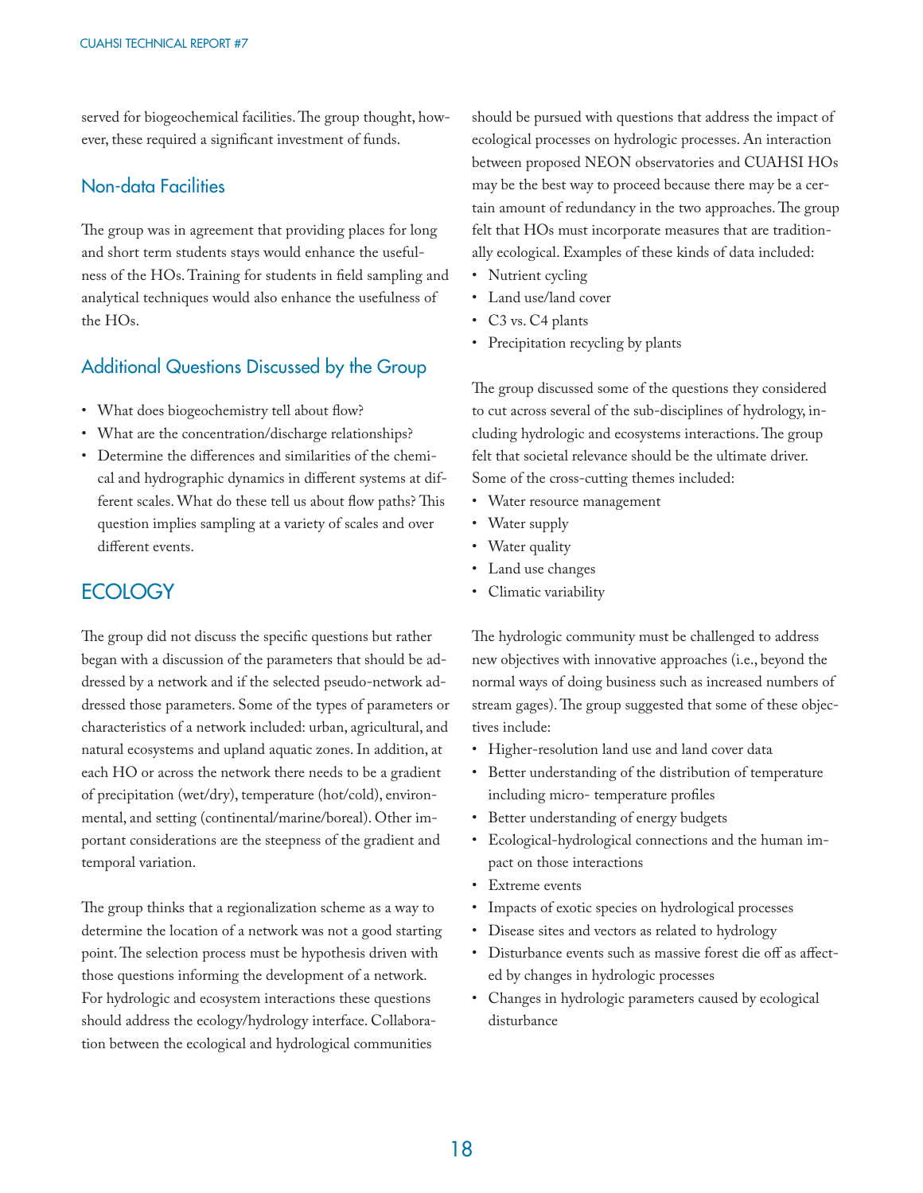served for biogeochemical facilities. The group thought, however, these required a significant investment of funds.

### Non-data Facilities

The group was in agreement that providing places for long and short term students stays would enhance the usefulness of the HOs. Training for students in field sampling and analytical techniques would also enhance the usefulness of the HOs.

### Additional Questions Discussed by the Group

- What does biogeochemistry tell about flow?
- What are the concentration/discharge relationships?
- Determine the differences and similarities of the chemical and hydrographic dynamics in different systems at different scales. What do these tell us about flow paths? This question implies sampling at a variety of scales and over different events.

## ECOLOGY

The group did not discuss the specific questions but rather began with a discussion of the parameters that should be addressed by a network and if the selected pseudo-network addressed those parameters. Some of the types of parameters or characteristics of a network included: urban, agricultural, and natural ecosystems and upland aquatic zones. In addition, at each HO or across the network there needs to be a gradient of precipitation (wet/dry), temperature (hot/cold), environmental, and setting (continental/marine/boreal). Other important considerations are the steepness of the gradient and temporal variation.

The group thinks that a regionalization scheme as a way to determine the location of a network was not a good starting point. The selection process must be hypothesis driven with those questions informing the development of a network. For hydrologic and ecosystem interactions these questions should address the ecology/hydrology interface. Collaboration between the ecological and hydrological communities should be pursued with questions that address the impact of ecological processes on hydrologic processes. An interaction between proposed NEON observatories and CUAHSI HOs may be the best way to proceed because there may be a certain amount of redundancy in the two approaches. The group felt that HOs must incorporate measures that are traditionally ecological. Examples of these kinds of data included:

- Nutrient cycling
- Land use/land cover
- C3 vs. C4 plants
- Precipitation recycling by plants

The group discussed some of the questions they considered to cut across several of the sub-disciplines of hydrology, including hydrologic and ecosystems interactions. The group felt that societal relevance should be the ultimate driver. Some of the cross-cutting themes included:

- Water resource management
- Water supply
- Water quality
- Land use changes
- Climatic variability

The hydrologic community must be challenged to address new objectives with innovative approaches (i.e., beyond the normal ways of doing business such as increased numbers of stream gages). The group suggested that some of these objectives include:

- Higher-resolution land use and land cover data
- Better understanding of the distribution of temperature including micro- temperature profiles
- Better understanding of energy budgets
- Ecological-hydrological connections and the human impact on those interactions
- Extreme events
- Impacts of exotic species on hydrological processes
- Disease sites and vectors as related to hydrology
- Disturbance events such as massive forest die off as affected by changes in hydrologic processes
- Changes in hydrologic parameters caused by ecological disturbance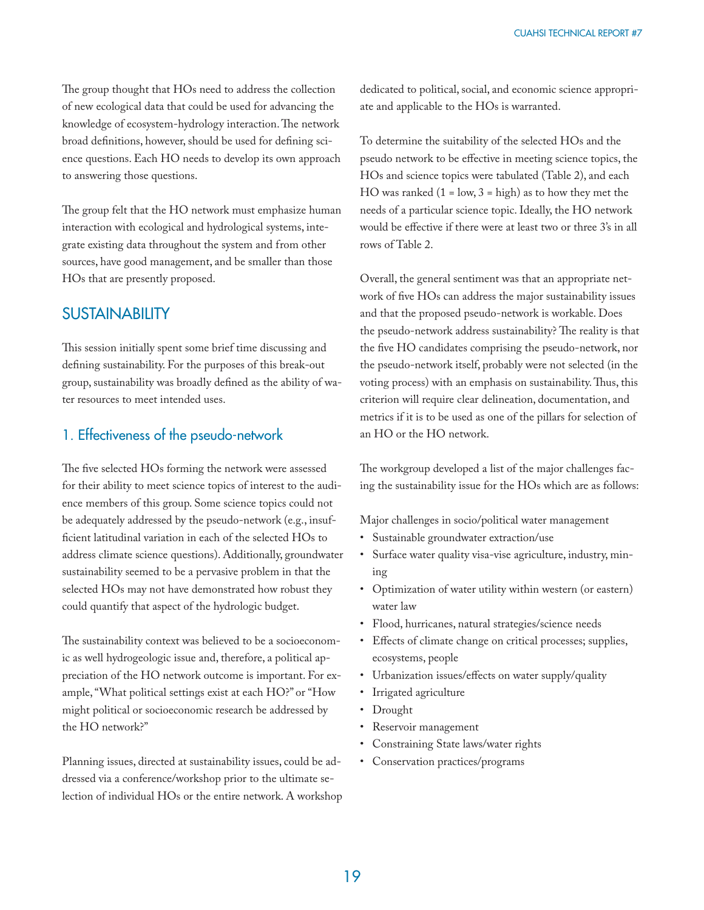The group thought that HOs need to address the collection of new ecological data that could be used for advancing the knowledge of ecosystem-hydrology interaction. The network broad definitions, however, should be used for defining science questions. Each HO needs to develop its own approach to answering those questions.

The group felt that the HO network must emphasize human interaction with ecological and hydrological systems, integrate existing data throughout the system and from other sources, have good management, and be smaller than those HOs that are presently proposed.

## SUSTAINABILITY

This session initially spent some brief time discussing and defining sustainability. For the purposes of this break-out group, sustainability was broadly defined as the ability of water resources to meet intended uses.

### 1. Effectiveness of the pseudo-network

The five selected HOs forming the network were assessed for their ability to meet science topics of interest to the audience members of this group. Some science topics could not be adequately addressed by the pseudo-network (e.g., insufficient latitudinal variation in each of the selected HOs to address climate science questions). Additionally, groundwater sustainability seemed to be a pervasive problem in that the selected HOs may not have demonstrated how robust they could quantify that aspect of the hydrologic budget.

The sustainability context was believed to be a socioeconomic as well hydrogeologic issue and, therefore, a political appreciation of the HO network outcome is important. For example, "What political settings exist at each HO?" or "How might political or socioeconomic research be addressed by the HO network?"

Planning issues, directed at sustainability issues, could be addressed via a conference/workshop prior to the ultimate selection of individual HOs or the entire network. A workshop dedicated to political, social, and economic science appropriate and applicable to the HOs is warranted.

To determine the suitability of the selected HOs and the pseudo network to be effective in meeting science topics, the HOs and science topics were tabulated (Table 2), and each HO was ranked (1 = low, 3 = high) as to how they met the needs of a particular science topic. Ideally, the HO network would be effective if there were at least two or three 3's in all rows of Table 2.

Overall, the general sentiment was that an appropriate network of five HOs can address the major sustainability issues and that the proposed pseudo-network is workable. Does the pseudo-network address sustainability? The reality is that the five HO candidates comprising the pseudo-network, nor the pseudo-network itself, probably were not selected (in the voting process) with an emphasis on sustainability. Thus, this criterion will require clear delineation, documentation, and metrics if it is to be used as one of the pillars for selection of an HO or the HO network.

The workgroup developed a list of the major challenges facing the sustainability issue for the HOs which are as follows:

Major challenges in socio/political water management

- Sustainable groundwater extraction/use
- Surface water quality visa-vise agriculture, industry, mining
- Optimization of water utility within western (or eastern) water law
- Flood, hurricanes, natural strategies/science needs
- Effects of climate change on critical processes; supplies, ecosystems, people
- Urbanization issues/effects on water supply/quality
- Irrigated agriculture
- Drought
- Reservoir management
- Constraining State laws/water rights
- Conservation practices/programs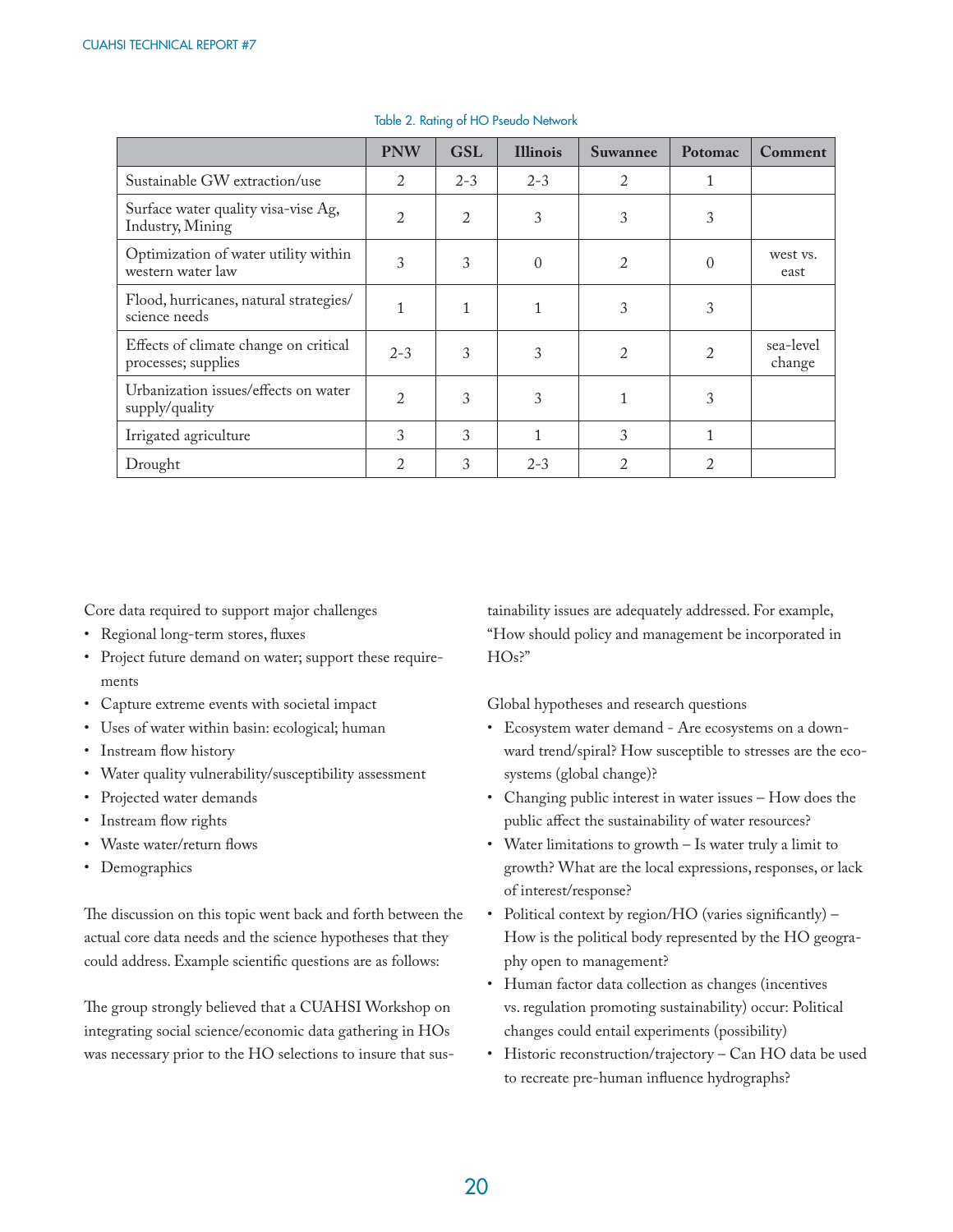Table 2. Rating of HO Pseudo Network

| | PNW | GSL | Illinois | Suwannee | Potomac | Comment |
|---|---|---|---|---|---|---|
| Sustainable GW extraction/use | 2 | 2-3 | 2-3 | 2 | 1 | |
| Surface water quality visa-vise Ag, Industry, Mining | 2 | 2 | 3 | 3 | 3 | |
| Optimization of water utility within western water law | 3 | 3 | 0 | 2 | 0 | west vs. east |
| Flood, hurricanes, natural strategies/ science needs | 1 | 1 | 1 | 3 | 3 | |
| Effects of climate change on critical processes; supplies | 2-3 | 3 | 3 | 2 | 2 | sea-level change |
| Urbanization issues/effects on water supply/quality | 2 | 3 | 3 | 1 | 3 | |
| Irrigated agriculture | 3 | 3 | 1 | 3 | 1 | |
| Drought | 2 | 3 | 2-3 | 2 | 2 | |

Core data required to support major challenges

- Regional long-term stores, fluxes
- Project future demand on water; support these requirements
- Capture extreme events with societal impact
- Uses of water within basin: ecological; human
- Instream flow history
- Water quality vulnerability/susceptibility assessment
- Projected water demands
- Instream flow rights
- Waste water/return flows
- Demographics

The discussion on this topic went back and forth between the actual core data needs and the science hypotheses that they could address. Example scientific questions are as follows:

The group strongly believed that a CUAHSI Workshop on integrating social science/economic data gathering in HOs was necessary prior to the HO selections to insure that sustainability issues are adequately addressed. For example, "How should policy and management be incorporated in HOs?"

Global hypotheses and research questions

- Ecosystem water demand - Are ecosystems on a downward trend/spiral? How susceptible to stresses are the ecosystems (global change)?
- Changing public interest in water issues – How does the public affect the sustainability of water resources?
- Water limitations to growth – Is water truly a limit to growth? What are the local expressions, responses, or lack of interest/response?
- Political context by region/HO (varies significantly) – How is the political body represented by the HO geography open to management?
- Human factor data collection as changes (incentives vs. regulation promoting sustainability) occur: Political changes could entail experiments (possibility)
- Historic reconstruction/trajectory – Can HO data be used to recreate pre-human influence hydrographs?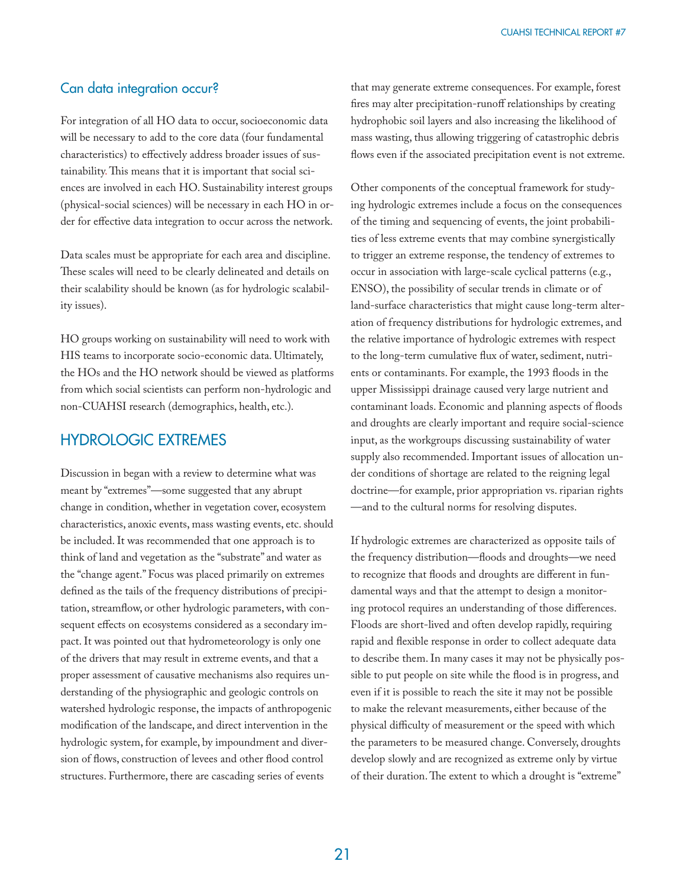## Can data integration occur?

For integration of all HO data to occur, socioeconomic data will be necessary to add to the core data (four fundamental characteristics) to effectively address broader issues of sustainability. This means that it is important that social sciences are involved in each HO. Sustainability interest groups (physical-social sciences) will be necessary in each HO in order for effective data integration to occur across the network.

Data scales must be appropriate for each area and discipline. These scales will need to be clearly delineated and details on their scalability should be known (as for hydrologic scalability issues).

HO groups working on sustainability will need to work with HIS teams to incorporate socio-economic data. Ultimately, the HOs and the HO network should be viewed as platforms from which social scientists can perform non-hydrologic and non-CUAHSI research (demographics, health, etc.).

# HYDROLOGIC EXTREMES

Discussion in began with a review to determine what was meant by "extremes"—some suggested that any abrupt change in condition, whether in vegetation cover, ecosystem characteristics, anoxic events, mass wasting events, etc. should be included. It was recommended that one approach is to think of land and vegetation as the "substrate" and water as the "change agent." Focus was placed primarily on extremes defined as the tails of the frequency distributions of precipitation, streamflow, or other hydrologic parameters, with consequent effects on ecosystems considered as a secondary impact. It was pointed out that hydrometeorology is only one of the drivers that may result in extreme events, and that a proper assessment of causative mechanisms also requires understanding of the physiographic and geologic controls on watershed hydrologic response, the impacts of anthropogenic modification of the landscape, and direct intervention in the hydrologic system, for example, by impoundment and diversion of flows, construction of levees and other flood control structures. Furthermore, there are cascading series of events that may generate extreme consequences. For example, forest fires may alter precipitation-runoff relationships by creating hydrophobic soil layers and also increasing the likelihood of mass wasting, thus allowing triggering of catastrophic debris flows even if the associated precipitation event is not extreme.

Other components of the conceptual framework for studying hydrologic extremes include a focus on the consequences of the timing and sequencing of events, the joint probabilities of less extreme events that may combine synergistically to trigger an extreme response, the tendency of extremes to occur in association with large-scale cyclical patterns (e.g., ENSO), the possibility of secular trends in climate or of land-surface characteristics that might cause long-term alteration of frequency distributions for hydrologic extremes, and the relative importance of hydrologic extremes with respect to the long-term cumulative flux of water, sediment, nutrients or contaminants. For example, the 1993 floods in the upper Mississippi drainage caused very large nutrient and contaminant loads. Economic and planning aspects of floods and droughts are clearly important and require social-science input, as the workgroups discussing sustainability of water supply also recommended. Important issues of allocation under conditions of shortage are related to the reigning legal doctrine—for example, prior appropriation vs. riparian rights—and to the cultural norms for resolving disputes.

If hydrologic extremes are characterized as opposite tails of the frequency distribution—floods and droughts—we need to recognize that floods and droughts are different in fundamental ways and that the attempt to design a monitoring protocol requires an understanding of those differences. Floods are short-lived and often develop rapidly, requiring rapid and flexible response in order to collect adequate data to describe them. In many cases it may not be physically possible to put people on site while the flood is in progress, and even if it is possible to reach the site it may not be possible to make the relevant measurements, either because of the physical difficulty of measurement or the speed with which the parameters to be measured change. Conversely, droughts develop slowly and are recognized as extreme only by virtue of their duration. The extent to which a drought is "extreme"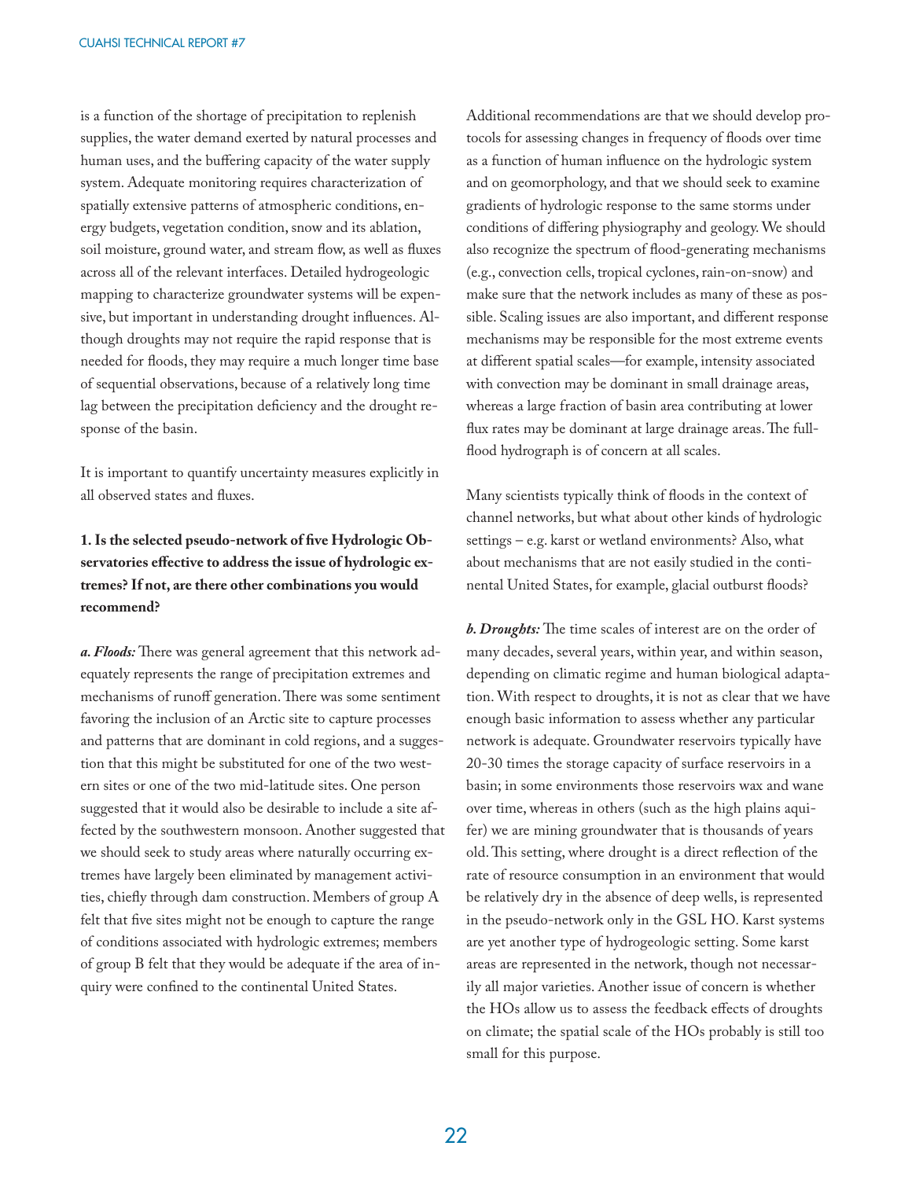is a function of the shortage of precipitation to replenish supplies, the water demand exerted by natural processes and human uses, and the buffering capacity of the water supply system. Adequate monitoring requires characterization of spatially extensive patterns of atmospheric conditions, energy budgets, vegetation condition, snow and its ablation, soil moisture, ground water, and stream flow, as well as fluxes across all of the relevant interfaces. Detailed hydrogeologic mapping to characterize groundwater systems will be expensive, but important in understanding drought influences. Although droughts may not require the rapid response that is needed for floods, they may require a much longer time base of sequential observations, because of a relatively long time lag between the precipitation deficiency and the drought response of the basin.

It is important to quantify uncertainty measures explicitly in all observed states and fluxes.

**1. Is the selected pseudo-network of five Hydrologic Observatories effective to address the issue of hydrologic extremes? If not, are there other combinations you would recommend?**

***a. Floods:*** There was general agreement that this network adequately represents the range of precipitation extremes and mechanisms of runoff generation. There was some sentiment favoring the inclusion of an Arctic site to capture processes and patterns that are dominant in cold regions, and a suggestion that this might be substituted for one of the two western sites or one of the two mid-latitude sites. One person suggested that it would also be desirable to include a site affected by the southwestern monsoon. Another suggested that we should seek to study areas where naturally occurring extremes have largely been eliminated by management activities, chiefly through dam construction. Members of group A felt that five sites might not be enough to capture the range of conditions associated with hydrologic extremes; members of group B felt that they would be adequate if the area of inquiry were confined to the continental United States.

Additional recommendations are that we should develop protocols for assessing changes in frequency of floods over time as a function of human influence on the hydrologic system and on geomorphology, and that we should seek to examine gradients of hydrologic response to the same storms under conditions of differing physiography and geology. We should also recognize the spectrum of flood-generating mechanisms (e.g., convection cells, tropical cyclones, rain-on-snow) and make sure that the network includes as many of these as possible. Scaling issues are also important, and different response mechanisms may be responsible for the most extreme events at different spatial scales—for example, intensity associated with convection may be dominant in small drainage areas, whereas a large fraction of basin area contributing at lower flux rates may be dominant at large drainage areas. The full-flood hydrograph is of concern at all scales.

Many scientists typically think of floods in the context of channel networks, but what about other kinds of hydrologic settings – e.g. karst or wetland environments? Also, what about mechanisms that are not easily studied in the continental United States, for example, glacial outburst floods?

***b. Droughts:*** The time scales of interest are on the order of many decades, several years, within year, and within season, depending on climatic regime and human biological adaptation. With respect to droughts, it is not as clear that we have enough basic information to assess whether any particular network is adequate. Groundwater reservoirs typically have 20-30 times the storage capacity of surface reservoirs in a basin; in some environments those reservoirs wax and wane over time, whereas in others (such as the high plains aquifer) we are mining groundwater that is thousands of years old. This setting, where drought is a direct reflection of the rate of resource consumption in an environment that would be relatively dry in the absence of deep wells, is represented in the pseudo-network only in the GSL HO. Karst systems are yet another type of hydrogeologic setting. Some karst areas are represented in the network, though not necessarily all major varieties. Another issue of concern is whether the HOs allow us to assess the feedback effects of droughts on climate; the spatial scale of the HOs probably is still too small for this purpose.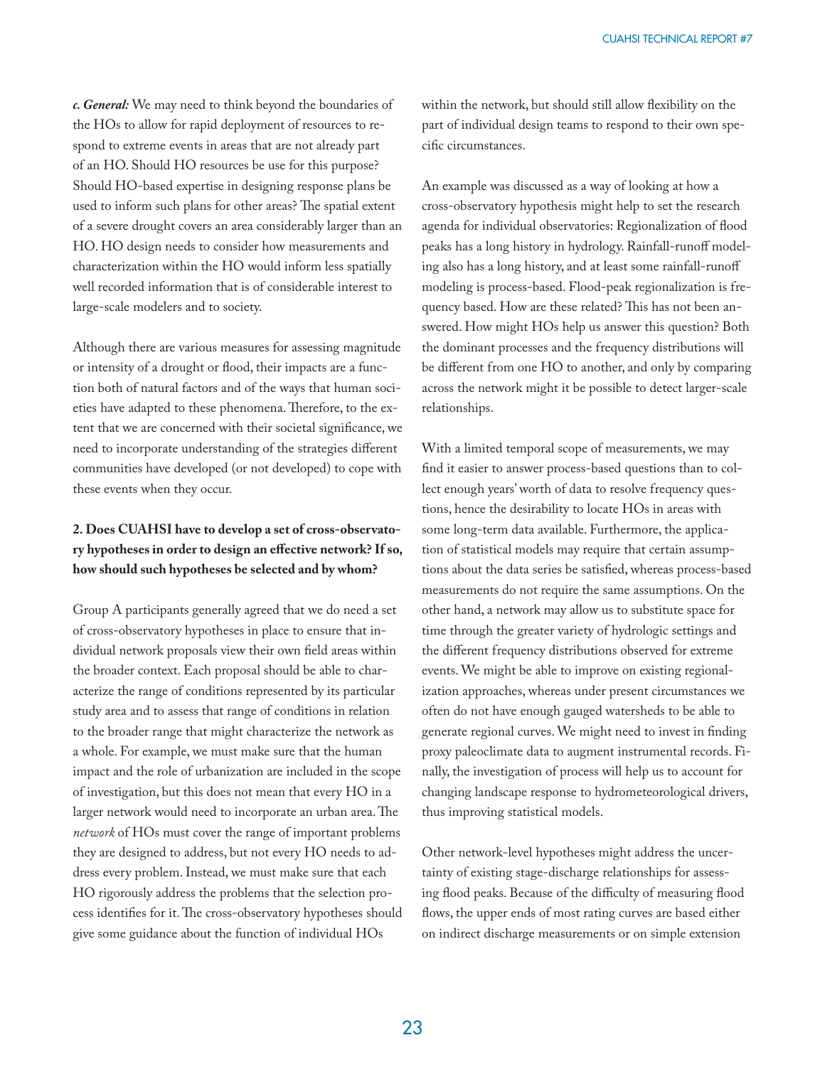***c. General:*** We may need to think beyond the boundaries of the HOs to allow for rapid deployment of resources to respond to extreme events in areas that are not already part of an HO. Should HO resources be use for this purpose? Should HO-based expertise in designing response plans be used to inform such plans for other areas? The spatial extent of a severe drought covers an area considerably larger than an HO. HO design needs to consider how measurements and characterization within the HO would inform less spatially well recorded information that is of considerable interest to large-scale modelers and to society.

Although there are various measures for assessing magnitude or intensity of a drought or flood, their impacts are a function both of natural factors and of the ways that human societies have adapted to these phenomena. Therefore, to the extent that we are concerned with their societal significance, we need to incorporate understanding of the strategies different communities have developed (or not developed) to cope with these events when they occur.

**2. Does CUAHSI have to develop a set of cross-observatory hypotheses in order to design an effective network? If so, how should such hypotheses be selected and by whom?**

Group A participants generally agreed that we do need a set of cross-observatory hypotheses in place to ensure that individual network proposals view their own field areas within the broader context. Each proposal should be able to characterize the range of conditions represented by its particular study area and to assess that range of conditions in relation to the broader range that might characterize the network as a whole. For example, we must make sure that the human impact and the role of urbanization are included in the scope of investigation, but this does not mean that every HO in a larger network would need to incorporate an urban area. The *network* of HOs must cover the range of important problems they are designed to address, but not every HO needs to address every problem. Instead, we must make sure that each HO rigorously address the problems that the selection process identifies for it. The cross-observatory hypotheses should give some guidance about the function of individual HOs within the network, but should still allow flexibility on the part of individual design teams to respond to their own specific circumstances.

An example was discussed as a way of looking at how a cross-observatory hypothesis might help to set the research agenda for individual observatories: Regionalization of flood peaks has a long history in hydrology. Rainfall-runoff modeling also has a long history, and at least some rainfall-runoff modeling is process-based. Flood-peak regionalization is frequency based. How are these related? This has not been answered. How might HOs help us answer this question? Both the dominant processes and the frequency distributions will be different from one HO to another, and only by comparing across the network might it be possible to detect larger-scale relationships.

With a limited temporal scope of measurements, we may find it easier to answer process-based questions than to collect enough years' worth of data to resolve frequency questions, hence the desirability to locate HOs in areas with some long-term data available. Furthermore, the application of statistical models may require that certain assumptions about the data series be satisfied, whereas process-based measurements do not require the same assumptions. On the other hand, a network may allow us to substitute space for time through the greater variety of hydrologic settings and the different frequency distributions observed for extreme events. We might be able to improve on existing regionalization approaches, whereas under present circumstances we often do not have enough gauged watersheds to be able to generate regional curves. We might need to invest in finding proxy paleoclimate data to augment instrumental records. Finally, the investigation of process will help us to account for changing landscape response to hydrometeorological drivers, thus improving statistical models.

Other network-level hypotheses might address the uncertainty of existing stage-discharge relationships for assessing flood peaks. Because of the difficulty of measuring flood flows, the upper ends of most rating curves are based either on indirect discharge measurements or on simple extension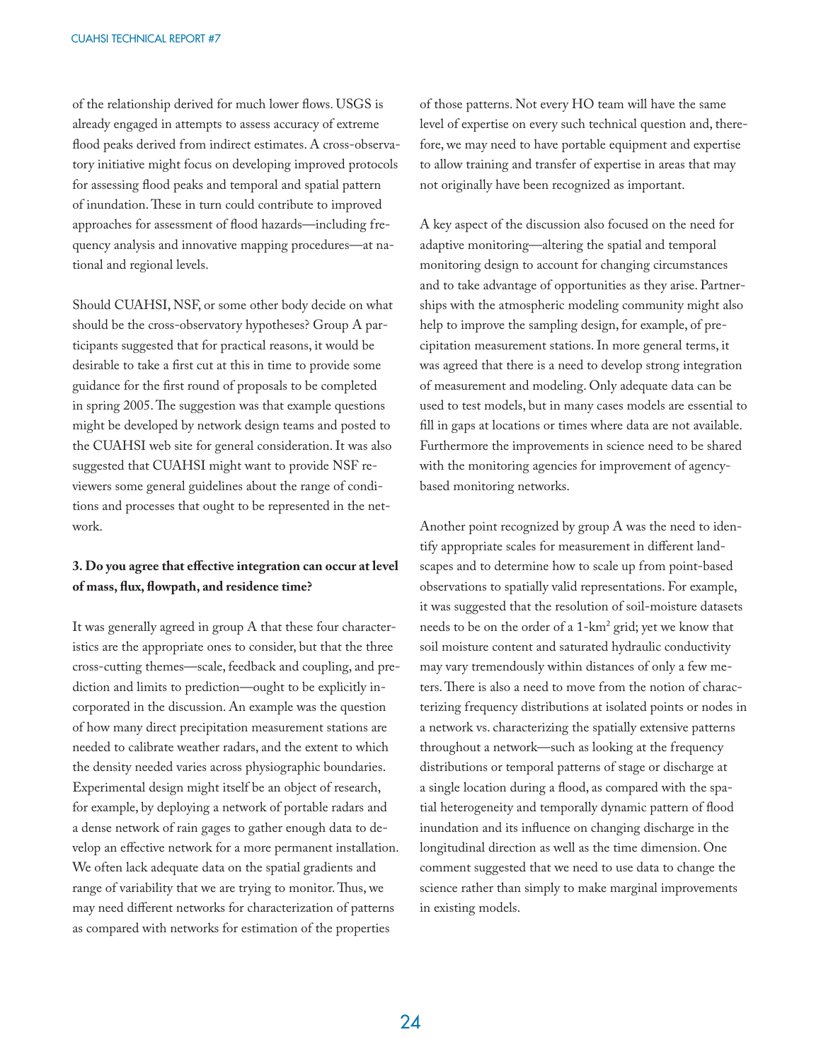of the relationship derived for much lower flows. USGS is already engaged in attempts to assess accuracy of extreme flood peaks derived from indirect estimates. A cross-observatory initiative might focus on developing improved protocols for assessing flood peaks and temporal and spatial pattern of inundation. These in turn could contribute to improved approaches for assessment of flood hazards—including frequency analysis and innovative mapping procedures—at national and regional levels.

Should CUAHSI, NSF, or some other body decide on what should be the cross-observatory hypotheses? Group A participants suggested that for practical reasons, it would be desirable to take a first cut at this in time to provide some guidance for the first round of proposals to be completed in spring 2005. The suggestion was that example questions might be developed by network design teams and posted to the CUAHSI web site for general consideration. It was also suggested that CUAHSI might want to provide NSF reviewers some general guidelines about the range of conditions and processes that ought to be represented in the network.

**3. Do you agree that effective integration can occur at level of mass, flux, flowpath, and residence time?**

It was generally agreed in group A that these four characteristics are the appropriate ones to consider, but that the three cross-cutting themes—scale, feedback and coupling, and prediction and limits to prediction—ought to be explicitly incorporated in the discussion. An example was the question of how many direct precipitation measurement stations are needed to calibrate weather radars, and the extent to which the density needed varies across physiographic boundaries. Experimental design might itself be an object of research, for example, by deploying a network of portable radars and a dense network of rain gages to gather enough data to develop an effective network for a more permanent installation. We often lack adequate data on the spatial gradients and range of variability that we are trying to monitor. Thus, we may need different networks for characterization of patterns as compared with networks for estimation of the properties of those patterns. Not every HO team will have the same level of expertise on every such technical question and, therefore, we may need to have portable equipment and expertise to allow training and transfer of expertise in areas that may not originally have been recognized as important.

A key aspect of the discussion also focused on the need for adaptive monitoring—altering the spatial and temporal monitoring design to account for changing circumstances and to take advantage of opportunities as they arise. Partnerships with the atmospheric modeling community might also help to improve the sampling design, for example, of precipitation measurement stations. In more general terms, it was agreed that there is a need to develop strong integration of measurement and modeling. Only adequate data can be used to test models, but in many cases models are essential to fill in gaps at locations or times where data are not available. Furthermore the improvements in science need to be shared with the monitoring agencies for improvement of agency-based monitoring networks.

Another point recognized by group A was the need to identify appropriate scales for measurement in different landscapes and to determine how to scale up from point-based observations to spatially valid representations. For example, it was suggested that the resolution of soil-moisture datasets needs to be on the order of a 1-km$^2$ grid; yet we know that soil moisture content and saturated hydraulic conductivity may vary tremendously within distances of only a few meters. There is also a need to move from the notion of characterizing frequency distributions at isolated points or nodes in a network vs. characterizing the spatially extensive patterns throughout a network—such as looking at the frequency distributions or temporal patterns of stage or discharge at a single location during a flood, as compared with the spatial heterogeneity and temporally dynamic pattern of flood inundation and its influence on changing discharge in the longitudinal direction as well as the time dimension. One comment suggested that we need to use data to change the science rather than simply to make marginal improvements in existing models.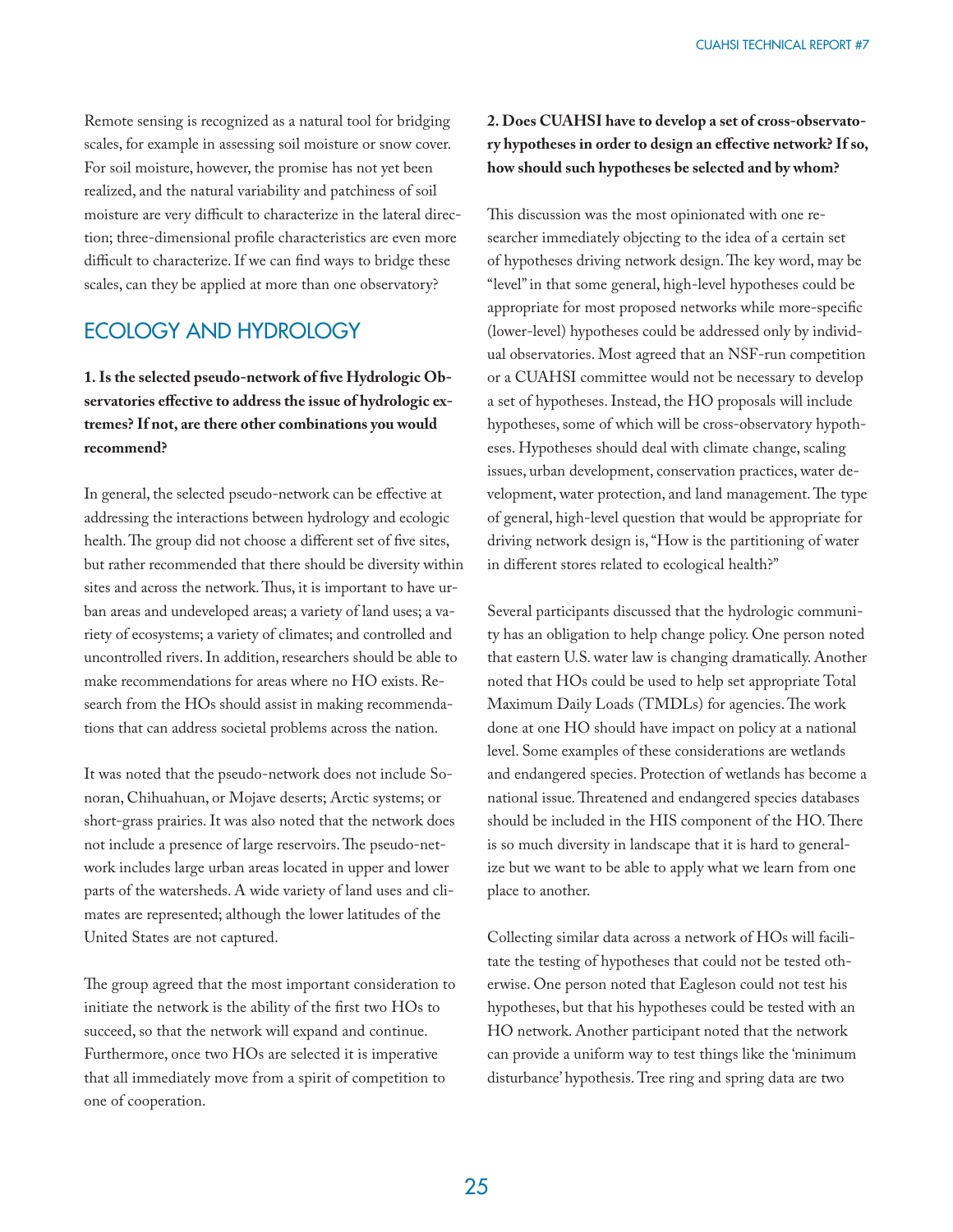Remote sensing is recognized as a natural tool for bridging scales, for example in assessing soil moisture or snow cover. For soil moisture, however, the promise has not yet been realized, and the natural variability and patchiness of soil moisture are very difficult to characterize in the lateral direction; three-dimensional profile characteristics are even more difficult to characterize. If we can find ways to bridge these scales, can they be applied at more than one observatory?

## ECOLOGY AND HYDROLOGY

**1. Is the selected pseudo-network of five Hydrologic Observatories effective to address the issue of hydrologic extremes? If not, are there other combinations you would recommend?**

In general, the selected pseudo-network can be effective at addressing the interactions between hydrology and ecologic health. The group did not choose a different set of five sites, but rather recommended that there should be diversity within sites and across the network. Thus, it is important to have urban areas and undeveloped areas; a variety of land uses; a variety of ecosystems; a variety of climates; and controlled and uncontrolled rivers. In addition, researchers should be able to make recommendations for areas where no HO exists. Research from the HOs should assist in making recommendations that can address societal problems across the nation.

It was noted that the pseudo-network does not include Sonoran, Chihuahuan, or Mojave deserts; Arctic systems; or short-grass prairies. It was also noted that the network does not include a presence of large reservoirs. The pseudo-network includes large urban areas located in upper and lower parts of the watersheds. A wide variety of land uses and climates are represented; although the lower latitudes of the United States are not captured.

The group agreed that the most important consideration to initiate the network is the ability of the first two HOs to succeed, so that the network will expand and continue. Furthermore, once two HOs are selected it is imperative that all immediately move from a spirit of competition to one of cooperation.

**2. Does CUAHSI have to develop a set of cross-observatory hypotheses in order to design an effective network? If so, how should such hypotheses be selected and by whom?**

This discussion was the most opinionated with one researcher immediately objecting to the idea of a certain set of hypotheses driving network design. The key word, may be "level" in that some general, high-level hypotheses could be appropriate for most proposed networks while more-specific (lower-level) hypotheses could be addressed only by individual observatories. Most agreed that an NSF-run competition or a CUAHSI committee would not be necessary to develop a set of hypotheses. Instead, the HO proposals will include hypotheses, some of which will be cross-observatory hypotheses. Hypotheses should deal with climate change, scaling issues, urban development, conservation practices, water development, water protection, and land management. The type of general, high-level question that would be appropriate for driving network design is, "How is the partitioning of water in different stores related to ecological health?"

Several participants discussed that the hydrologic community has an obligation to help change policy. One person noted that eastern U.S. water law is changing dramatically. Another noted that HOs could be used to help set appropriate Total Maximum Daily Loads (TMDLs) for agencies. The work done at one HO should have impact on policy at a national level. Some examples of these considerations are wetlands and endangered species. Protection of wetlands has become a national issue. Threatened and endangered species databases should be included in the HIS component of the HO. There is so much diversity in landscape that it is hard to generalize but we want to be able to apply what we learn from one place to another.

Collecting similar data across a network of HOs will facilitate the testing of hypotheses that could not be tested otherwise. One person noted that Eagleson could not test his hypotheses, but that his hypotheses could be tested with an HO network. Another participant noted that the network can provide a uniform way to test things like the 'minimum disturbance' hypothesis. Tree ring and spring data are two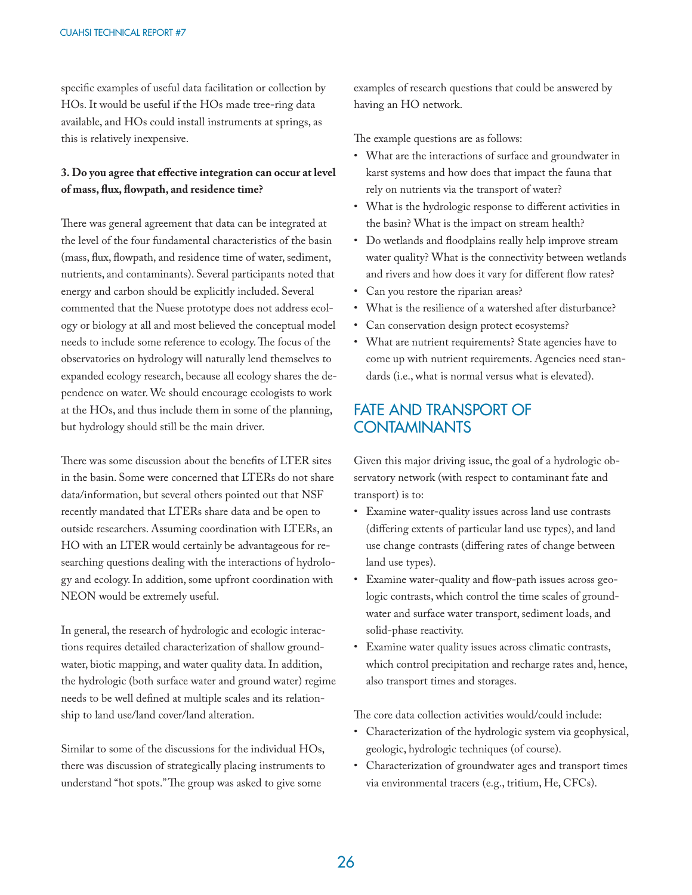specific examples of useful data facilitation or collection by HOs. It would be useful if the HOs made tree-ring data available, and HOs could install instruments at springs, as this is relatively inexpensive.

**3. Do you agree that effective integration can occur at level of mass, flux, flowpath, and residence time?**

There was general agreement that data can be integrated at the level of the four fundamental characteristics of the basin (mass, flux, flowpath, and residence time of water, sediment, nutrients, and contaminants). Several participants noted that energy and carbon should be explicitly included. Several commented that the Nuese prototype does not address ecology or biology at all and most believed the conceptual model needs to include some reference to ecology. The focus of the observatories on hydrology will naturally lend themselves to expanded ecology research, because all ecology shares the dependence on water. We should encourage ecologists to work at the HOs, and thus include them in some of the planning, but hydrology should still be the main driver.

There was some discussion about the benefits of LTER sites in the basin. Some were concerned that LTERs do not share data/information, but several others pointed out that NSF recently mandated that LTERs share data and be open to outside researchers. Assuming coordination with LTERs, an HO with an LTER would certainly be advantageous for researching questions dealing with the interactions of hydrology and ecology. In addition, some upfront coordination with NEON would be extremely useful.

In general, the research of hydrologic and ecologic interactions requires detailed characterization of shallow groundwater, biotic mapping, and water quality data. In addition, the hydrologic (both surface water and ground water) regime needs to be well defined at multiple scales and its relationship to land use/land cover/land alteration.

Similar to some of the discussions for the individual HOs, there was discussion of strategically placing instruments to understand "hot spots." The group was asked to give some examples of research questions that could be answered by having an HO network.

The example questions are as follows:

- What are the interactions of surface and groundwater in karst systems and how does that impact the fauna that rely on nutrients via the transport of water?
- What is the hydrologic response to different activities in the basin? What is the impact on stream health?
- Do wetlands and floodplains really help improve stream water quality? What is the connectivity between wetlands and rivers and how does it vary for different flow rates?
- Can you restore the riparian areas?
- What is the resilience of a watershed after disturbance?
- Can conservation design protect ecosystems?
- What are nutrient requirements? State agencies have to come up with nutrient requirements. Agencies need standards (i.e., what is normal versus what is elevated).

## FATE AND TRANSPORT OF CONTAMINANTS

Given this major driving issue, the goal of a hydrologic observatory network (with respect to contaminant fate and transport) is to:

- Examine water-quality issues across land use contrasts (differing extents of particular land use types), and land use change contrasts (differing rates of change between land use types).
- Examine water-quality and flow-path issues across geologic contrasts, which control the time scales of groundwater and surface water transport, sediment loads, and solid-phase reactivity.
- Examine water quality issues across climatic contrasts, which control precipitation and recharge rates and, hence, also transport times and storages.

The core data collection activities would/could include:

- Characterization of the hydrologic system via geophysical, geologic, hydrologic techniques (of course).
- Characterization of groundwater ages and transport times via environmental tracers (e.g., tritium, He, CFCs).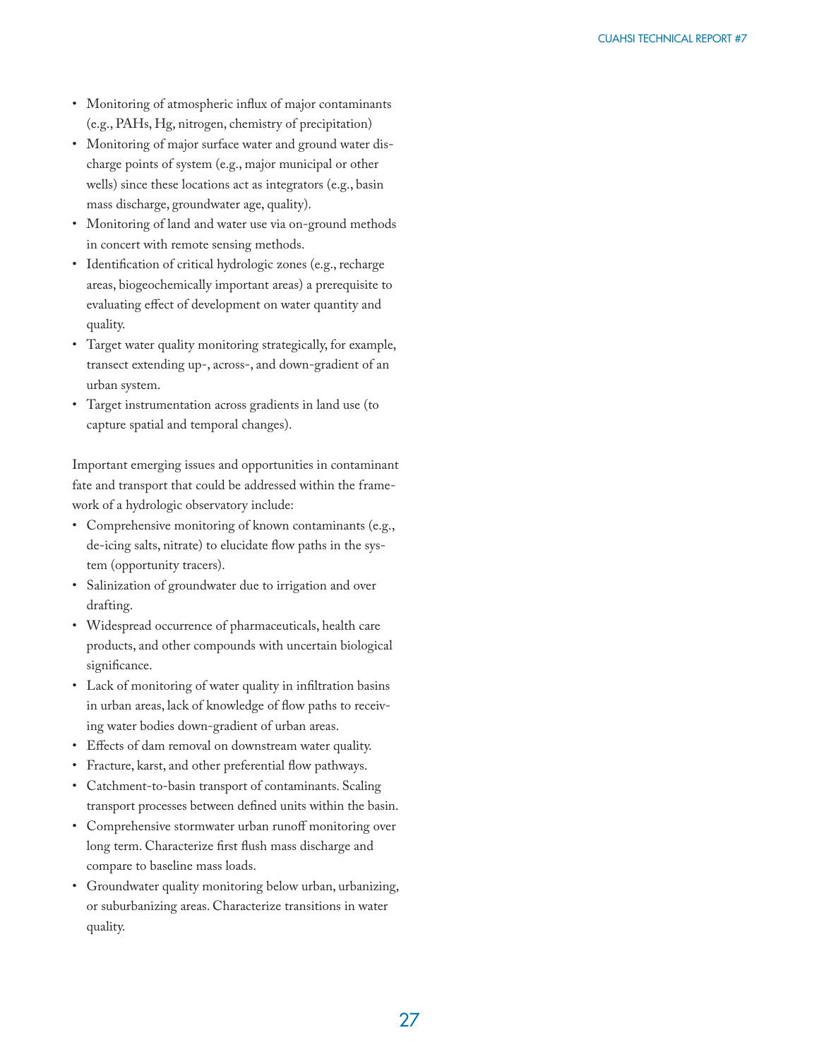- Monitoring of atmospheric influx of major contaminants (e.g., PAHs, Hg, nitrogen, chemistry of precipitation)
- Monitoring of major surface water and ground water discharge points of system (e.g., major municipal or other wells) since these locations act as integrators (e.g., basin mass discharge, groundwater age, quality).
- Monitoring of land and water use via on-ground methods in concert with remote sensing methods.
- Identification of critical hydrologic zones (e.g., recharge areas, biogeochemically important areas) a prerequisite to evaluating effect of development on water quantity and quality.
- Target water quality monitoring strategically, for example, transect extending up-, across-, and down-gradient of an urban system.
- Target instrumentation across gradients in land use (to capture spatial and temporal changes).

Important emerging issues and opportunities in contaminant fate and transport that could be addressed within the framework of a hydrologic observatory include:

- Comprehensive monitoring of known contaminants (e.g., de-icing salts, nitrate) to elucidate flow paths in the system (opportunity tracers).
- Salinization of groundwater due to irrigation and over drafting.
- Widespread occurrence of pharmaceuticals, health care products, and other compounds with uncertain biological significance.
- Lack of monitoring of water quality in infiltration basins in urban areas, lack of knowledge of flow paths to receiving water bodies down-gradient of urban areas.
- Effects of dam removal on downstream water quality.
- Fracture, karst, and other preferential flow pathways.
- Catchment-to-basin transport of contaminants. Scaling transport processes between defined units within the basin.
- Comprehensive stormwater urban runoff monitoring over long term. Characterize first flush mass discharge and compare to baseline mass loads.
- Groundwater quality monitoring below urban, urbanizing, or suburbanizing areas. Characterize transitions in water quality.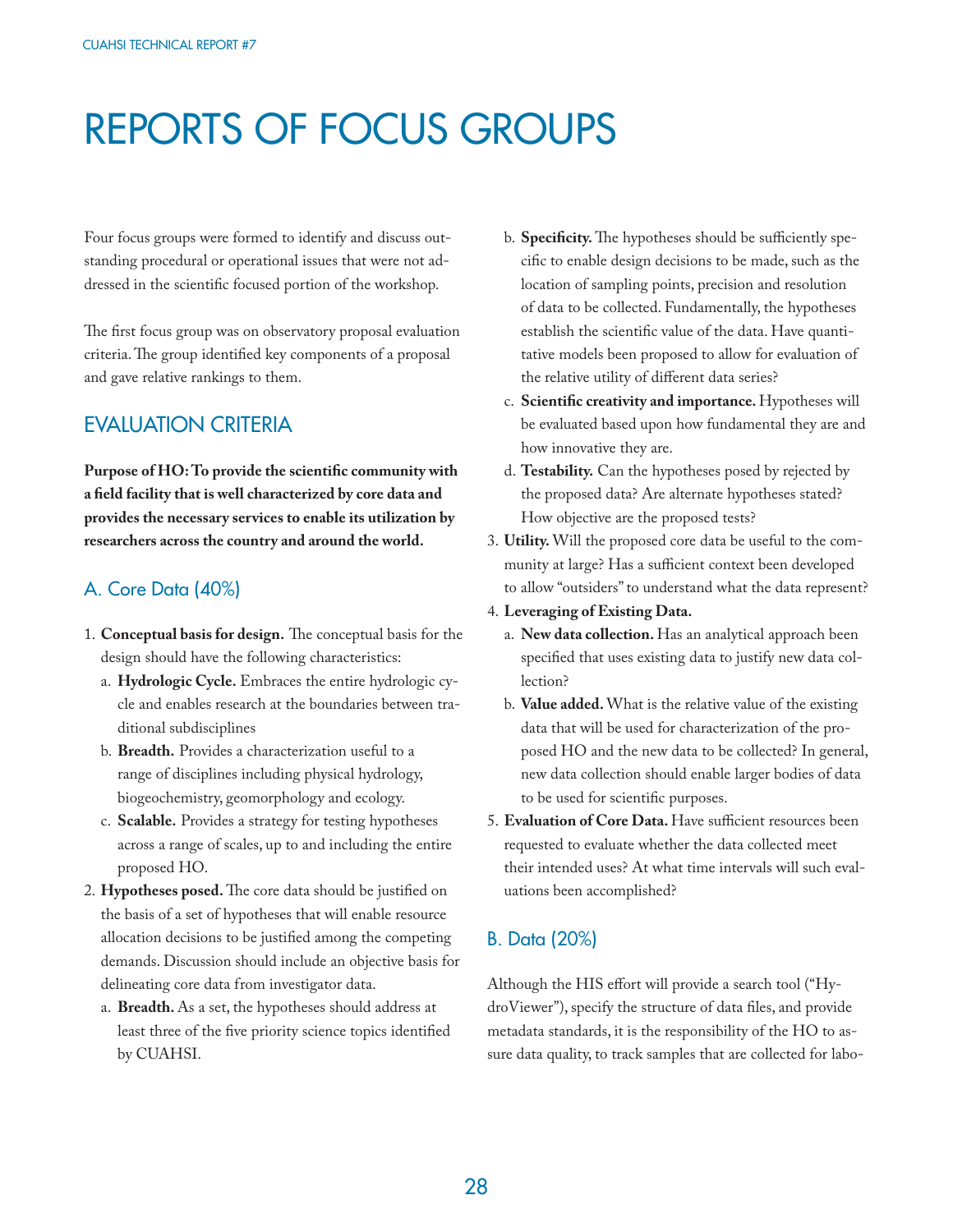# REPORTS OF FOCUS GROUPS

Four focus groups were formed to identify and discuss outstanding procedural or operational issues that were not addressed in the scientific focused portion of the workshop.

The first focus group was on observatory proposal evaluation criteria. The group identified key components of a proposal and gave relative rankings to them.

## EVALUATION CRITERIA

**Purpose of HO: To provide the scientific community with a field facility that is well characterized by core data and provides the necessary services to enable its utilization by researchers across the country and around the world.**

### A. Core Data (40%)

1. **Conceptual basis for design.** The conceptual basis for the design should have the following characteristics:
   a. **Hydrologic Cycle.** Embraces the entire hydrologic cycle and enables research at the boundaries between traditional subdisciplines
   b. **Breadth.** Provides a characterization useful to a range of disciplines including physical hydrology, biogeochemistry, geomorphology and ecology.
   c. **Scalable.** Provides a strategy for testing hypotheses across a range of scales, up to and including the entire proposed HO.
2. **Hypotheses posed.** The core data should be justified on the basis of a set of hypotheses that will enable resource allocation decisions to be justified among the competing demands. Discussion should include an objective basis for delineating core data from investigator data.
   a. **Breadth.** As a set, the hypotheses should address at least three of the five priority science topics identified by CUAHSI.
   b. **Specificity.** The hypotheses should be sufficiently specific to enable design decisions to be made, such as the location of sampling points, precision and resolution of data to be collected. Fundamentally, the hypotheses establish the scientific value of the data. Have quantitative models been proposed to allow for evaluation of the relative utility of different data series?
   c. **Scientific creativity and importance.** Hypotheses will be evaluated based upon how fundamental they are and how innovative they are.
   d. **Testability.** Can the hypotheses posed by rejected by the proposed data? Are alternate hypotheses stated? How objective are the proposed tests?
3. **Utility.** Will the proposed core data be useful to the community at large? Has a sufficient context been developed to allow "outsiders" to understand what the data represent?
4. **Leveraging of Existing Data.**
   a. **New data collection.** Has an analytical approach been specified that uses existing data to justify new data collection?
   b. **Value added.** What is the relative value of the existing data that will be used for characterization of the proposed HO and the new data to be collected? In general, new data collection should enable larger bodies of data to be used for scientific purposes.
5. **Evaluation of Core Data.** Have sufficient resources been requested to evaluate whether the data collected meet their intended uses? At what time intervals will such evaluations been accomplished?

### B. Data (20%)

Although the HIS effort will provide a search tool ("HydroViewer"), specify the structure of data files, and provide metadata standards, it is the responsibility of the HO to assure data quality, to track samples that are collected for labo-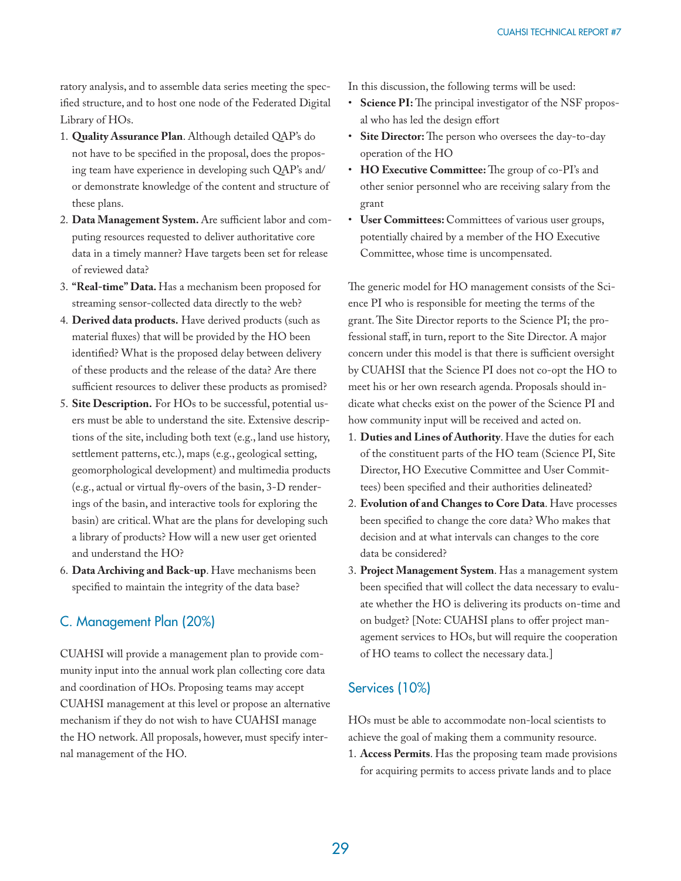ratory analysis, and to assemble data series meeting the specified structure, and to host one node of the Federated Digital Library of HOs.

1. **Quality Assurance Plan**. Although detailed QAP's do not have to be specified in the proposal, does the proposing team have experience in developing such QAP's and/or demonstrate knowledge of the content and structure of these plans.
2. **Data Management System.** Are sufficient labor and computing resources requested to deliver authoritative core data in a timely manner? Have targets been set for release of reviewed data?
3. **"Real-time" Data.** Has a mechanism been proposed for streaming sensor-collected data directly to the web?
4. **Derived data products.** Have derived products (such as material fluxes) that will be provided by the HO been identified? What is the proposed delay between delivery of these products and the release of the data? Are there sufficient resources to deliver these products as promised?
5. **Site Description.** For HOs to be successful, potential users must be able to understand the site. Extensive descriptions of the site, including both text (e.g., land use history, settlement patterns, etc.), maps (e.g., geological setting, geomorphological development) and multimedia products (e.g., actual or virtual fly-overs of the basin, 3-D renderings of the basin, and interactive tools for exploring the basin) are critical. What are the plans for developing such a library of products? How will a new user get oriented and understand the HO?
6. **Data Archiving and Back-up**. Have mechanisms been specified to maintain the integrity of the data base?

## C. Management Plan (20%)

CUAHSI will provide a management plan to provide community input into the annual work plan collecting core data and coordination of HOs. Proposing teams may accept CUAHSI management at this level or propose an alternative mechanism if they do not wish to have CUAHSI manage the HO network. All proposals, however, must specify internal management of the HO.

In this discussion, the following terms will be used:

- **Science PI:** The principal investigator of the NSF proposal who has led the design effort
- **Site Director:** The person who oversees the day-to-day operation of the HO
- **HO Executive Committee:** The group of co-PI's and other senior personnel who are receiving salary from the grant
- **User Committees:** Committees of various user groups, potentially chaired by a member of the HO Executive Committee, whose time is uncompensated.

The generic model for HO management consists of the Science PI who is responsible for meeting the terms of the grant. The Site Director reports to the Science PI; the professional staff, in turn, report to the Site Director. A major concern under this model is that there is sufficient oversight by CUAHSI that the Science PI does not co-opt the HO to meet his or her own research agenda. Proposals should indicate what checks exist on the power of the Science PI and how community input will be received and acted on.

1. **Duties and Lines of Authority**. Have the duties for each of the constituent parts of the HO team (Science PI, Site Director, HO Executive Committee and User Committees) been specified and their authorities delineated?
2. **Evolution of and Changes to Core Data**. Have processes been specified to change the core data? Who makes that decision and at what intervals can changes to the core data be considered?
3. **Project Management System**. Has a management system been specified that will collect the data necessary to evaluate whether the HO is delivering its products on-time and on budget? [Note: CUAHSI plans to offer project management services to HOs, but will require the cooperation of HO teams to collect the necessary data.]

## Services (10%)

HOs must be able to accommodate non-local scientists to achieve the goal of making them a community resource.

1. **Access Permits**. Has the proposing team made provisions for acquiring permits to access private lands and to place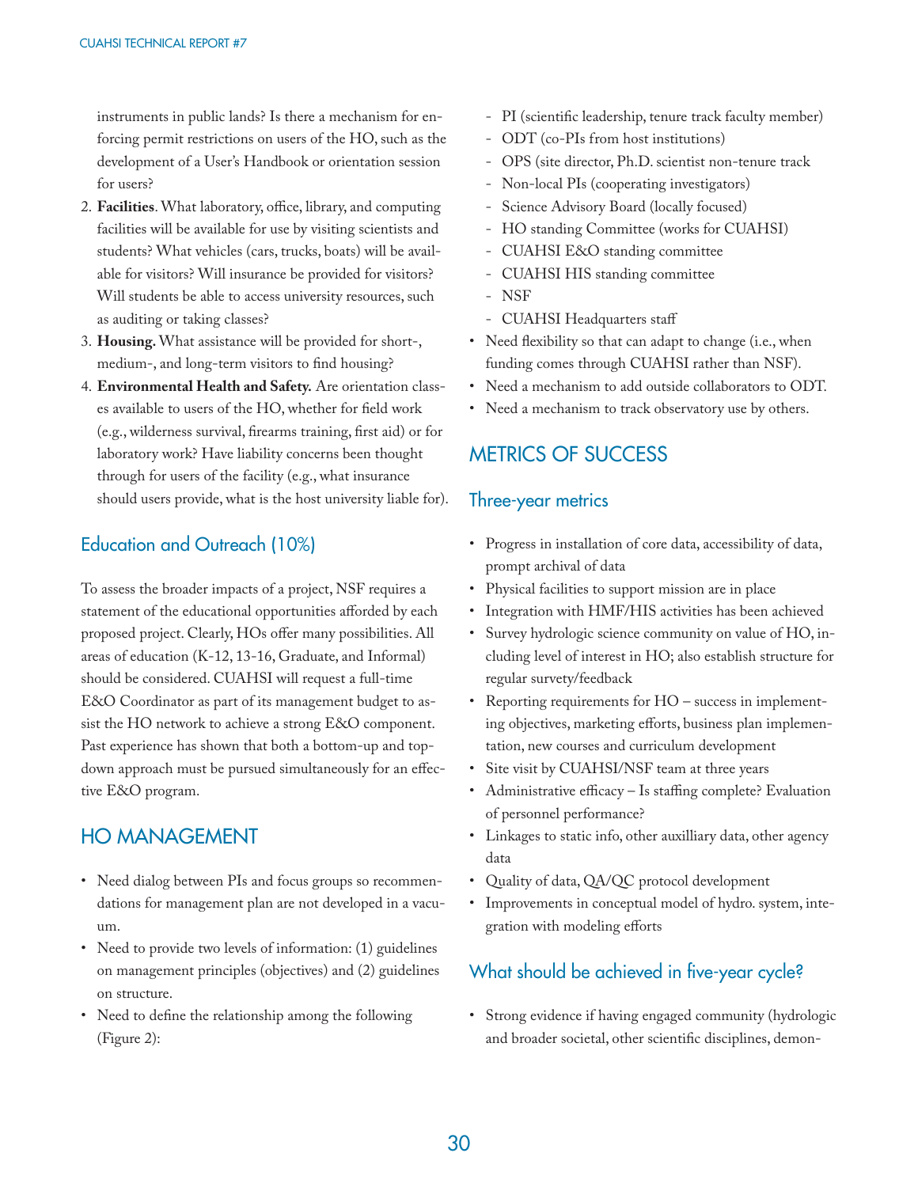instruments in public lands? Is there a mechanism for enforcing permit restrictions on users of the HO, such as the development of a User's Handbook or orientation session for users?

2. **Facilities**. What laboratory, office, library, and computing facilities will be available for use by visiting scientists and students? What vehicles (cars, trucks, boats) will be available for visitors? Will insurance be provided for visitors? Will students be able to access university resources, such as auditing or taking classes?
3. **Housing.** What assistance will be provided for short-, medium-, and long-term visitors to find housing?
4. **Environmental Health and Safety.** Are orientation classes available to users of the HO, whether for field work (e.g., wilderness survival, firearms training, first aid) or for laboratory work? Have liability concerns been thought through for users of the facility (e.g., what insurance should users provide, what is the host university liable for).

## Education and Outreach (10%)

To assess the broader impacts of a project, NSF requires a statement of the educational opportunities afforded by each proposed project. Clearly, HOs offer many possibilities. All areas of education (K-12, 13-16, Graduate, and Informal) should be considered. CUAHSI will request a full-time E&O Coordinator as part of its management budget to assist the HO network to achieve a strong E&O component. Past experience has shown that both a bottom-up and top-down approach must be pursued simultaneously for an effective E&O program.

# HO MANAGEMENT

- Need dialog between PIs and focus groups so recommendations for management plan are not developed in a vacuum.
- Need to provide two levels of information: (1) guidelines on management principles (objectives) and (2) guidelines on structure.
- Need to define the relationship among the following (Figure 2):
  - PI (scientific leadership, tenure track faculty member)
  - ODT (co-PIs from host institutions)
  - OPS (site director, Ph.D. scientist non-tenure track
  - Non-local PIs (cooperating investigators)
  - Science Advisory Board (locally focused)
  - HO standing Committee (works for CUAHSI)
  - CUAHSI E&O standing committee
  - CUAHSI HIS standing committee
  - NSF
  - CUAHSI Headquarters staff
- Need flexibility so that can adapt to change (i.e., when funding comes through CUAHSI rather than NSF).
- Need a mechanism to add outside collaborators to ODT.
- Need a mechanism to track observatory use by others.

# METRICS OF SUCCESS

## Three-year metrics

- Progress in installation of core data, accessibility of data, prompt archival of data
- Physical facilities to support mission are in place
- Integration with HMF/HIS activities has been achieved
- Survey hydrologic science community on value of HO, including level of interest in HO; also establish structure for regular survety/feedback
- Reporting requirements for HO – success in implementing objectives, marketing efforts, business plan implementation, new courses and curriculum development
- Site visit by CUAHSI/NSF team at three years
- Administrative efficacy – Is staffing complete? Evaluation of personnel performance?
- Linkages to static info, other auxilliary data, other agency data
- Quality of data, QA/QC protocol development
- Improvements in conceptual model of hydro. system, integration with modeling efforts

## What should be achieved in five-year cycle?

- Strong evidence if having engaged community (hydrologic and broader societal, other scientific disciplines, demon-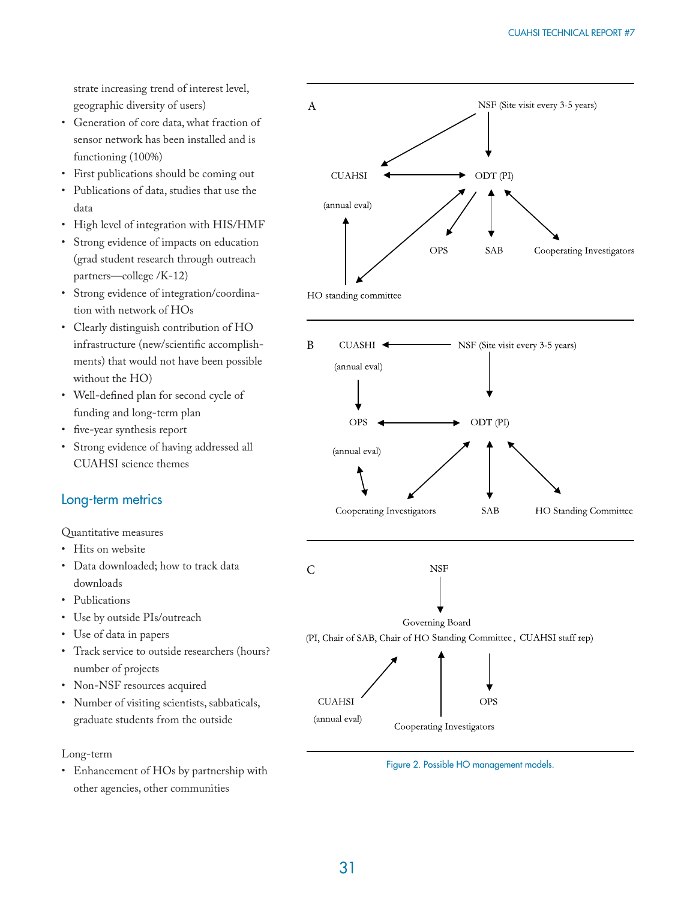strate increasing trend of interest level, geographic diversity of users)

- Generation of core data, what fraction of sensor network has been installed and is functioning (100%)
- First publications should be coming out
- Publications of data, studies that use the data
- High level of integration with HIS/HMF
- Strong evidence of impacts on education (grad student research through outreach partners—college /K-12)
- Strong evidence of integration/coordination with network of HOs
- Clearly distinguish contribution of HO infrastructure (new/scientific accomplishments) that would not have been possible without the HO)
- Well-defined plan for second cycle of funding and long-term plan
- five-year synthesis report
- Strong evidence of having addressed all CUAHSI science themes

## Long-term metrics

Quantitative measures

- Hits on website
- Data downloaded; how to track data downloads
- Publications
- Use by outside PIs/outreach
- Use of data in papers
- Track service to outside researchers (hours? number of projects
- Non-NSF resources acquired
- Number of visiting scientists, sabbaticals, graduate students from the outside

Long-term

- Enhancement of HOs by partnership with other agencies, other communities

A

NSF (Site visit every 3-5 years)

CUAHSI

ODT (PI)

(annual eval)

OPS

SAB

Cooperating Investigators

HO standing committee

B

CUASHI

NSF (Site visit every 3-5 years)

(annual eval)

OPS

ODT (PI)

(annual eval)

Cooperating Investigators

SAB

HO Standing Committee

C

NSF

Governing Board
(PI, Chair of SAB, Chair of HO Standing Committee, CUAHSI staff rep)

CUAHSI
(annual eval)

OPS

Cooperating Investigators

Figure 2. Possible HO management models.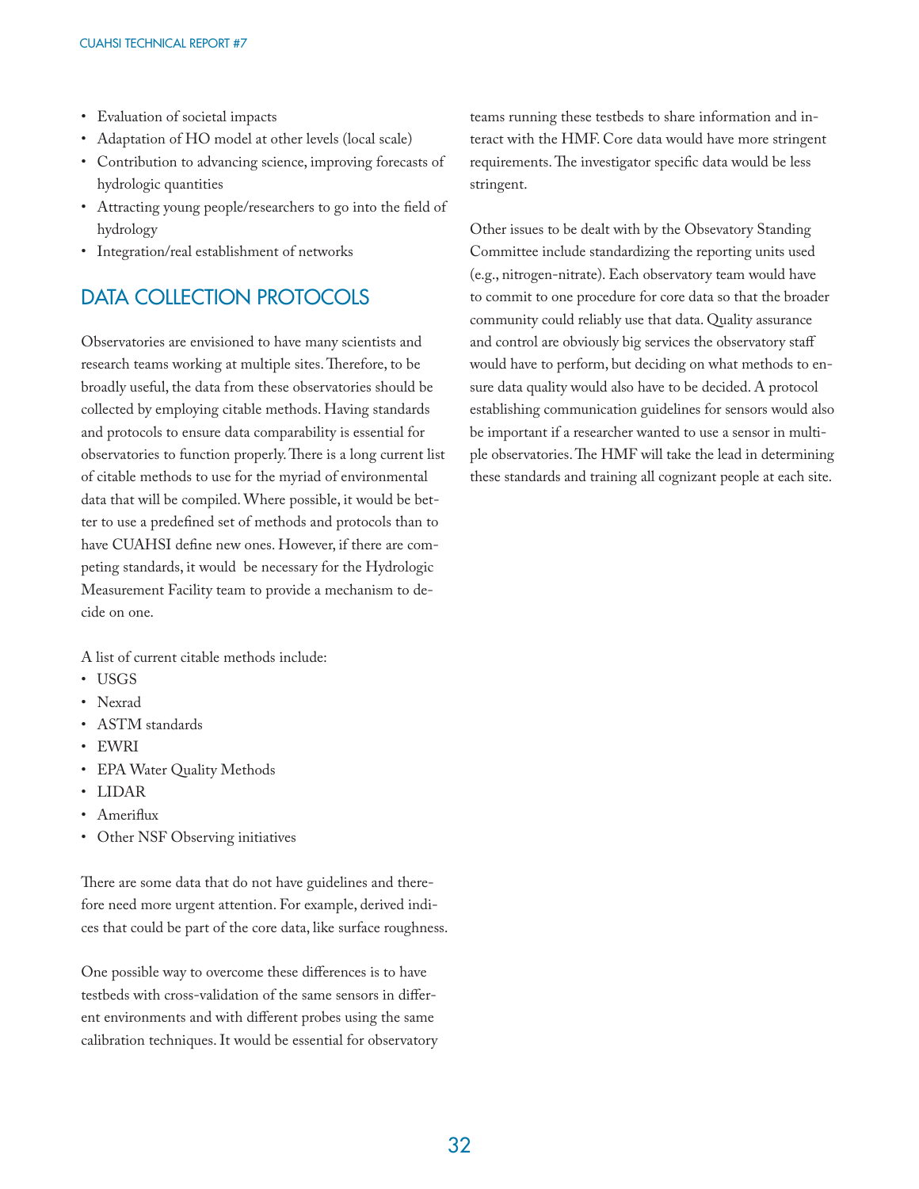- Evaluation of societal impacts
- Adaptation of HO model at other levels (local scale)
- Contribution to advancing science, improving forecasts of hydrologic quantities
- Attracting young people/researchers to go into the field of hydrology
- Integration/real establishment of networks

## DATA COLLECTION PROTOCOLS

Observatories are envisioned to have many scientists and research teams working at multiple sites. Therefore, to be broadly useful, the data from these observatories should be collected by employing citable methods. Having standards and protocols to ensure data comparability is essential for observatories to function properly. There is a long current list of citable methods to use for the myriad of environmental data that will be compiled. Where possible, it would be better to use a predefined set of methods and protocols than to have CUAHSI define new ones. However, if there are competing standards, it would be necessary for the Hydrologic Measurement Facility team to provide a mechanism to decide on one.

A list of current citable methods include:

- USGS
- Nexrad
- ASTM standards
- EWRI
- EPA Water Quality Methods
- LIDAR
- Ameriflux
- Other NSF Observing initiatives

There are some data that do not have guidelines and therefore need more urgent attention. For example, derived indices that could be part of the core data, like surface roughness.

One possible way to overcome these differences is to have testbeds with cross-validation of the same sensors in different environments and with different probes using the same calibration techniques. It would be essential for observatory teams running these testbeds to share information and interact with the HMF. Core data would have more stringent requirements. The investigator specific data would be less stringent.

Other issues to be dealt with by the Obsevatory Standing Committee include standardizing the reporting units used (e.g., nitrogen-nitrate). Each observatory team would have to commit to one procedure for core data so that the broader community could reliably use that data. Quality assurance and control are obviously big services the observatory staff would have to perform, but deciding on what methods to ensure data quality would also have to be decided. A protocol establishing communication guidelines for sensors would also be important if a researcher wanted to use a sensor in multiple observatories. The HMF will take the lead in determining these standards and training all cognizant people at each site.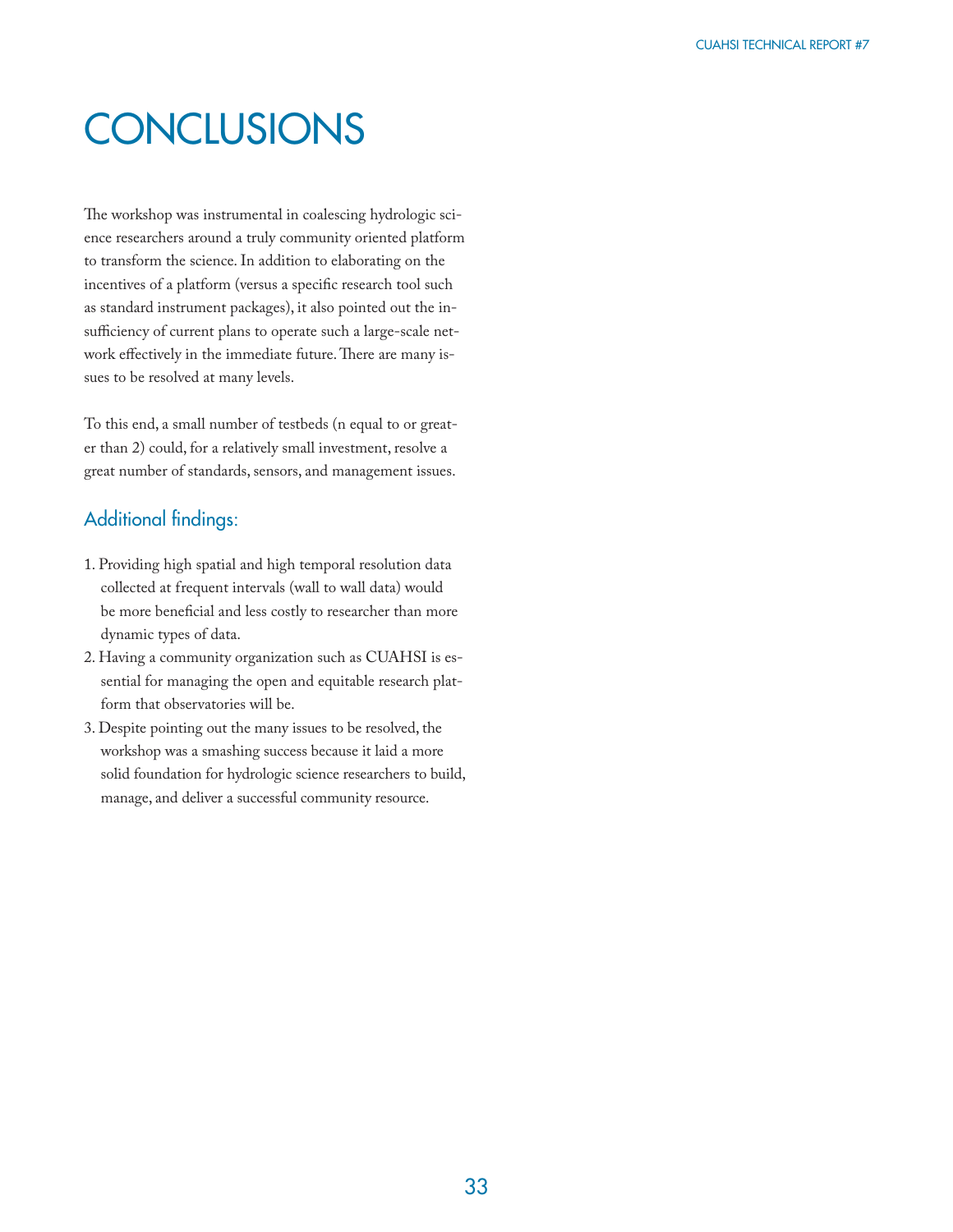# CONCLUSIONS

The workshop was instrumental in coalescing hydrologic science researchers around a truly community oriented platform to transform the science. In addition to elaborating on the incentives of a platform (versus a specific research tool such as standard instrument packages), it also pointed out the insufficiency of current plans to operate such a large-scale network effectively in the immediate future. There are many issues to be resolved at many levels.

To this end, a small number of testbeds (n equal to or greater than 2) could, for a relatively small investment, resolve a great number of standards, sensors, and management issues.

## Additional findings:

1. Providing high spatial and high temporal resolution data collected at frequent intervals (wall to wall data) would be more beneficial and less costly to researcher than more dynamic types of data.
2. Having a community organization such as CUAHSI is essential for managing the open and equitable research platform that observatories will be.
3. Despite pointing out the many issues to be resolved, the workshop was a smashing success because it laid a more solid foundation for hydrologic science researchers to build, manage, and deliver a successful community resource.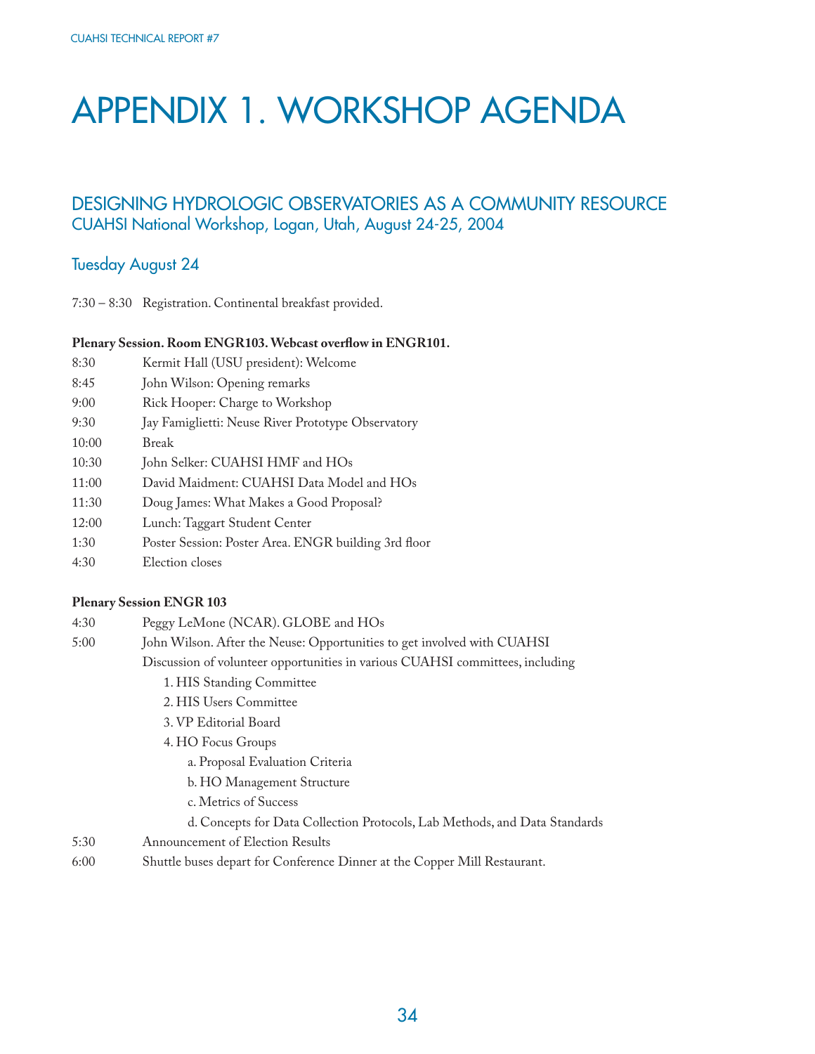# APPENDIX 1. WORKSHOP AGENDA

## DESIGNING HYDROLOGIC OBSERVATORIES AS A COMMUNITY RESOURCE

CUAHSI National Workshop, Logan, Utah, August 24-25, 2004

### Tuesday August 24

7:30 – 8:30 Registration. Continental breakfast provided.

**Plenary Session. Room ENGR103. Webcast overflow in ENGR101.**

| | |
|---|---|
| 8:30 | Kermit Hall (USU president): Welcome |
| 8:45 | John Wilson: Opening remarks |
| 9:00 | Rick Hooper: Charge to Workshop |
| 9:30 | Jay Famiglietti: Neuse River Prototype Observatory |
| 10:00 | Break |
| 10:30 | John Selker: CUAHSI HMF and HOs |
| 11:00 | David Maidment: CUAHSI Data Model and HOs |
| 11:30 | Doug James: What Makes a Good Proposal? |
| 12:00 | Lunch: Taggart Student Center |
| 1:30 | Poster Session: Poster Area. ENGR building 3rd floor |
| 4:30 | Election closes |

**Plenary Session ENGR 103**

4:30 Peggy LeMone (NCAR). GLOBE and HOs

5:00 John Wilson. After the Neuse: Opportunities to get involved with CUAHSI

Discussion of volunteer opportunities in various CUAHSI committees, including

1. HIS Standing Committee
2. HIS Users Committee
3. VP Editorial Board
4. HO Focus Groups
    - a. Proposal Evaluation Criteria
    - b. HO Management Structure
    - c. Metrics of Success
    - d. Concepts for Data Collection Protocols, Lab Methods, and Data Standards

5:30 Announcement of Election Results

6:00 Shuttle buses depart for Conference Dinner at the Copper Mill Restaurant.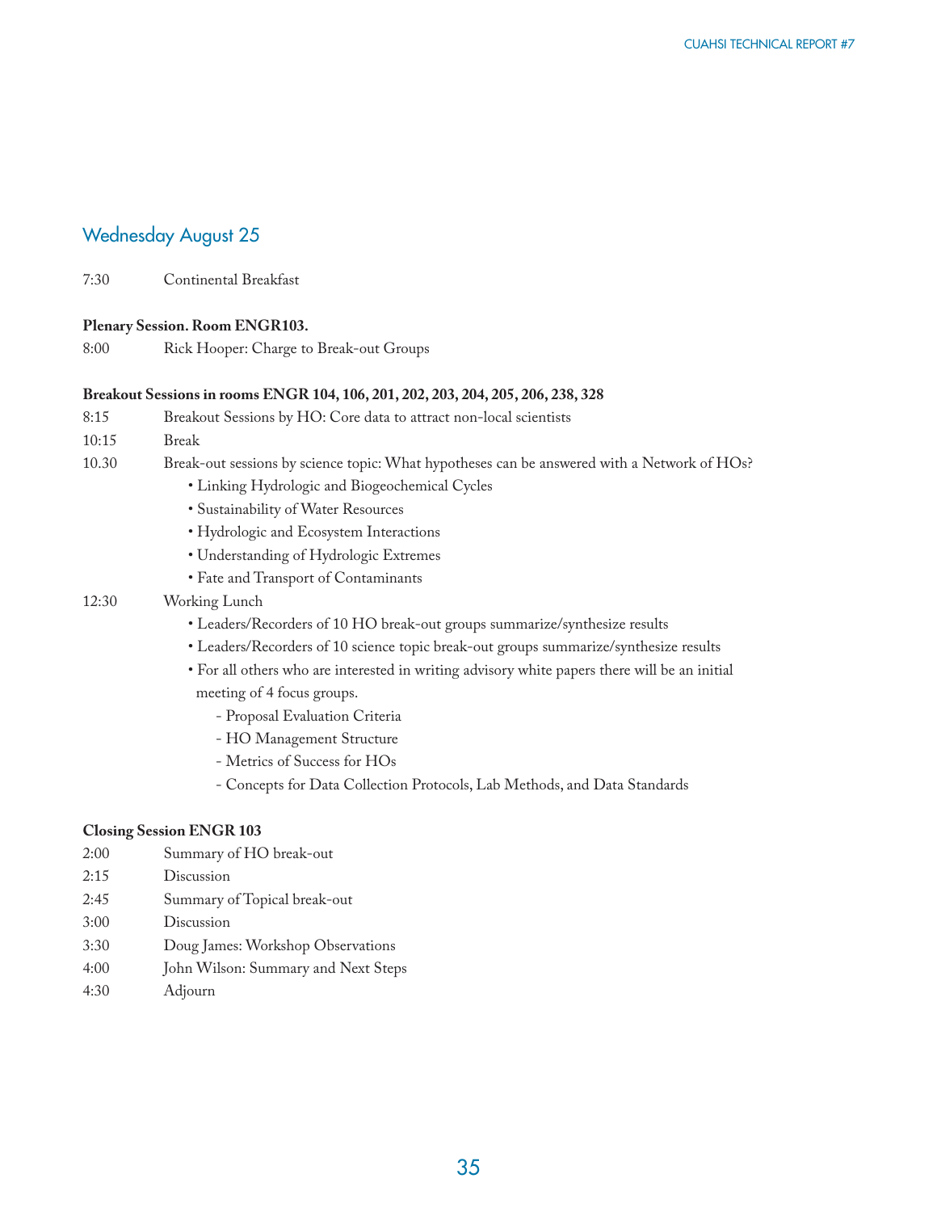## Wednesday August 25

7:30 Continental Breakfast

**Plenary Session. Room ENGR103.**

8:00 Rick Hooper: Charge to Break-out Groups

**Breakout Sessions in rooms ENGR 104, 106, 201, 202, 203, 204, 205, 206, 238, 328**

8:15 Breakout Sessions by HO: Core data to attract non-local scientists

10:15 Break

10.30 Break-out sessions by science topic: What hypotheses can be answered with a Network of HOs?

- Linking Hydrologic and Biogeochemical Cycles
- Sustainability of Water Resources
- Hydrologic and Ecosystem Interactions
- Understanding of Hydrologic Extremes
- Fate and Transport of Contaminants

12:30 Working Lunch

- Leaders/Recorders of 10 HO break-out groups summarize/synthesize results
- Leaders/Recorders of 10 science topic break-out groups summarize/synthesize results
- For all others who are interested in writing advisory white papers there will be an initial meeting of 4 focus groups.
  - Proposal Evaluation Criteria
  - HO Management Structure
  - Metrics of Success for HOs
  - Concepts for Data Collection Protocols, Lab Methods, and Data Standards

**Closing Session ENGR 103**

2:00 Summary of HO break-out

2:15 Discussion

2:45 Summary of Topical break-out

3:00 Discussion

3:30 Doug James: Workshop Observations

4:00 John Wilson: Summary and Next Steps

4:30 Adjourn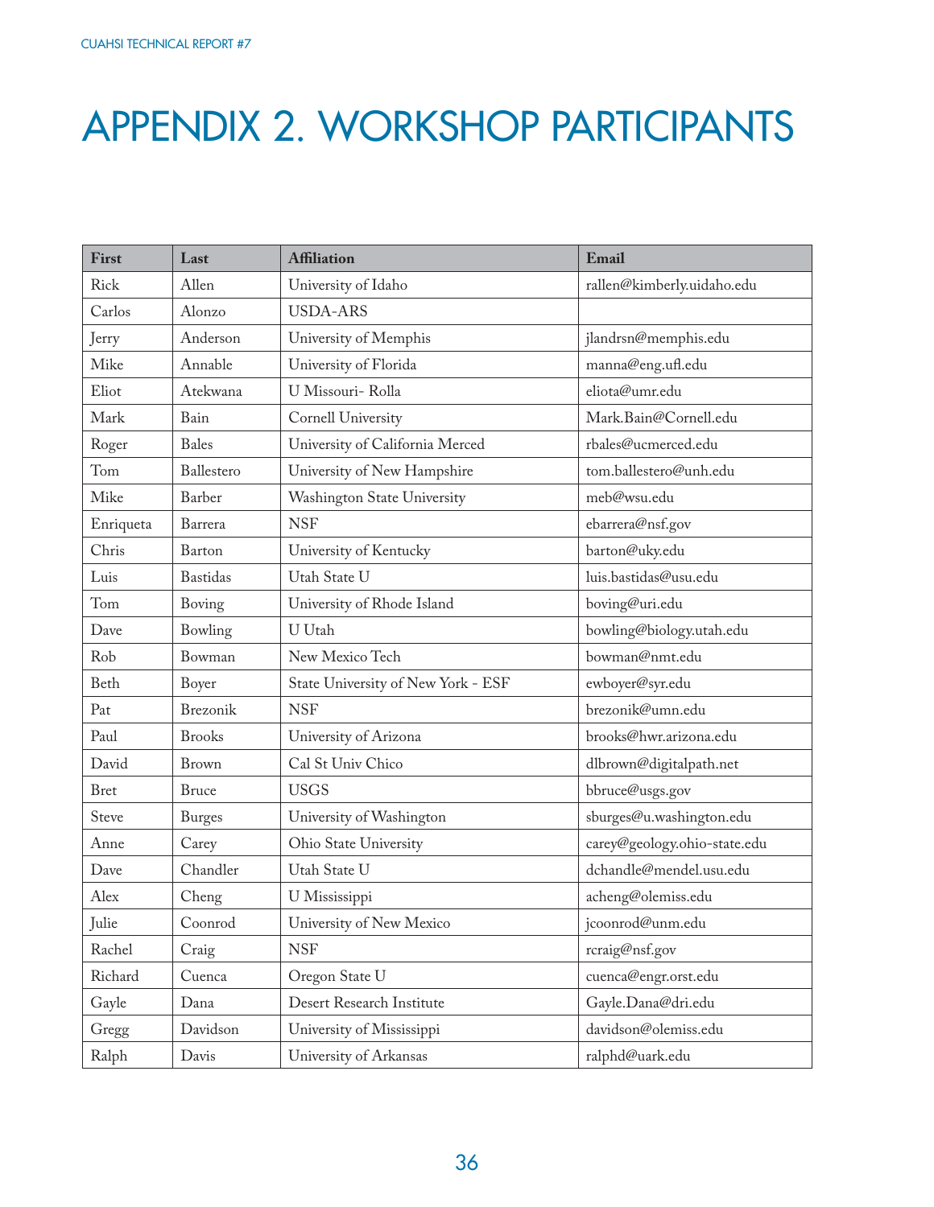# APPENDIX 2. WORKSHOP PARTICIPANTS

| First | Last | Affiliation | Email |
|---|---|---|---|
| Rick | Allen | University of Idaho | rallen@kimberly.uidaho.edu |
| Carlos | Alonzo | USDA-ARS | |
| Jerry | Anderson | University of Memphis | jlandrsn@memphis.edu |
| Mike | Annable | University of Florida | manna@eng.ufl.edu |
| Eliot | Atekwana | U Missouri- Rolla | eliota@umr.edu |
| Mark | Bain | Cornell University | Mark.Bain@Cornell.edu |
| Roger | Bales | University of California Merced | rbales@ucmerced.edu |
| Tom | Ballestero | University of New Hampshire | tom.ballestero@unh.edu |
| Mike | Barber | Washington State University | meb@wsu.edu |
| Enriqueta | Barrera | NSF | ebarrera@nsf.gov |
| Chris | Barton | University of Kentucky | barton@uky.edu |
| Luis | Bastidas | Utah State U | luis.bastidas@usu.edu |
| Tom | Boving | University of Rhode Island | boving@uri.edu |
| Dave | Bowling | U Utah | bowling@biology.utah.edu |
| Rob | Bowman | New Mexico Tech | bowman@nmt.edu |
| Beth | Boyer | State University of New York - ESF | ewboyer@syr.edu |
| Pat | Brezonik | NSF | brezonik@umn.edu |
| Paul | Brooks | University of Arizona | brooks@hwr.arizona.edu |
| David | Brown | Cal St Univ Chico | dlbrown@digitalpath.net |
| Bret | Bruce | USGS | bbruce@usgs.gov |
| Steve | Burges | University of Washington | sburges@u.washington.edu |
| Anne | Carey | Ohio State University | carey@geology.ohio-state.edu |
| Dave | Chandler | Utah State U | dchandle@mendel.usu.edu |
| Alex | Cheng | U Mississippi | acheng@olemiss.edu |
| Julie | Coonrod | University of New Mexico | jcoonrod@unm.edu |
| Rachel | Craig | NSF | rcraig@nsf.gov |
| Richard | Cuenca | Oregon State U | cuenca@engr.orst.edu |
| Gayle | Dana | Desert Research Institute | Gayle.Dana@dri.edu |
| Gregg | Davidson | University of Mississippi | davidson@olemiss.edu |
| Ralph | Davis | University of Arkansas | ralphd@uark.edu |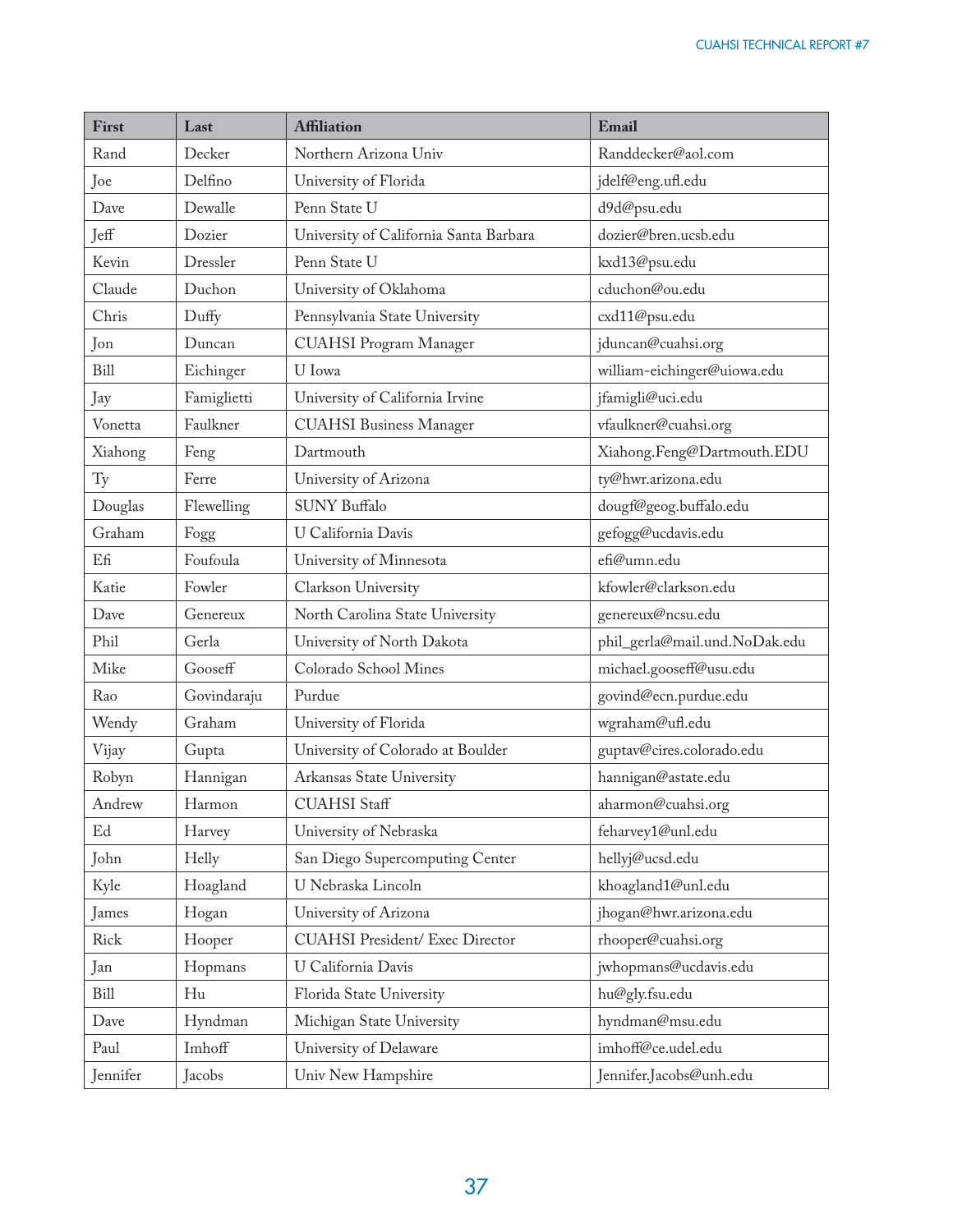| First | Last | Affiliation | Email |
|---|---|---|---|
| Rand | Decker | Northern Arizona Univ | Randdecker@aol.com |
| Joe | Delfino | University of Florida | jdelf@eng.ufl.edu |
| Dave | Dewalle | Penn State U | d9d@psu.edu |
| Jeff | Dozier | University of California Santa Barbara | dozier@bren.ucsb.edu |
| Kevin | Dressler | Penn State U | kxd13@psu.edu |
| Claude | Duchon | University of Oklahoma | cduchon@ou.edu |
| Chris | Duffy | Pennsylvania State University | cxd11@psu.edu |
| Jon | Duncan | CUAHSI Program Manager | jduncan@cuahsi.org |
| Bill | Eichinger | U Iowa | william-eichinger@uiowa.edu |
| Jay | Famiglietti | University of California Irvine | jfamigli@uci.edu |
| Vonetta | Faulkner | CUAHSI Business Manager | vfaulkner@cuahsi.org |
| Xiahong | Feng | Dartmouth | Xiahong.Feng@Dartmouth.EDU |
| Ty | Ferre | University of Arizona | ty@hwr.arizona.edu |
| Douglas | Flewelling | SUNY Buffalo | dougf@geog.buffalo.edu |
| Graham | Fogg | U California Davis | gefogg@ucdavis.edu |
| Efi | Foufoula | University of Minnesota | efi@umn.edu |
| Katie | Fowler | Clarkson University | kfowler@clarkson.edu |
| Dave | Genereux | North Carolina State University | genereux@ncsu.edu |
| Phil | Gerla | University of North Dakota | phil_gerla@mail.und.NoDak.edu |
| Mike | Gooseff | Colorado School Mines | michael.gooseff@usu.edu |
| Rao | Govindaraju | Purdue | govind@ecn.purdue.edu |
| Wendy | Graham | University of Florida | wgraham@ufl.edu |
| Vijay | Gupta | University of Colorado at Boulder | guptav@cires.colorado.edu |
| Robyn | Hannigan | Arkansas State University | hannigan@astate.edu |
| Andrew | Harmon | CUAHSI Staff | aharmon@cuahsi.org |
| Ed | Harvey | University of Nebraska | feharvey1@unl.edu |
| John | Helly | San Diego Supercomputing Center | hellyj@ucsd.edu |
| Kyle | Hoagland | U Nebraska Lincoln | khoagland1@unl.edu |
| James | Hogan | University of Arizona | jhogan@hwr.arizona.edu |
| Rick | Hooper | CUAHSI President/ Exec Director | rhooper@cuahsi.org |
| Jan | Hopmans | U California Davis | jwhopmans@ucdavis.edu |
| Bill | Hu | Florida State University | hu@gly.fsu.edu |
| Dave | Hyndman | Michigan State University | hyndman@msu.edu |
| Paul | Imhoff | University of Delaware | imhoff@ce.udel.edu |
| Jennifer | Jacobs | Univ New Hampshire | Jennifer.Jacobs@unh.edu |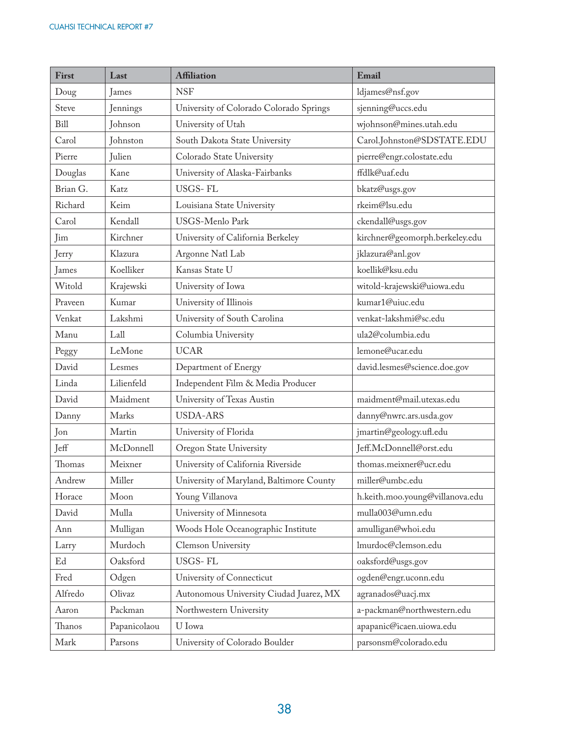| First | Last | Affiliation | Email |
|---|---|---|---|
| Doug | James | NSF | ldjames@nsf.gov |
| Steve | Jennings | University of Colorado Colorado Springs | sjenning@uccs.edu |
| Bill | Johnson | University of Utah | wjohnson@mines.utah.edu |
| Carol | Johnston | South Dakota State University | Carol.Johnston@SDSTATE.EDU |
| Pierre | Julien | Colorado State University | pierre@engr.colostate.edu |
| Douglas | Kane | University of Alaska-Fairbanks | ffdlk@uaf.edu |
| Brian G. | Katz | USGS- FL | bkatz@usgs.gov |
| Richard | Keim | Louisiana State University | rkeim@lsu.edu |
| Carol | Kendall | USGS-Menlo Park | ckendall@usgs.gov |
| Jim | Kirchner | University of California Berkeley | kirchner@geomorph.berkeley.edu |
| Jerry | Klazura | Argonne Natl Lab | jklazura@anl.gov |
| James | Koelliker | Kansas State U | koellik@ksu.edu |
| Witold | Krajewski | University of Iowa | witold-krajewski@uiowa.edu |
| Praveen | Kumar | University of Illinois | kumar1@uiuc.edu |
| Venkat | Lakshmi | University of South Carolina | venkat-lakshmi@sc.edu |
| Manu | Lall | Columbia University | ula2@columbia.edu |
| Peggy | LeMone | UCAR | lemone@ucar.edu |
| David | Lesmes | Department of Energy | david.lesmes@science.doe.gov |
| Linda | Lilienfeld | Independent Film & Media Producer | |
| David | Maidment | University of Texas Austin | maidment@mail.utexas.edu |
| Danny | Marks | USDA-ARS | danny@nwrc.ars.usda.gov |
| Jon | Martin | University of Florida | jmartin@geology.ufl.edu |
| Jeff | McDonnell | Oregon State University | Jeff.McDonnell@orst.edu |
| Thomas | Meixner | University of California Riverside | thomas.meixner@ucr.edu |
| Andrew | Miller | University of Maryland, Baltimore County | miller@umbc.edu |
| Horace | Moon | Young Villanova | h.keith.moo.young@villanova.edu |
| David | Mulla | University of Minnesota | mulla003@umn.edu |
| Ann | Mulligan | Woods Hole Oceanographic Institute | amulligan@whoi.edu |
| Larry | Murdoch | Clemson University | lmurdoc@clemson.edu |
| Ed | Oaksford | USGS- FL | oaksford@usgs.gov |
| Fred | Odgen | University of Connecticut | ogden@engr.uconn.edu |
| Alfredo | Olivaz | Autonomous University Ciudad Juarez, MX | agranados@uacj.mx |
| Aaron | Packman | Northwestern University | a-packman@northwestern.edu |
| Thanos | Papanicolaou | U Iowa | apapanic@icaen.uiowa.edu |
| Mark | Parsons | University of Colorado Boulder | parsonsm@colorado.edu |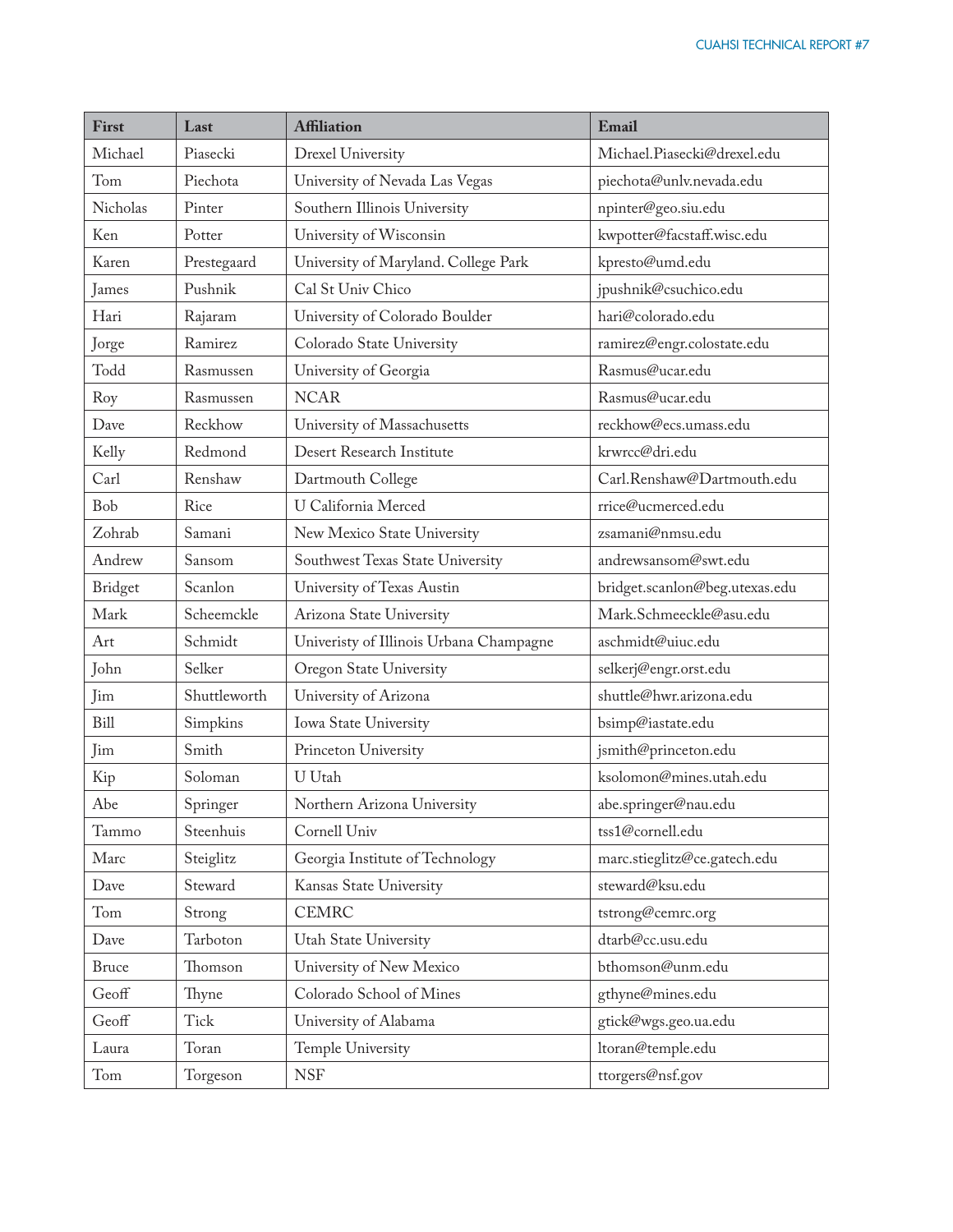| First | Last | Affiliation | Email |
|---|---|---|---|
| Michael | Piasecki | Drexel University | Michael.Piasecki@drexel.edu |
| Tom | Piechota | University of Nevada Las Vegas | piechota@unlv.nevada.edu |
| Nicholas | Pinter | Southern Illinois University | npinter@geo.siu.edu |
| Ken | Potter | University of Wisconsin | kwpotter@facstaff.wisc.edu |
| Karen | Prestegaard | University of Maryland. College Park | kpresto@umd.edu |
| James | Pushnik | Cal St Univ Chico | jpushnik@csuchico.edu |
| Hari | Rajaram | University of Colorado Boulder | hari@colorado.edu |
| Jorge | Ramirez | Colorado State University | ramirez@engr.colostate.edu |
| Todd | Rasmussen | University of Georgia | Rasmus@ucar.edu |
| Roy | Rasmussen | NCAR | Rasmus@ucar.edu |
| Dave | Reckhow | University of Massachusetts | reckhow@ecs.umass.edu |
| Kelly | Redmond | Desert Research Institute | krwrcc@dri.edu |
| Carl | Renshaw | Dartmouth College | Carl.Renshaw@Dartmouth.edu |
| Bob | Rice | U California Merced | rrice@ucmerced.edu |
| Zohrab | Samani | New Mexico State University | zsamani@nmsu.edu |
| Andrew | Sansom | Southwest Texas State University | andrewsansom@swt.edu |
| Bridget | Scanlon | University of Texas Austin | bridget.scanlon@beg.utexas.edu |
| Mark | Scheemckle | Arizona State University | Mark.Schmeeckle@asu.edu |
| Art | Schmidt | Univeristy of Illinois Urbana Champagne | aschmidt@uiuc.edu |
| John | Selker | Oregon State University | selkerj@engr.orst.edu |
| Jim | Shuttleworth | University of Arizona | shuttle@hwr.arizona.edu |
| Bill | Simpkins | Iowa State University | bsimp@iastate.edu |
| Jim | Smith | Princeton University | jsmith@princeton.edu |
| Kip | Soloman | U Utah | ksolomon@mines.utah.edu |
| Abe | Springer | Northern Arizona University | abe.springer@nau.edu |
| Tammo | Steenhuis | Cornell Univ | tss1@cornell.edu |
| Marc | Steiglitz | Georgia Institute of Technology | marc.stieglitz@ce.gatech.edu |
| Dave | Steward | Kansas State University | steward@ksu.edu |
| Tom | Strong | CEMRC | tstrong@cemrc.org |
| Dave | Tarboton | Utah State University | dtarb@cc.usu.edu |
| Bruce | Thomson | University of New Mexico | bthomson@unm.edu |
| Geoff | Thyne | Colorado School of Mines | gthyne@mines.edu |
| Geoff | Tick | University of Alabama | gtick@wgs.geo.ua.edu |
| Laura | Toran | Temple University | ltoran@temple.edu |
| Tom | Torgeson | NSF | ttorgers@nsf.gov |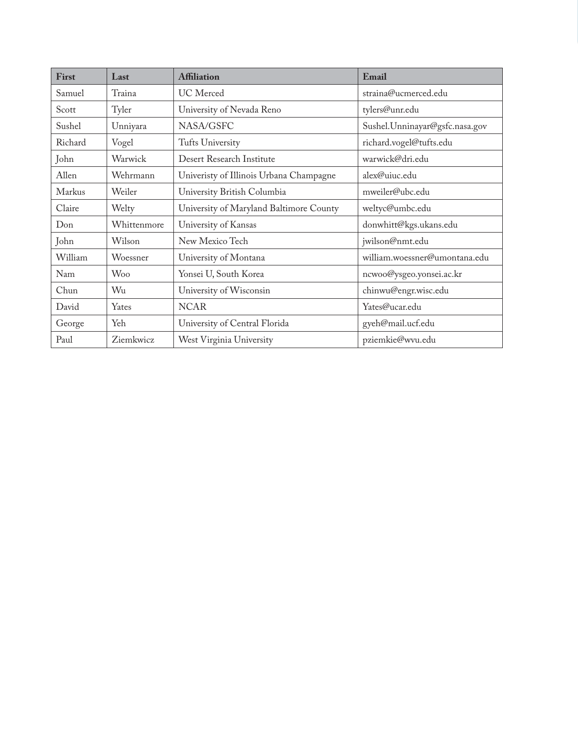| First | Last | Affiliation | Email |
|---|---|---|---|
| Samuel | Traina | UC Merced | straina@ucmerced.edu |
| Scott | Tyler | University of Nevada Reno | tylers@unr.edu |
| Sushel | Unniyara | NASA/GSFC | Sushel.Unninayar@gsfc.nasa.gov |
| Richard | Vogel | Tufts University | richard.vogel@tufts.edu |
| John | Warwick | Desert Research Institute | warwick@dri.edu |
| Allen | Wehrmann | Univeristy of Illinois Urbana Champagne | alex@uiuc.edu |
| Markus | Weiler | University British Columbia | mweiler@ubc.edu |
| Claire | Welty | University of Maryland Baltimore County | weltyc@umbc.edu |
| Don | Whittenmore | University of Kansas | donwhitt@kgs.ukans.edu |
| John | Wilson | New Mexico Tech | jwilson@nmt.edu |
| William | Woessner | University of Montana | william.woessner@umontana.edu |
| Nam | Woo | Yonsei U, South Korea | ncwoo@ysgeo.yonsei.ac.kr |
| Chun | Wu | University of Wisconsin | chinwu@engr.wisc.edu |
| David | Yates | NCAR | Yates@ucar.edu |
| George | Yeh | University of Central Florida | gyeh@mail.ucf.edu |
| Paul | Ziemkwicz | West Virginia University | pziemkie@wvu.edu |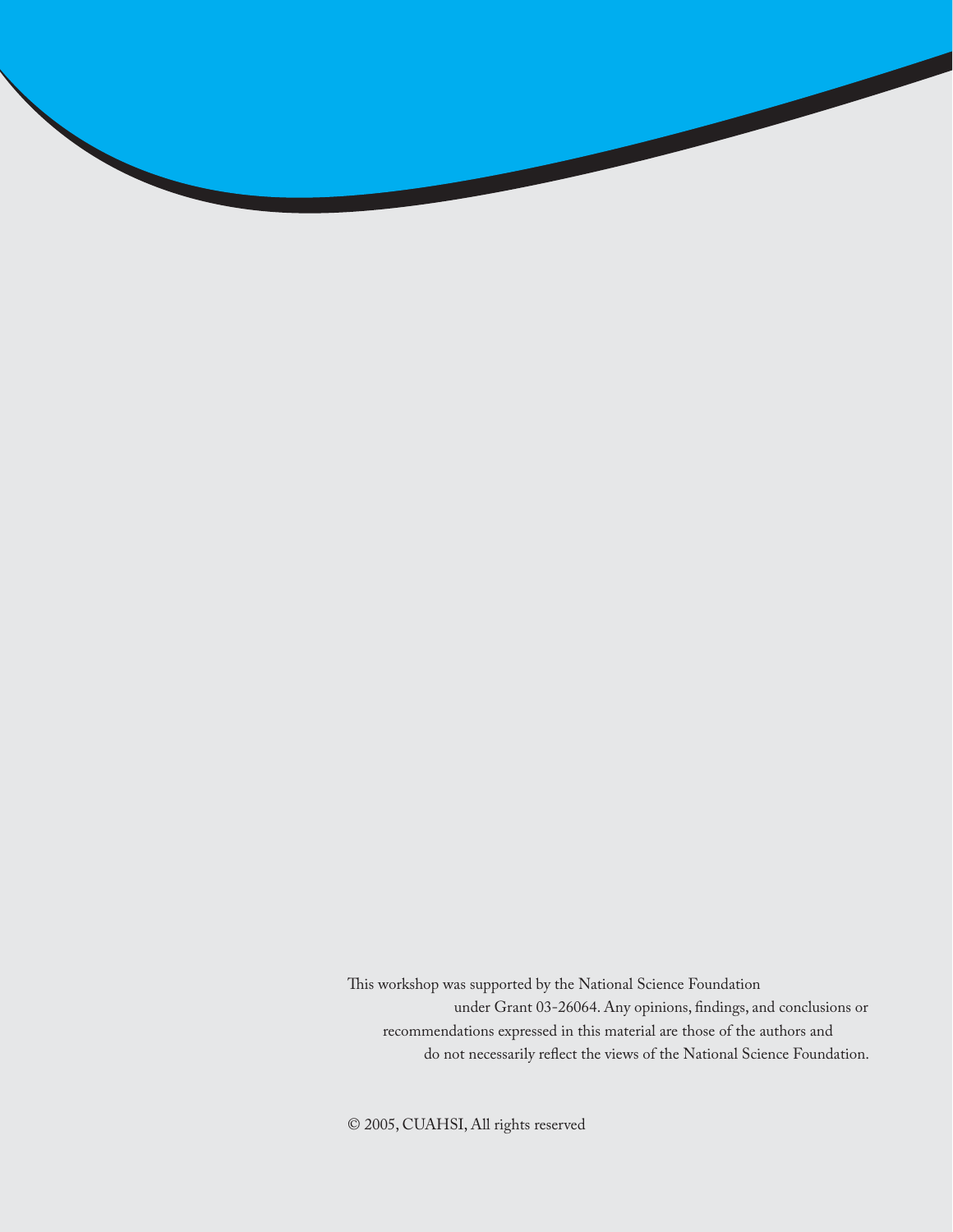This workshop was supported by the National Science Foundation under Grant 03-26064. Any opinions, findings, and conclusions or recommendations expressed in this material are those of the authors and do not necessarily reflect the views of the National Science Foundation.

© 2005, CUAHSI, All rights reserved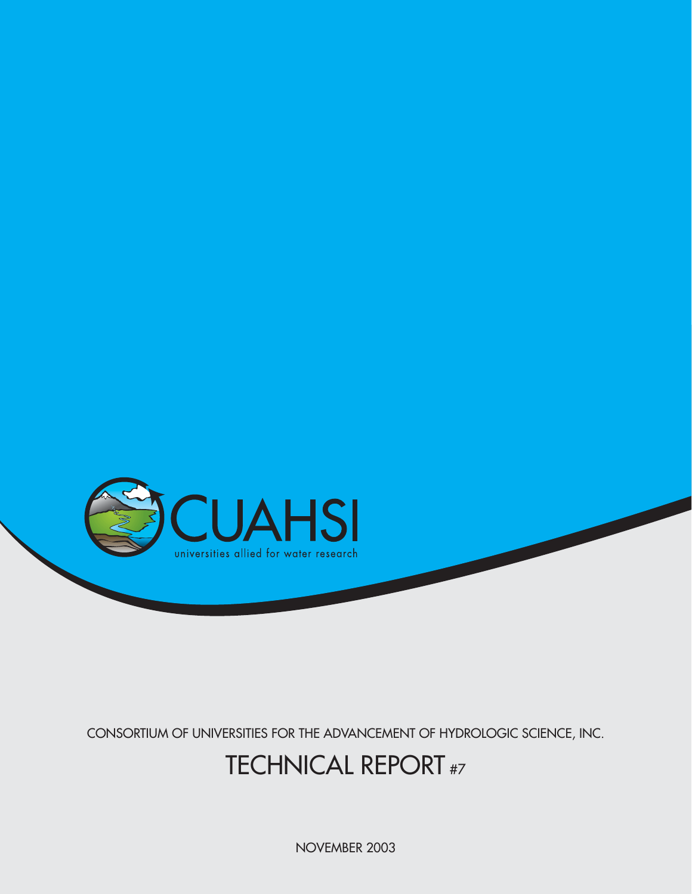CUAHSI

universities allied for water research

CONSORTIUM OF UNIVERSITIES FOR THE ADVANCEMENT OF HYDROLOGIC SCIENCE, INC.

# TECHNICAL REPORT #7

NOVEMBER 2003